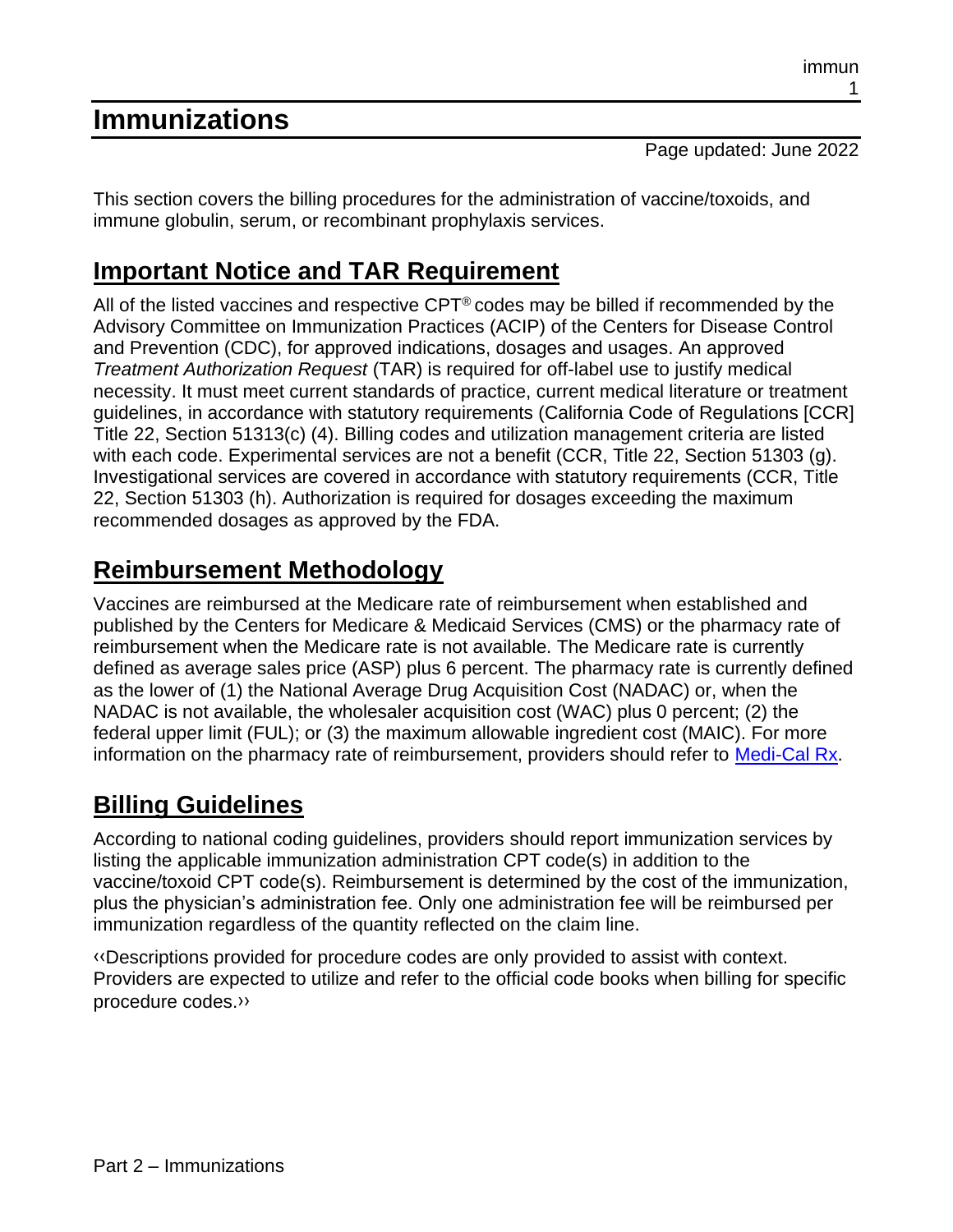# Immunizations

Page updated: June 2022

This section covers the billing procedures for the administration of vaccine/toxoids, and immune globulin, serum, or recombinant prophylaxis services.

## Important Notice and TAR Requirement

All of the listed vaccines and respective CPT® codes may be billed if recommended by the Advisory Committee on Immunization Practices (ACIP) of the Centers for Disease Control and Prevention (CDC), for approved indications, dosages and usages. An approved *Treatment Authorization Request* (TAR) is required for off-label use to justify medical necessity. It must meet current standards of practice, current medical literature or treatment guidelines, in accordance with statutory requirements (California Code of Regulations [CCR] Title 22, Section 51313(c) (4). Billing codes and utilization management criteria are listed with each code. Experimental services are not a benefit (CCR, Title 22, Section 51303 (g). Investigational services are covered in accordance with statutory requirements (CCR, Title 22, Section 51303 (h). Authorization is required for dosages exceeding the maximum recommended dosages as approved by the FDA.

## Reimbursement Methodology

Vaccines are reimbursed at the Medicare rate of reimbursement when established and published by the Centers for Medicare & Medicaid Services (CMS) or the pharmacy rate of reimbursement when the Medicare rate is not available. The Medicare rate is currently defined as average sales price (ASP) plus 6 percent. The pharmacy rate is currently defined as the lower of (1) the National Average Drug Acquisition Cost (NADAC) or, when the NADAC is not available, the wholesaler acquisition cost (WAC) plus 0 percent; (2) the federal upper limit (FUL); or (3) the maximum allowable ingredient cost (MAIC). For more information on the pharmacy rate of reimbursement, providers should refer to Medi-Cal Rx.

## Billing Guidelines

According to national coding guidelines, providers should report immunization services by listing the applicable immunization administration CPT code(s) in addition to the vaccine/toxoid CPT code(s). Reimbursement is determined by the cost of the immunization, plus the physician's administration fee. Only one administration fee will be reimbursed per immunization regardless of the quantity reflected on the claim line.

‹‹Descriptions provided for procedure codes are only provided to assist with context. Providers are expected to utilize and refer to the official code books when billing for specific procedure codes.››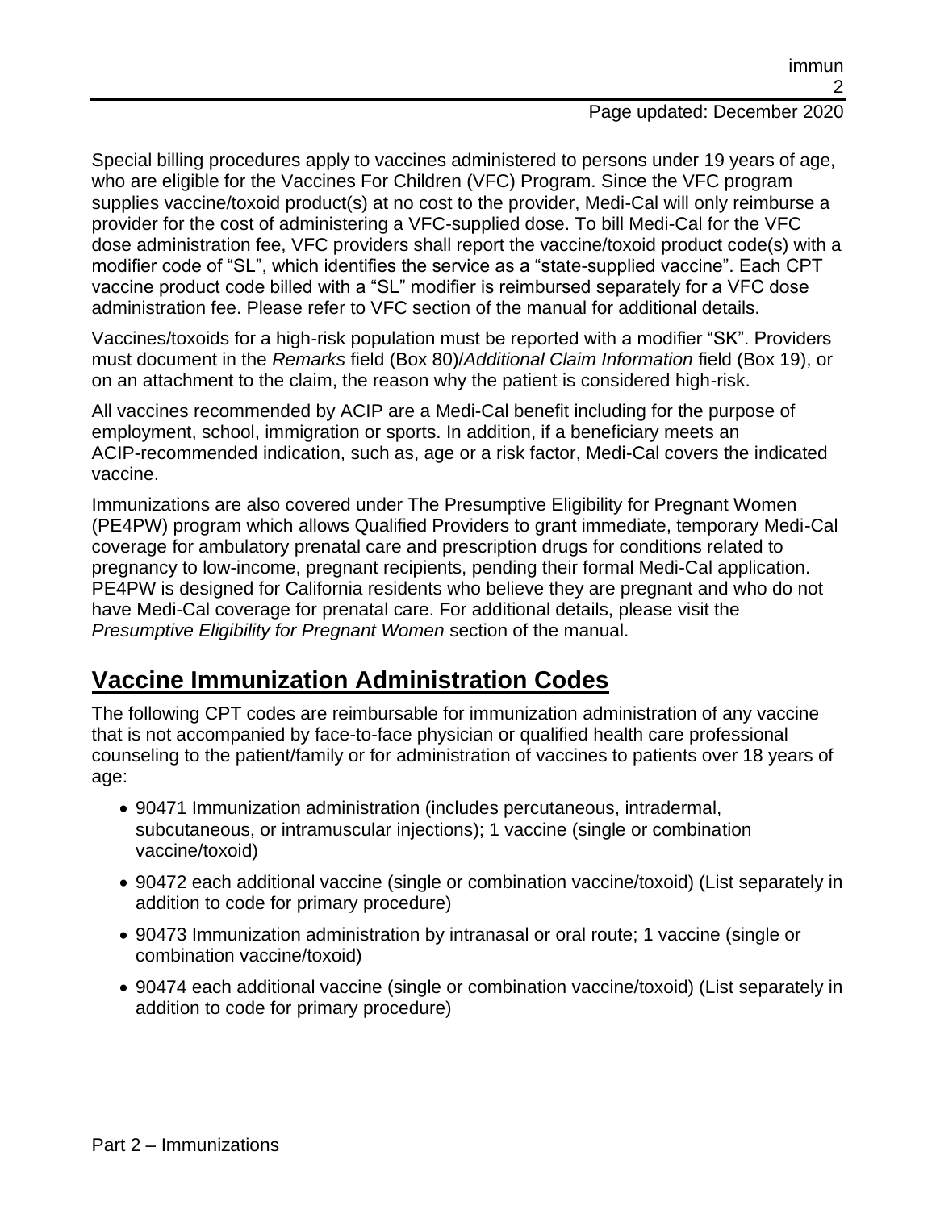Special billing procedures apply to vaccines administered to persons under 19 years of age, who are eligible for the Vaccines For Children (VFC) Program. Since the VFC program supplies vaccine/toxoid product(s) at no cost to the provider, Medi-Cal will only reimburse a provider for the cost of administering a VFC-supplied dose. To bill Medi-Cal for the VFC dose administration fee, VFC providers shall report the vaccine/toxoid product code(s) with a modifier code of "SL", which identifies the service as a "state-supplied vaccine". Each CPT vaccine product code billed with a "SL" modifier is reimbursed separately for a VFC dose administration fee. Please refer to VFC section of the manual for additional details.

Vaccines/toxoids for a high-risk population must be reported with a modifier "SK". Providers must document in the *Remarks* field (Box 80)/*Additional Claim Information* field (Box 19), or on an attachment to the claim, the reason why the patient is considered high-risk.

All vaccines recommended by ACIP are a Medi-Cal benefit including for the purpose of employment, school, immigration or sports. In addition, if a beneficiary meets an ACIP-recommended indication, such as, age or a risk factor, Medi-Cal covers the indicated vaccine.

Immunizations are also covered under The Presumptive Eligibility for Pregnant Women (PE4PW) program which allows Qualified Providers to grant immediate, temporary Medi-Cal coverage for ambulatory prenatal care and prescription drugs for conditions related to pregnancy to low-income, pregnant recipients, pending their formal Medi-Cal application. PE4PW is designed for California residents who believe they are pregnant and who do not have Medi-Cal coverage for prenatal care. For additional details, please visit the *Presumptive Eligibility for Pregnant Women* section of the manual.

## Vaccine Immunization Administration Codes

The following CPT codes are reimbursable for immunization administration of any vaccine that is not accompanied by face-to-face physician or qualified health care professional counseling to the patient/family or for administration of vaccines to patients over 18 years of age:

- 90471 Immunization administration (includes percutaneous, intradermal, subcutaneous, or intramuscular injections); 1 vaccine (single or combination vaccine/toxoid)
- 90472 each additional vaccine (single or combination vaccine/toxoid) (List separately in addition to code for primary procedure)
- 90473 Immunization administration by intranasal or oral route; 1 vaccine (single or combination vaccine/toxoid)
- 90474 each additional vaccine (single or combination vaccine/toxoid) (List separately in addition to code for primary procedure)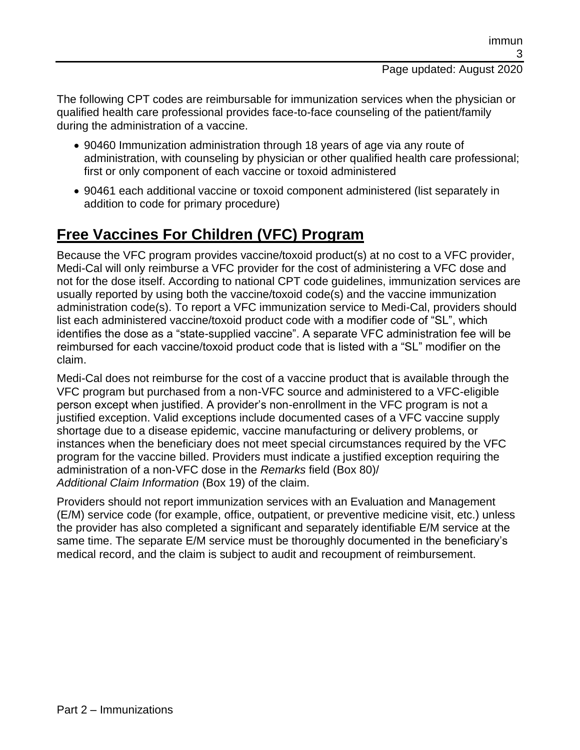The following CPT codes are reimbursable for immunization services when the physician or qualified health care professional provides face-to-face counseling of the patient/family during the administration of a vaccine.

- 90460 Immunization administration through 18 years of age via any route of administration, with counseling by physician or other qualified health care professional; first or only component of each vaccine or toxoid administered
- 90461 each additional vaccine or toxoid component administered (list separately in addition to code for primary procedure)

## Free Vaccines For Children (VFC) Program

Because the VFC program provides vaccine/toxoid product(s) at no cost to a VFC provider, Medi-Cal will only reimburse a VFC provider for the cost of administering a VFC dose and not for the dose itself. According to national CPT code guidelines, immunization services are usually reported by using both the vaccine/toxoid code(s) and the vaccine immunization administration code(s). To report a VFC immunization service to Medi-Cal, providers should list each administered vaccine/toxoid product code with a modifier code of "SL", which identifies the dose as a "state-supplied vaccine". A separate VFC administration fee will be reimbursed for each vaccine/toxoid product code that is listed with a "SL" modifier on the claim.

Medi-Cal does not reimburse for the cost of a vaccine product that is available through the VFC program but purchased from a non-VFC source and administered to a VFC-eligible person except when justified. A provider's non-enrollment in the VFC program is not a justified exception. Valid exceptions include documented cases of a VFC vaccine supply shortage due to a disease epidemic, vaccine manufacturing or delivery problems, or instances when the beneficiary does not meet special circumstances required by the VFC program for the vaccine billed. Providers must indicate a justified exception requiring the administration of a non-VFC dose in the *Remarks* field (Box 80)/ *Additional Claim Information* (Box 19) of the claim.

Providers should not report immunization services with an Evaluation and Management (E/M) service code (for example, office, outpatient, or preventive medicine visit, etc.) unless the provider has also completed a significant and separately identifiable E/M service at the same time. The separate E/M service must be thoroughly documented in the beneficiary's medical record, and the claim is subject to audit and recoupment of reimbursement.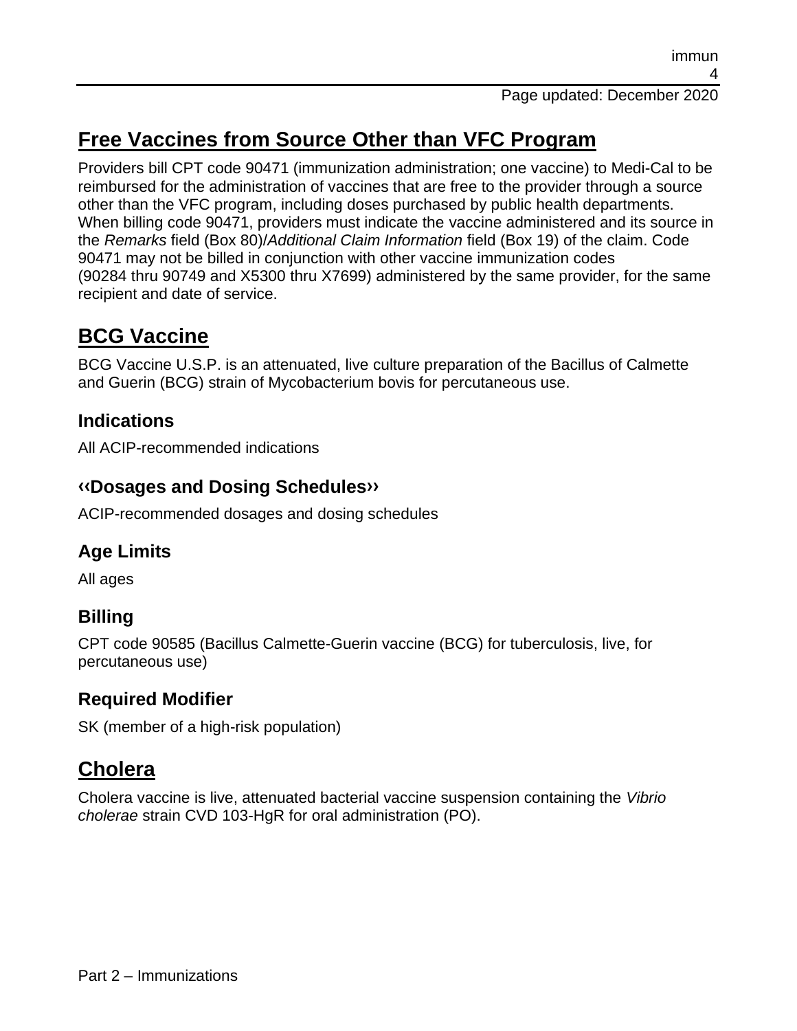## Free Vaccines from Source Other than VFC Program

Providers bill CPT code 90471 (immunization administration; one vaccine) to Medi-Cal to be reimbursed for the administration of vaccines that are free to the provider through a source other than the VFC program, including doses purchased by public health departments. When billing code 90471, providers must indicate the vaccine administered and its source in the *Remarks* field (Box 80)/*Additional Claim Information* field (Box 19) of the claim. Code 90471 may not be billed in conjunction with other vaccine immunization codes (90284 thru 90749 and X5300 thru X7699) administered by the same provider, for the same recipient and date of service.

## BCG Vaccine

BCG Vaccine U.S.P. is an attenuated, live culture preparation of the Bacillus of Calmette and Guerin (BCG) strain of Mycobacterium bovis for percutaneous use.

### Indications

All ACIP-recommended indications

### ‹‹Dosages and Dosing Schedules››

ACIP-recommended dosages and dosing schedules

### Age Limits

All ages

### Billing

CPT code 90585 (Bacillus Calmette-Guerin vaccine (BCG) for tuberculosis, live, for percutaneous use)

### Required Modifier

SK (member of a high-risk population)

## Cholera

Cholera vaccine is live, attenuated bacterial vaccine suspension containing the *Vibrio cholerae* strain CVD 103-HgR for oral administration (PO).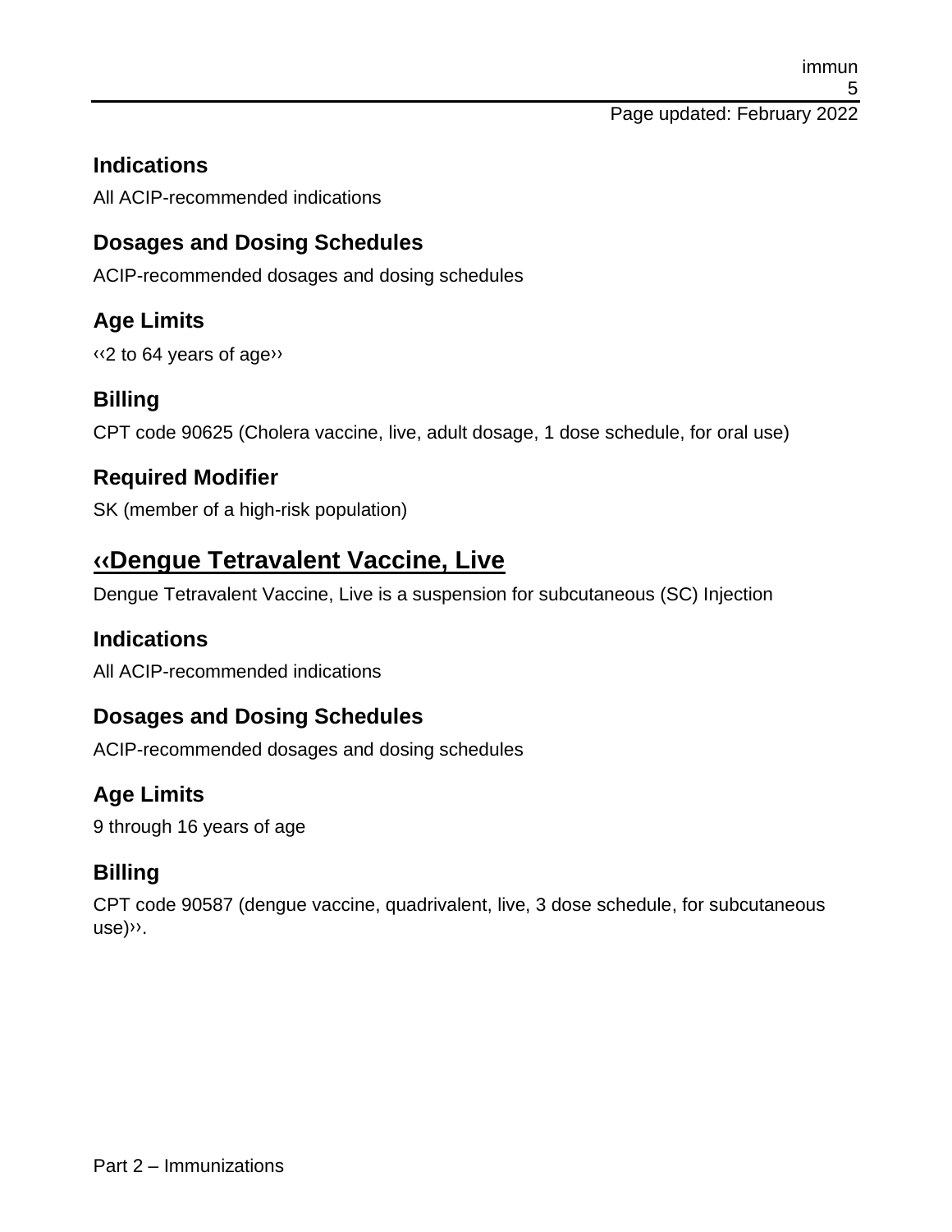### Indications

All ACIP-recommended indications

### Dosages and Dosing Schedules

ACIP-recommended dosages and dosing schedules

### Age Limits

‹‹2 to 64 years of age››

### Billing

CPT code 90625 (Cholera vaccine, live, adult dosage, 1 dose schedule, for oral use)

### Required Modifier

SK (member of a high-risk population)

## ‹‹Dengue Tetravalent Vaccine, Live

Dengue Tetravalent Vaccine, Live is a suspension for subcutaneous (SC) Injection

### Indications

All ACIP-recommended indications

### Dosages and Dosing Schedules

ACIP-recommended dosages and dosing schedules

### Age Limits

9 through 16 years of age

### Billing

CPT code 90587 (dengue vaccine, quadrivalent, live, 3 dose schedule, for subcutaneous use)››.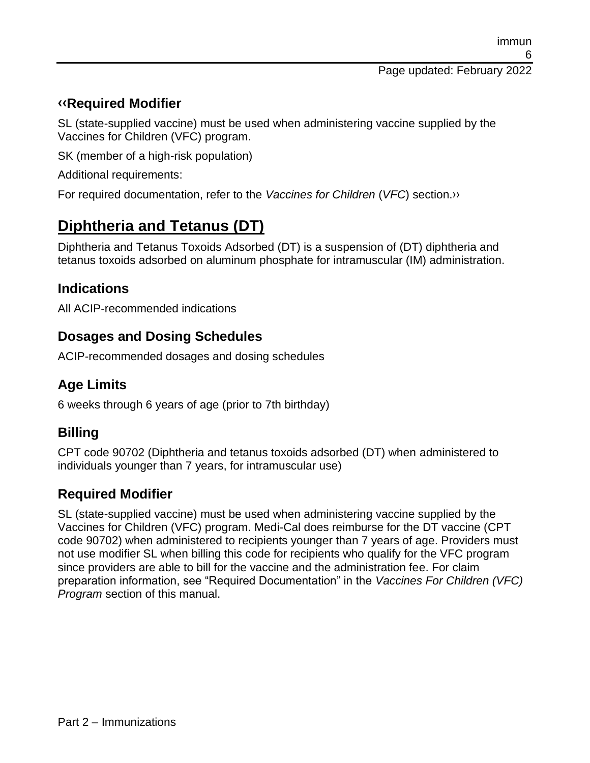## ‹‹Required Modifier

SL (state-supplied vaccine) must be used when administering vaccine supplied by the Vaccines for Children (VFC) program.

SK (member of a high-risk population)

Additional requirements:

For required documentation, refer to the *Vaccines for Children* (*VFC*) section.››

# Diphtheria and Tetanus (DT)

Diphtheria and Tetanus Toxoids Adsorbed (DT) is a suspension of (DT) diphtheria and tetanus toxoids adsorbed on aluminum phosphate for intramuscular (IM) administration.

## Indications

All ACIP-recommended indications

## Dosages and Dosing Schedules

ACIP-recommended dosages and dosing schedules

## Age Limits

6 weeks through 6 years of age (prior to 7th birthday)

## Billing

CPT code 90702 (Diphtheria and tetanus toxoids adsorbed (DT) when administered to individuals younger than 7 years, for intramuscular use)

## Required Modifier

SL (state-supplied vaccine) must be used when administering vaccine supplied by the Vaccines for Children (VFC) program. Medi-Cal does reimburse for the DT vaccine (CPT code 90702) when administered to recipients younger than 7 years of age. Providers must not use modifier SL when billing this code for recipients who qualify for the VFC program since providers are able to bill for the vaccine and the administration fee. For claim preparation information, see "Required Documentation" in the *Vaccines For Children (VFC) Program* section of this manual.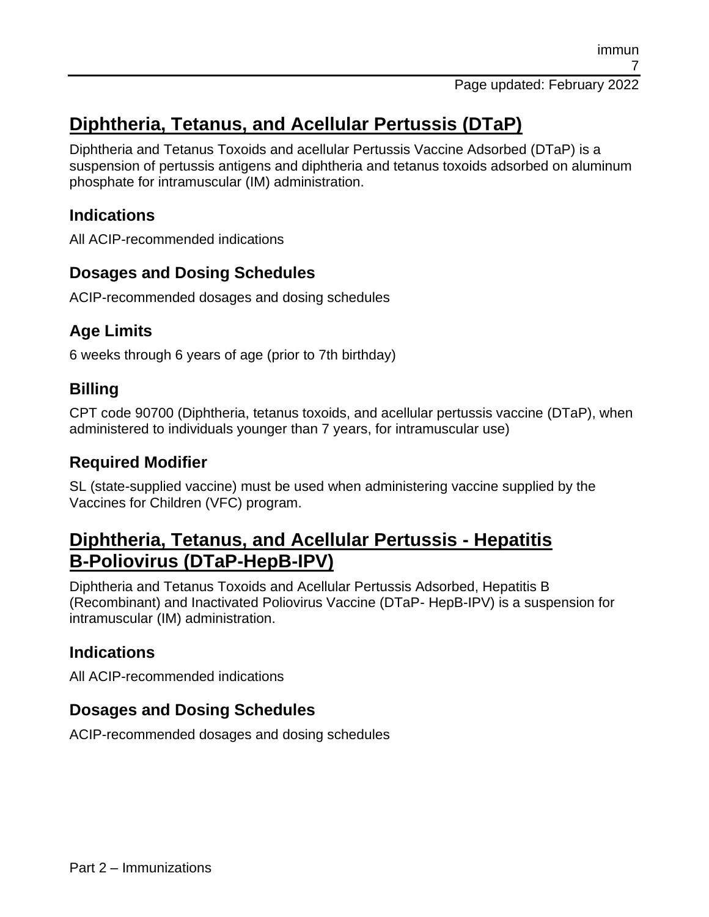## Diphtheria, Tetanus, and Acellular Pertussis (DTaP)

Diphtheria and Tetanus Toxoids and acellular Pertussis Vaccine Adsorbed (DTaP) is a suspension of pertussis antigens and diphtheria and tetanus toxoids adsorbed on aluminum phosphate for intramuscular (IM) administration.

### Indications

All ACIP-recommended indications

### Dosages and Dosing Schedules

ACIP-recommended dosages and dosing schedules

### Age Limits

6 weeks through 6 years of age (prior to 7th birthday)

### Billing

CPT code 90700 (Diphtheria, tetanus toxoids, and acellular pertussis vaccine (DTaP), when administered to individuals younger than 7 years, for intramuscular use)

### Required Modifier

SL (state-supplied vaccine) must be used when administering vaccine supplied by the Vaccines for Children (VFC) program.

## Diphtheria, Tetanus, and Acellular Pertussis - Hepatitis B-Poliovirus (DTaP-HepB-IPV)

Diphtheria and Tetanus Toxoids and Acellular Pertussis Adsorbed, Hepatitis B (Recombinant) and Inactivated Poliovirus Vaccine (DTaP- HepB-IPV) is a suspension for intramuscular (IM) administration.

### Indications

All ACIP-recommended indications

### Dosages and Dosing Schedules

ACIP-recommended dosages and dosing schedules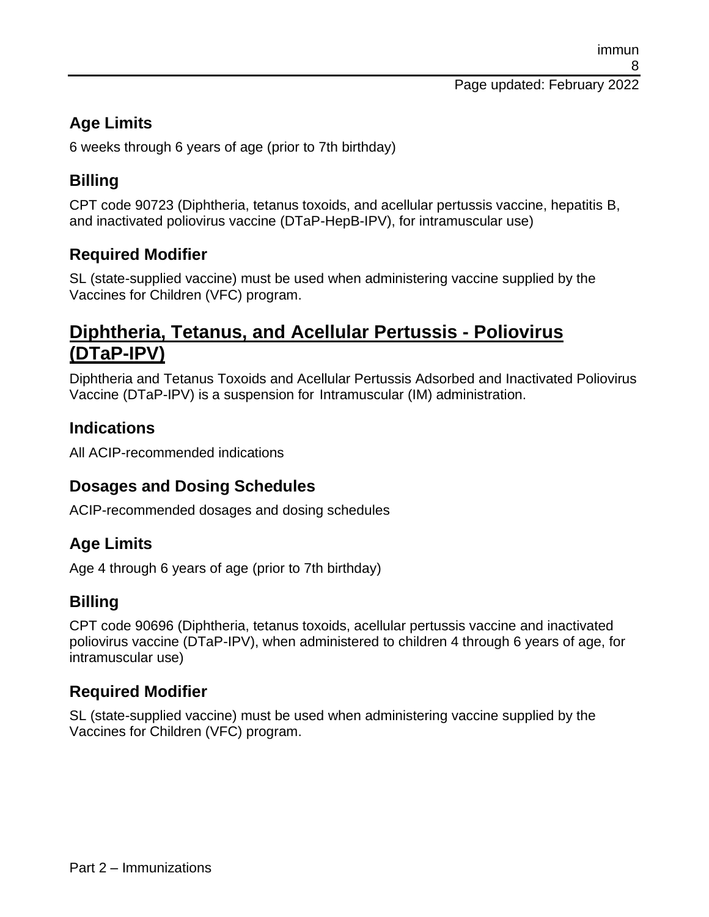## Age Limits

6 weeks through 6 years of age (prior to 7th birthday)

## Billing

CPT code 90723 (Diphtheria, tetanus toxoids, and acellular pertussis vaccine, hepatitis B, and inactivated poliovirus vaccine (DTaP-HepB-IPV), for intramuscular use)

## Required Modifier

SL (state-supplied vaccine) must be used when administering vaccine supplied by the Vaccines for Children (VFC) program.

# Diphtheria, Tetanus, and Acellular Pertussis - Poliovirus (DTaP-IPV)

Diphtheria and Tetanus Toxoids and Acellular Pertussis Adsorbed and Inactivated Poliovirus Vaccine (DTaP-IPV) is a suspension for Intramuscular (IM) administration.

## Indications

All ACIP-recommended indications

## Dosages and Dosing Schedules

ACIP-recommended dosages and dosing schedules

## Age Limits

Age 4 through 6 years of age (prior to 7th birthday)

## Billing

CPT code 90696 (Diphtheria, tetanus toxoids, acellular pertussis vaccine and inactivated poliovirus vaccine (DTaP-IPV), when administered to children 4 through 6 years of age, for intramuscular use)

## Required Modifier

SL (state-supplied vaccine) must be used when administering vaccine supplied by the Vaccines for Children (VFC) program.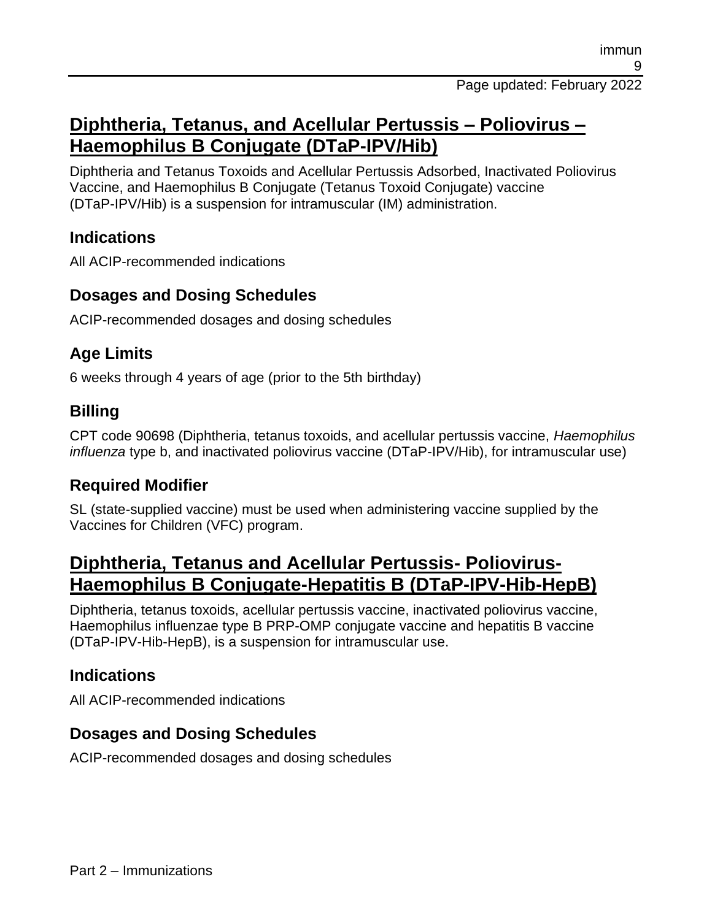## Diphtheria, Tetanus, and Acellular Pertussis – Poliovirus – Haemophilus B Conjugate (DTaP-IPV/Hib)

Diphtheria and Tetanus Toxoids and Acellular Pertussis Adsorbed, Inactivated Poliovirus Vaccine, and Haemophilus B Conjugate (Tetanus Toxoid Conjugate) vaccine (DTaP-IPV/Hib) is a suspension for intramuscular (IM) administration.

### Indications

All ACIP-recommended indications

### Dosages and Dosing Schedules

ACIP-recommended dosages and dosing schedules

### Age Limits

6 weeks through 4 years of age (prior to the 5th birthday)

### Billing

CPT code 90698 (Diphtheria, tetanus toxoids, and acellular pertussis vaccine, *Haemophilus influenza* type b, and inactivated poliovirus vaccine (DTaP-IPV/Hib), for intramuscular use)

### Required Modifier

SL (state-supplied vaccine) must be used when administering vaccine supplied by the Vaccines for Children (VFC) program.

## Diphtheria, Tetanus and Acellular Pertussis- Poliovirus-Haemophilus B Conjugate-Hepatitis B (DTaP-IPV-Hib-HepB)

Diphtheria, tetanus toxoids, acellular pertussis vaccine, inactivated poliovirus vaccine, Haemophilus influenzae type B PRP-OMP conjugate vaccine and hepatitis B vaccine (DTaP-IPV-Hib-HepB), is a suspension for intramuscular use.

### Indications

All ACIP-recommended indications

### Dosages and Dosing Schedules

ACIP-recommended dosages and dosing schedules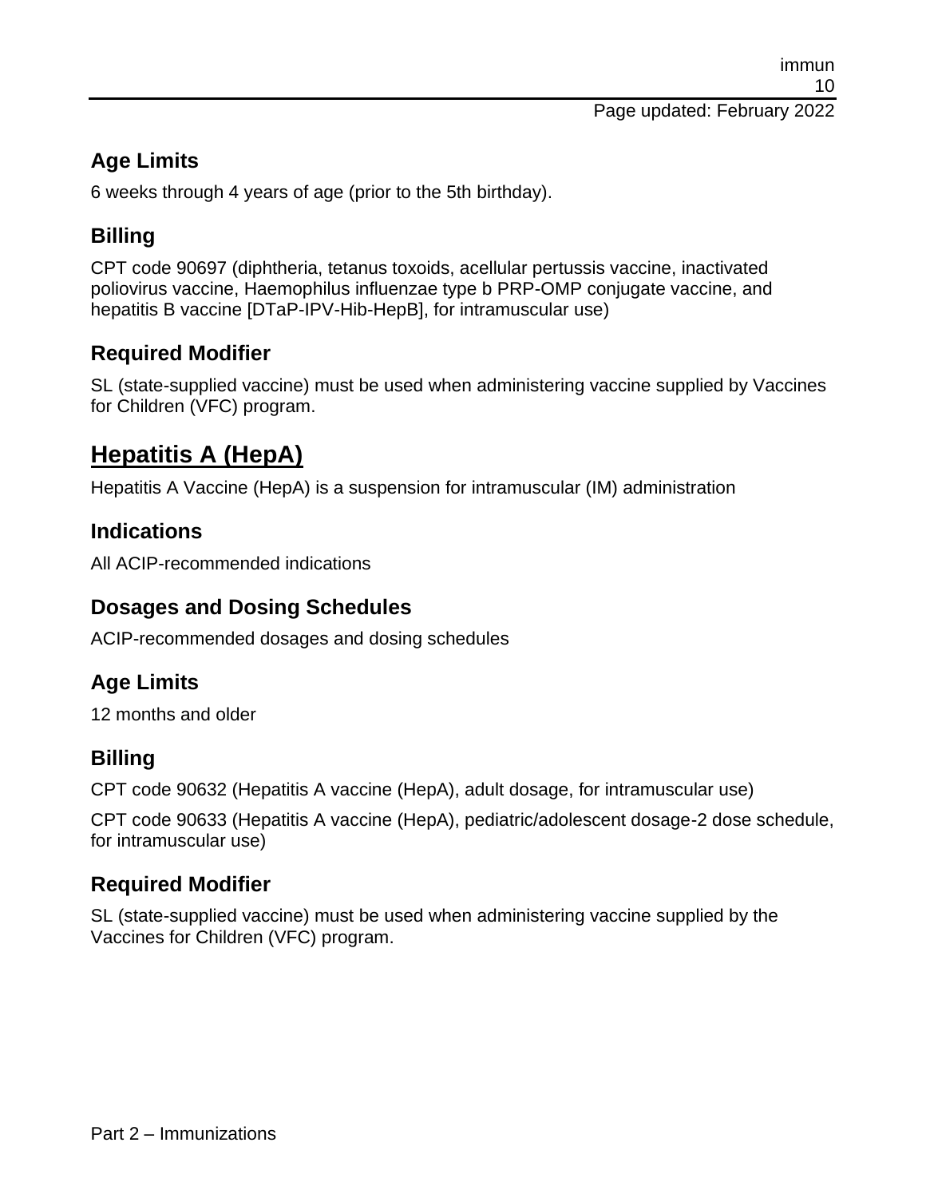## Age Limits

6 weeks through 4 years of age (prior to the 5th birthday).

## Billing

CPT code 90697 (diphtheria, tetanus toxoids, acellular pertussis vaccine, inactivated poliovirus vaccine, Haemophilus influenzae type b PRP-OMP conjugate vaccine, and hepatitis B vaccine [DTaP-IPV-Hib-HepB], for intramuscular use)

## Required Modifier

SL (state-supplied vaccine) must be used when administering vaccine supplied by Vaccines for Children (VFC) program.

# Hepatitis A (HepA)

Hepatitis A Vaccine (HepA) is a suspension for intramuscular (IM) administration

## Indications

All ACIP-recommended indications

## Dosages and Dosing Schedules

ACIP-recommended dosages and dosing schedules

## Age Limits

12 months and older

## Billing

CPT code 90632 (Hepatitis A vaccine (HepA), adult dosage, for intramuscular use)

CPT code 90633 (Hepatitis A vaccine (HepA), pediatric/adolescent dosage-2 dose schedule, for intramuscular use)

## Required Modifier

SL (state-supplied vaccine) must be used when administering vaccine supplied by the Vaccines for Children (VFC) program.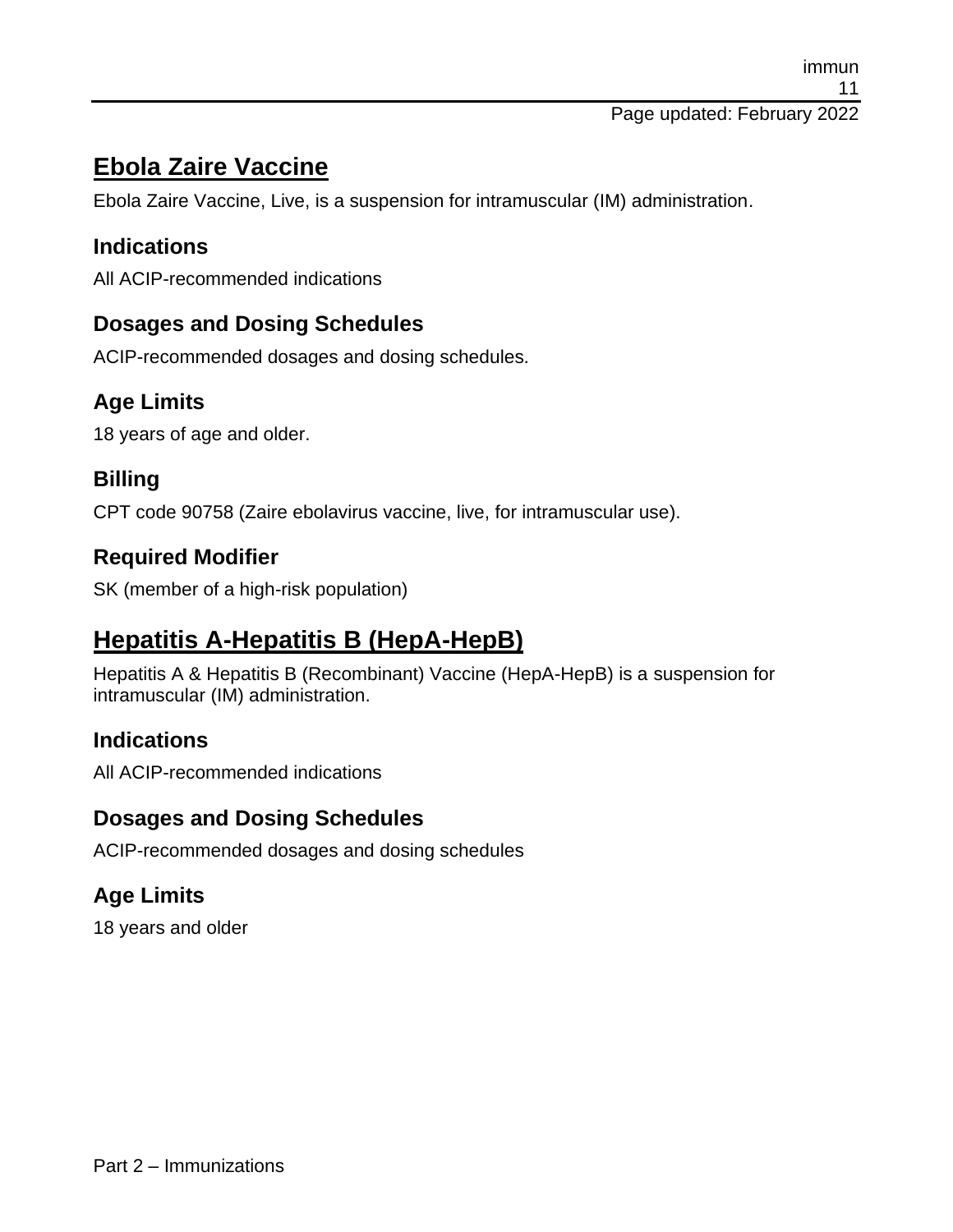## Ebola Zaire Vaccine

Ebola Zaire Vaccine, Live, is a suspension for intramuscular (IM) administration.

### Indications

All ACIP-recommended indications

### Dosages and Dosing Schedules

ACIP-recommended dosages and dosing schedules.

### Age Limits

18 years of age and older.

### Billing

CPT code 90758 (Zaire ebolavirus vaccine, live, for intramuscular use).

### Required Modifier

SK (member of a high-risk population)

## Hepatitis A-Hepatitis B (HepA-HepB)

Hepatitis A & Hepatitis B (Recombinant) Vaccine (HepA-HepB) is a suspension for intramuscular (IM) administration.

### Indications

All ACIP-recommended indications

### Dosages and Dosing Schedules

ACIP-recommended dosages and dosing schedules

### Age Limits

18 years and older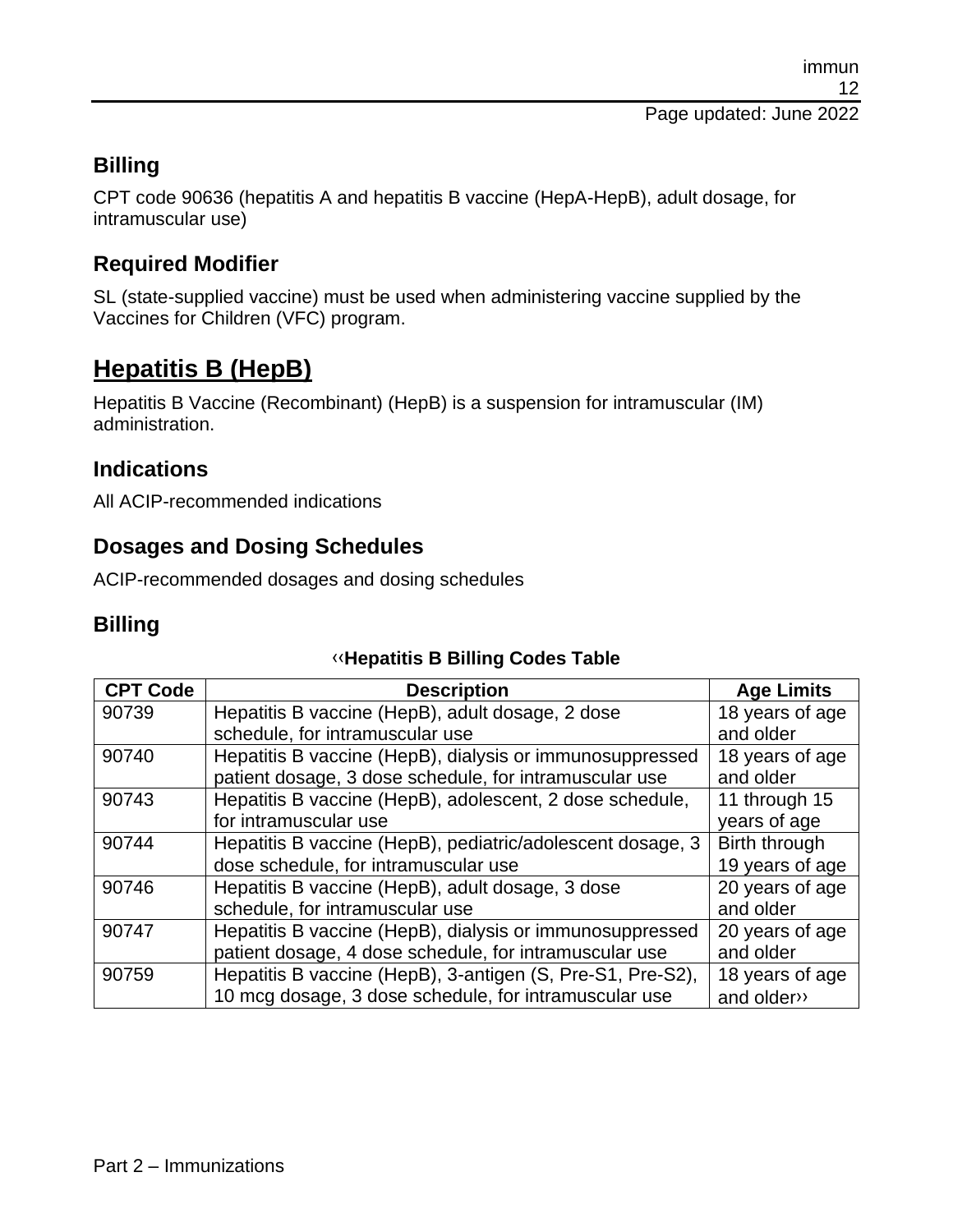## Billing

CPT code 90636 (hepatitis A and hepatitis B vaccine (HepA-HepB), adult dosage, for intramuscular use)

## Required Modifier

SL (state-supplied vaccine) must be used when administering vaccine supplied by the Vaccines for Children (VFC) program.

# Hepatitis B (HepB)

Hepatitis B Vaccine (Recombinant) (HepB) is a suspension for intramuscular (IM) administration.

## Indications

All ACIP-recommended indications

## Dosages and Dosing Schedules

ACIP-recommended dosages and dosing schedules

## Billing

‹‹**Hepatitis B Billing Codes Table**

| CPT Code | Description | Age Limits |
|---|---|---|
| 90739 | Hepatitis B vaccine (HepB), adult dosage, 2 dose schedule, for intramuscular use | 18 years of age and older |
| 90740 | Hepatitis B vaccine (HepB), dialysis or immunosuppressed patient dosage, 3 dose schedule, for intramuscular use | 18 years of age and older |
| 90743 | Hepatitis B vaccine (HepB), adolescent, 2 dose schedule, for intramuscular use | 11 through 15 years of age |
| 90744 | Hepatitis B vaccine (HepB), pediatric/adolescent dosage, 3 dose schedule, for intramuscular use | Birth through 19 years of age |
| 90746 | Hepatitis B vaccine (HepB), adult dosage, 3 dose schedule, for intramuscular use | 20 years of age and older |
| 90747 | Hepatitis B vaccine (HepB), dialysis or immunosuppressed patient dosage, 4 dose schedule, for intramuscular use | 20 years of age and older |
| 90759 | Hepatitis B vaccine (HepB), 3-antigen (S, Pre-S1, Pre-S2), 10 mcg dosage, 3 dose schedule, for intramuscular use | 18 years of age and older›› |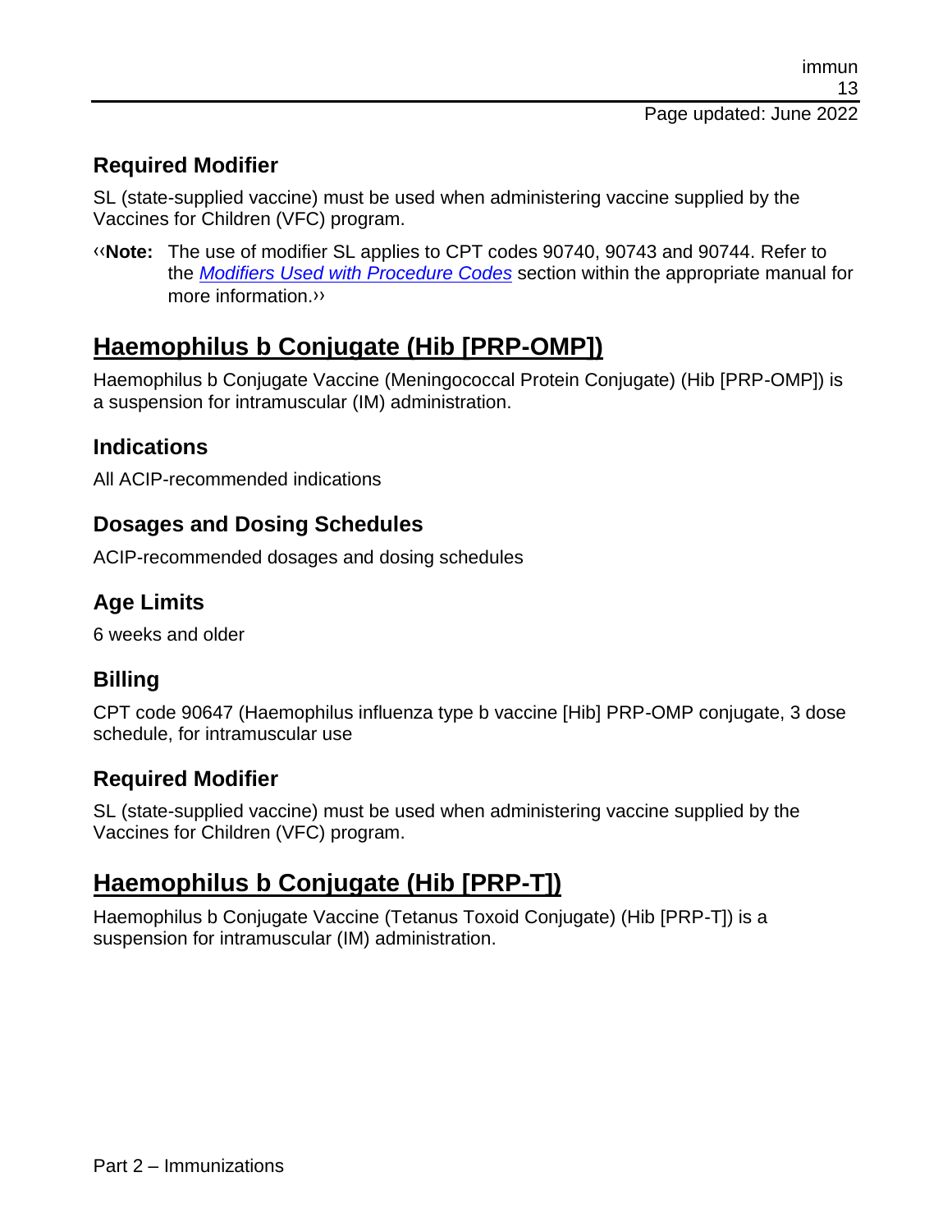## Required Modifier

SL (state-supplied vaccine) must be used when administering vaccine supplied by the Vaccines for Children (VFC) program.

‹‹**Note:** The use of modifier SL applies to CPT codes 90740, 90743 and 90744. Refer to the *Modifiers Used with Procedure Codes* section within the appropriate manual for more information.››

# Haemophilus b Conjugate (Hib [PRP-OMP])

Haemophilus b Conjugate Vaccine (Meningococcal Protein Conjugate) (Hib [PRP-OMP]) is a suspension for intramuscular (IM) administration.

## Indications

All ACIP-recommended indications

## Dosages and Dosing Schedules

ACIP-recommended dosages and dosing schedules

## Age Limits

6 weeks and older

## Billing

CPT code 90647 (Haemophilus influenza type b vaccine [Hib] PRP-OMP conjugate, 3 dose schedule, for intramuscular use

## Required Modifier

SL (state-supplied vaccine) must be used when administering vaccine supplied by the Vaccines for Children (VFC) program.

# Haemophilus b Conjugate (Hib [PRP-T])

Haemophilus b Conjugate Vaccine (Tetanus Toxoid Conjugate) (Hib [PRP-T]) is a suspension for intramuscular (IM) administration.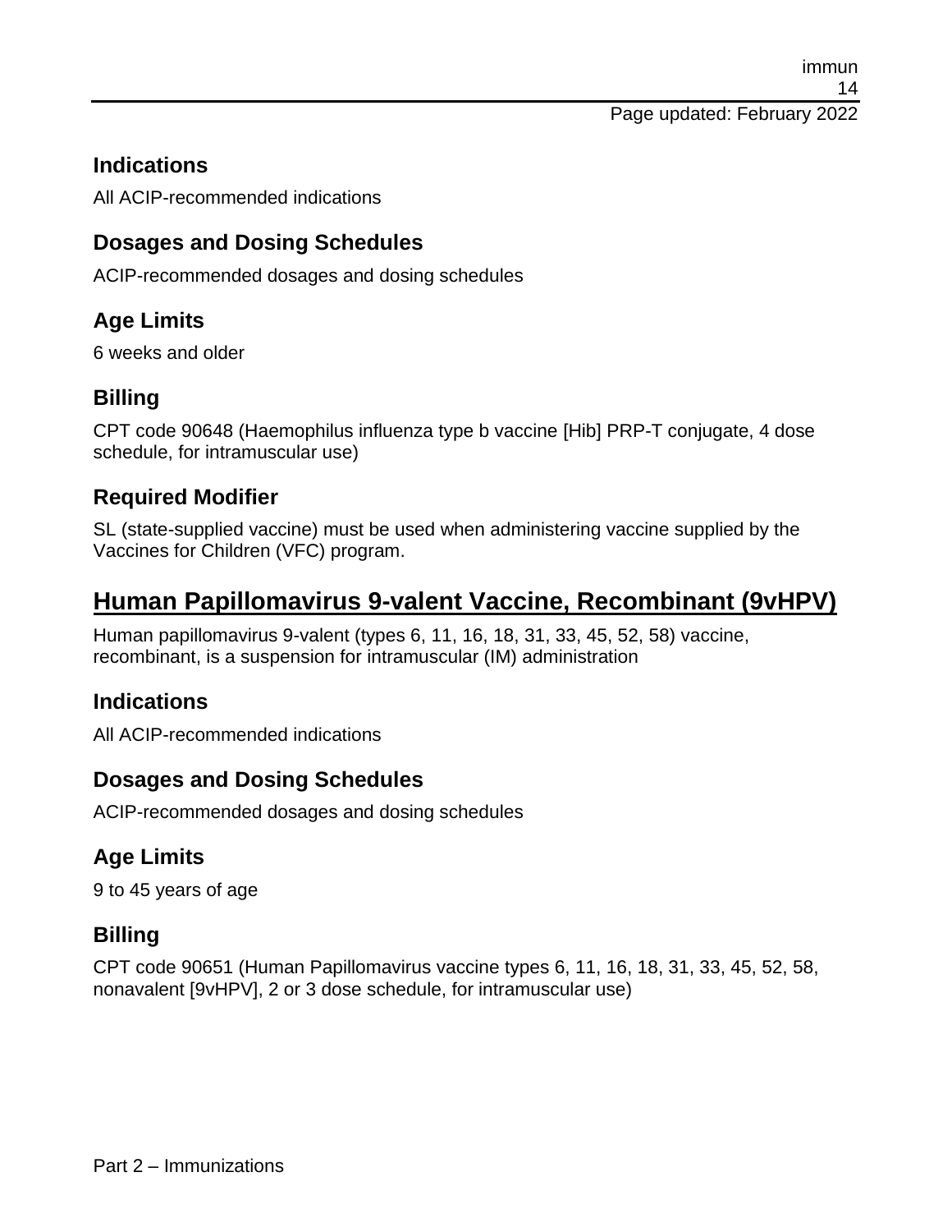## Indications

All ACIP-recommended indications

## Dosages and Dosing Schedules

ACIP-recommended dosages and dosing schedules

## Age Limits

6 weeks and older

## Billing

CPT code 90648 (Haemophilus influenza type b vaccine [Hib] PRP-T conjugate, 4 dose schedule, for intramuscular use)

## Required Modifier

SL (state-supplied vaccine) must be used when administering vaccine supplied by the Vaccines for Children (VFC) program.

# Human Papillomavirus 9-valent Vaccine, Recombinant (9vHPV)

Human papillomavirus 9-valent (types 6, 11, 16, 18, 31, 33, 45, 52, 58) vaccine, recombinant, is a suspension for intramuscular (IM) administration

## Indications

All ACIP-recommended indications

## Dosages and Dosing Schedules

ACIP-recommended dosages and dosing schedules

## Age Limits

9 to 45 years of age

## Billing

CPT code 90651 (Human Papillomavirus vaccine types 6, 11, 16, 18, 31, 33, 45, 52, 58, nonavalent [9vHPV], 2 or 3 dose schedule, for intramuscular use)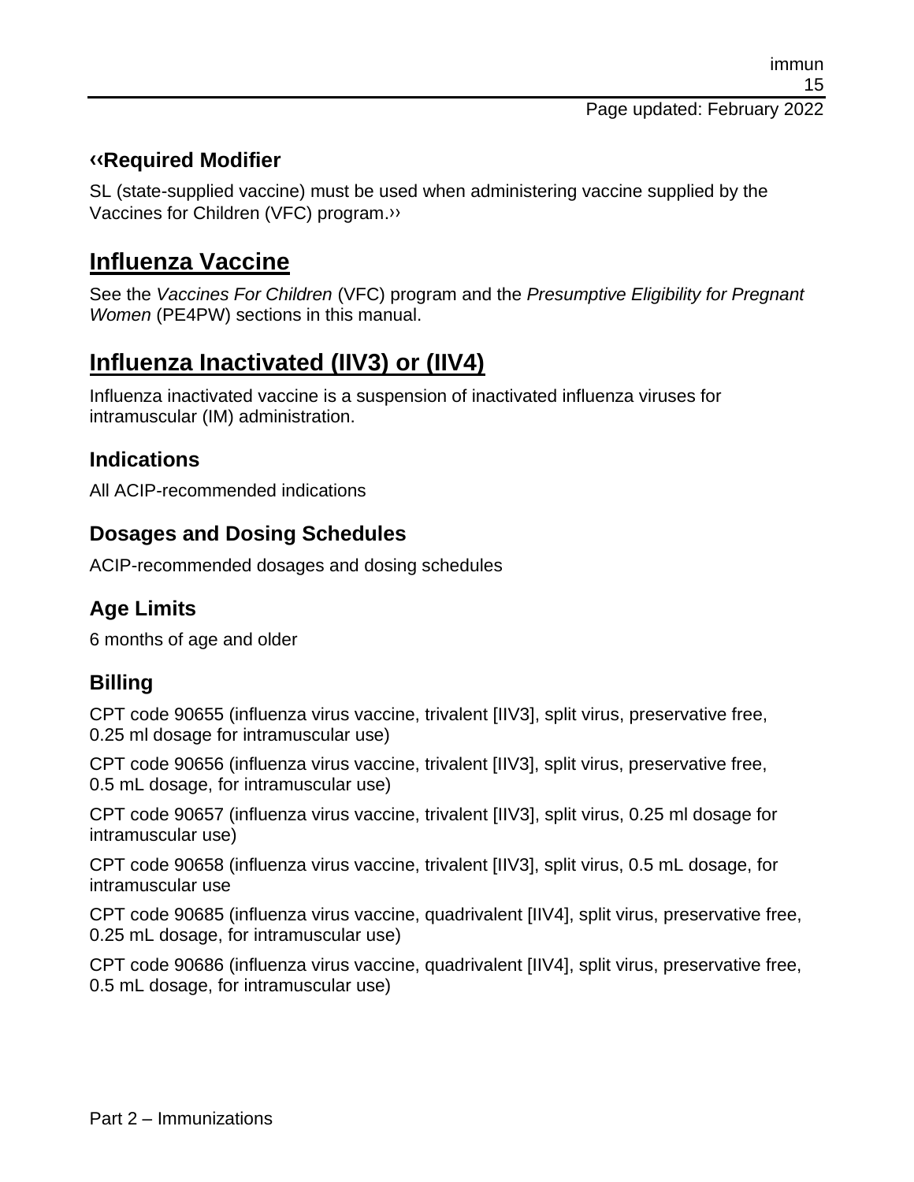### ‹‹Required Modifier

SL (state-supplied vaccine) must be used when administering vaccine supplied by the Vaccines for Children (VFC) program.››

## Influenza Vaccine

See the *Vaccines For Children* (VFC) program and the *Presumptive Eligibility for Pregnant Women* (PE4PW) sections in this manual.

## Influenza Inactivated (IIV3) or (IIV4)

Influenza inactivated vaccine is a suspension of inactivated influenza viruses for intramuscular (IM) administration.

### Indications

All ACIP-recommended indications

### Dosages and Dosing Schedules

ACIP-recommended dosages and dosing schedules

### Age Limits

6 months of age and older

### Billing

CPT code 90655 (influenza virus vaccine, trivalent [IIV3], split virus, preservative free, 0.25 ml dosage for intramuscular use)

CPT code 90656 (influenza virus vaccine, trivalent [IIV3], split virus, preservative free, 0.5 mL dosage, for intramuscular use)

CPT code 90657 (influenza virus vaccine, trivalent [IIV3], split virus, 0.25 ml dosage for intramuscular use)

CPT code 90658 (influenza virus vaccine, trivalent [IIV3], split virus, 0.5 mL dosage, for intramuscular use

CPT code 90685 (influenza virus vaccine, quadrivalent [IIV4], split virus, preservative free, 0.25 mL dosage, for intramuscular use)

CPT code 90686 (influenza virus vaccine, quadrivalent [IIV4], split virus, preservative free, 0.5 mL dosage, for intramuscular use)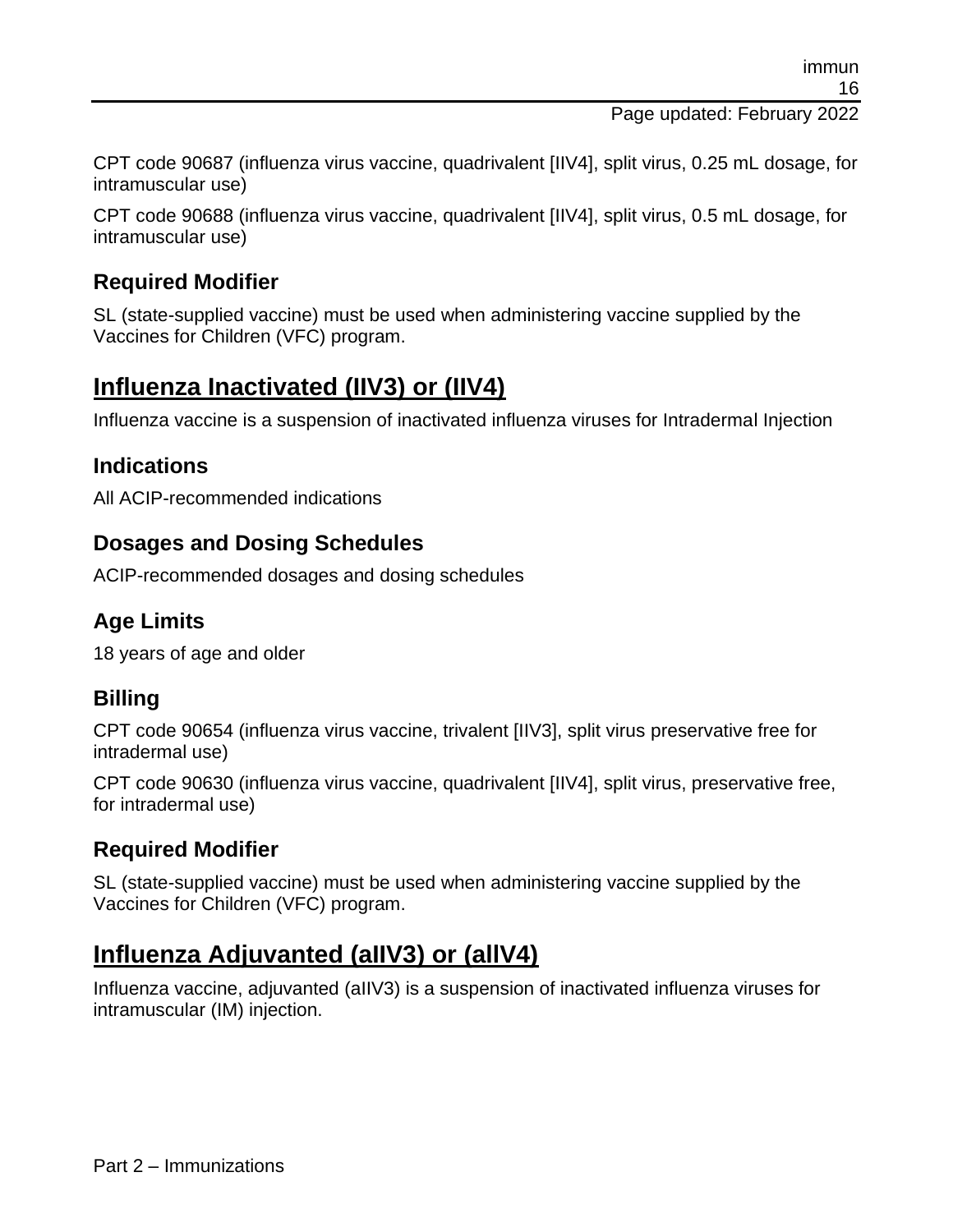CPT code 90687 (influenza virus vaccine, quadrivalent [IIV4], split virus, 0.25 mL dosage, for intramuscular use)

CPT code 90688 (influenza virus vaccine, quadrivalent [IIV4], split virus, 0.5 mL dosage, for intramuscular use)

### Required Modifier

SL (state-supplied vaccine) must be used when administering vaccine supplied by the Vaccines for Children (VFC) program.

## Influenza Inactivated (IIV3) or (IIV4)

Influenza vaccine is a suspension of inactivated influenza viruses for Intradermal Injection

### Indications

All ACIP-recommended indications

### Dosages and Dosing Schedules

ACIP-recommended dosages and dosing schedules

### Age Limits

18 years of age and older

### Billing

CPT code 90654 (influenza virus vaccine, trivalent [IIV3], split virus preservative free for intradermal use)

CPT code 90630 (influenza virus vaccine, quadrivalent [IIV4], split virus, preservative free, for intradermal use)

### Required Modifier

SL (state-supplied vaccine) must be used when administering vaccine supplied by the Vaccines for Children (VFC) program.

## Influenza Adjuvanted (aIIV3) or (allV4)

Influenza vaccine, adjuvanted (aIIV3) is a suspension of inactivated influenza viruses for intramuscular (IM) injection.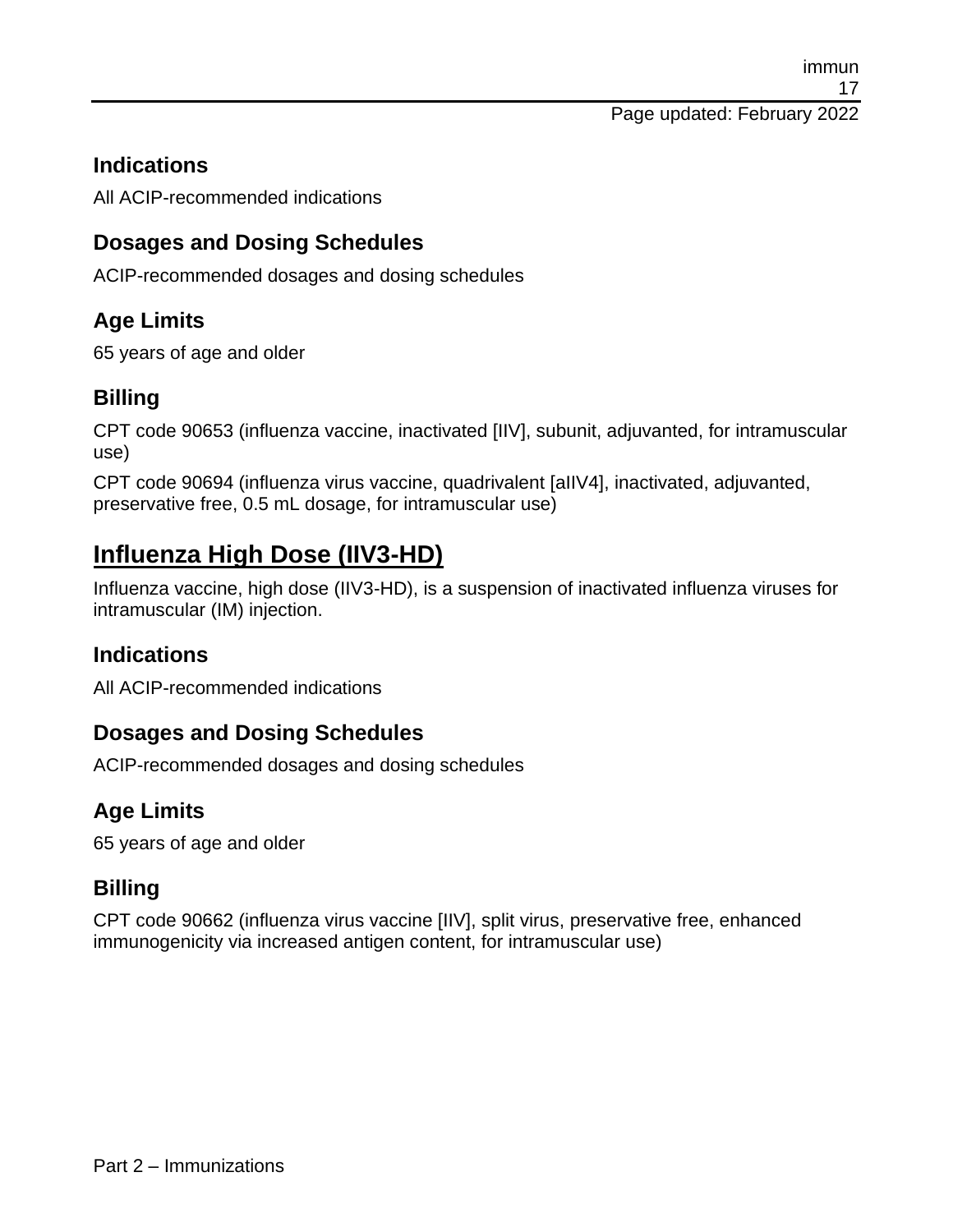### Indications

All ACIP-recommended indications

### Dosages and Dosing Schedules

ACIP-recommended dosages and dosing schedules

### Age Limits

65 years of age and older

### Billing

CPT code 90653 (influenza vaccine, inactivated [IIV], subunit, adjuvanted, for intramuscular use)

CPT code 90694 (influenza virus vaccine, quadrivalent [aIIV4], inactivated, adjuvanted, preservative free, 0.5 mL dosage, for intramuscular use)

## Influenza High Dose (IIV3-HD)

Influenza vaccine, high dose (IIV3-HD), is a suspension of inactivated influenza viruses for intramuscular (IM) injection.

### Indications

All ACIP-recommended indications

### Dosages and Dosing Schedules

ACIP-recommended dosages and dosing schedules

### Age Limits

65 years of age and older

### Billing

CPT code 90662 (influenza virus vaccine [IIV], split virus, preservative free, enhanced immunogenicity via increased antigen content, for intramuscular use)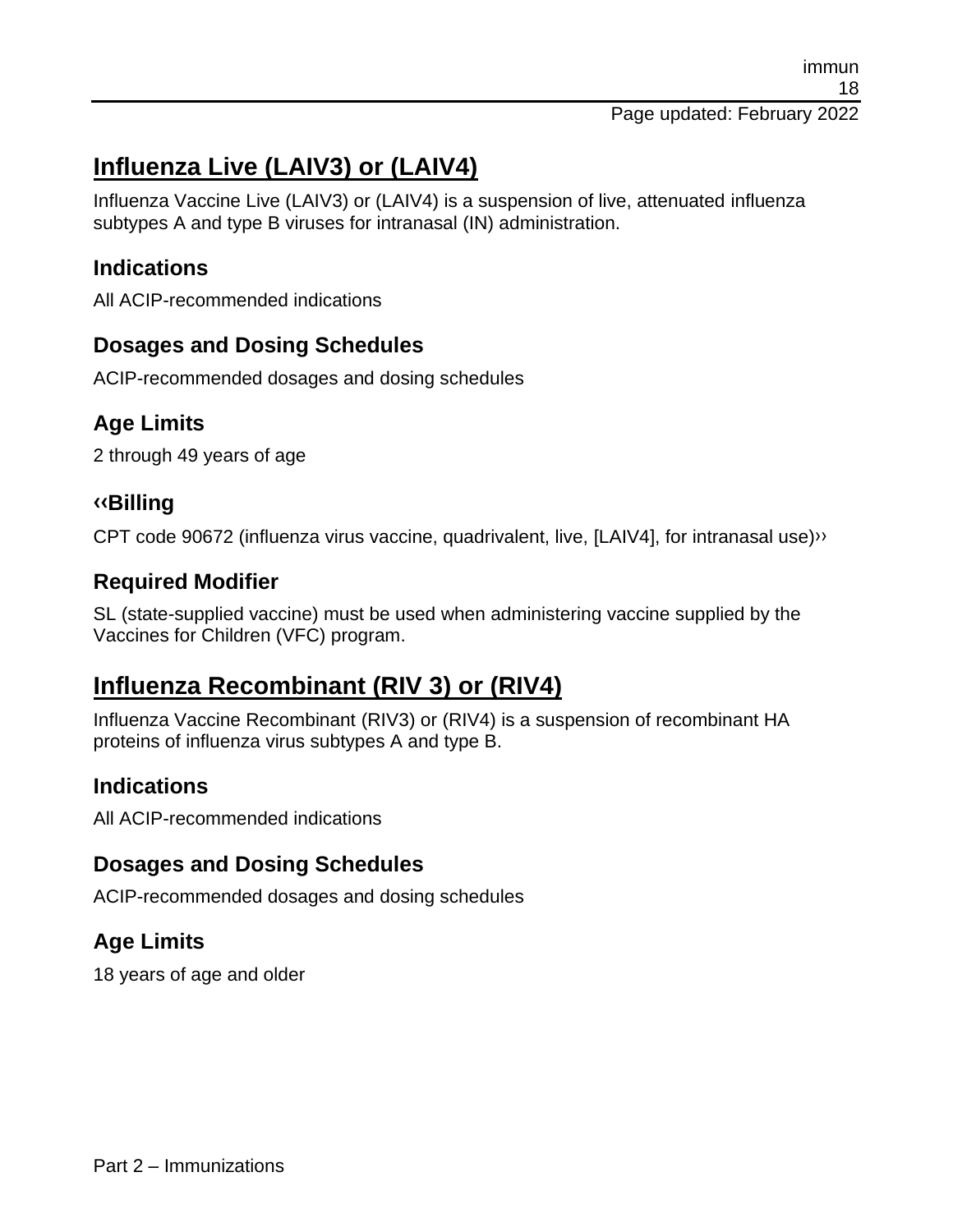## Influenza Live (LAIV3) or (LAIV4)

Influenza Vaccine Live (LAIV3) or (LAIV4) is a suspension of live, attenuated influenza subtypes A and type B viruses for intranasal (IN) administration.

### Indications

All ACIP-recommended indications

### Dosages and Dosing Schedules

ACIP-recommended dosages and dosing schedules

### Age Limits

2 through 49 years of age

### ‹‹Billing

CPT code 90672 (influenza virus vaccine, quadrivalent, live, [LAIV4], for intranasal use)››

### Required Modifier

SL (state-supplied vaccine) must be used when administering vaccine supplied by the Vaccines for Children (VFC) program.

## Influenza Recombinant (RIV 3) or (RIV4)

Influenza Vaccine Recombinant (RIV3) or (RIV4) is a suspension of recombinant HA proteins of influenza virus subtypes A and type B.

### Indications

All ACIP-recommended indications

### Dosages and Dosing Schedules

ACIP-recommended dosages and dosing schedules

### Age Limits

18 years of age and older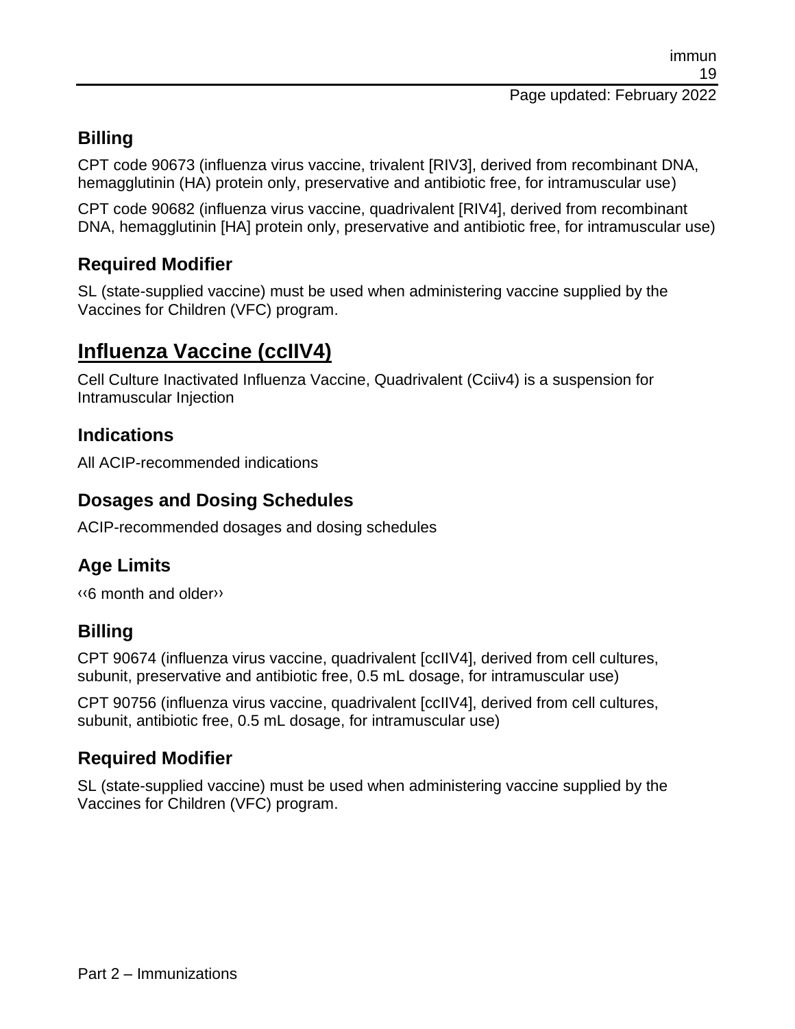## Billing

CPT code 90673 (influenza virus vaccine, trivalent [RIV3], derived from recombinant DNA, hemagglutinin (HA) protein only, preservative and antibiotic free, for intramuscular use)

CPT code 90682 (influenza virus vaccine, quadrivalent [RIV4], derived from recombinant DNA, hemagglutinin [HA] protein only, preservative and antibiotic free, for intramuscular use)

## Required Modifier

SL (state-supplied vaccine) must be used when administering vaccine supplied by the Vaccines for Children (VFC) program.

# Influenza Vaccine (ccIIV4)

Cell Culture Inactivated Influenza Vaccine, Quadrivalent (Cciiv4) is a suspension for Intramuscular Injection

## Indications

All ACIP-recommended indications

## Dosages and Dosing Schedules

ACIP-recommended dosages and dosing schedules

## Age Limits

‹‹6 month and older››

## Billing

CPT 90674 (influenza virus vaccine, quadrivalent [ccIIV4], derived from cell cultures, subunit, preservative and antibiotic free, 0.5 mL dosage, for intramuscular use)

CPT 90756 (influenza virus vaccine, quadrivalent [ccIIV4], derived from cell cultures, subunit, antibiotic free, 0.5 mL dosage, for intramuscular use)

## Required Modifier

SL (state-supplied vaccine) must be used when administering vaccine supplied by the Vaccines for Children (VFC) program.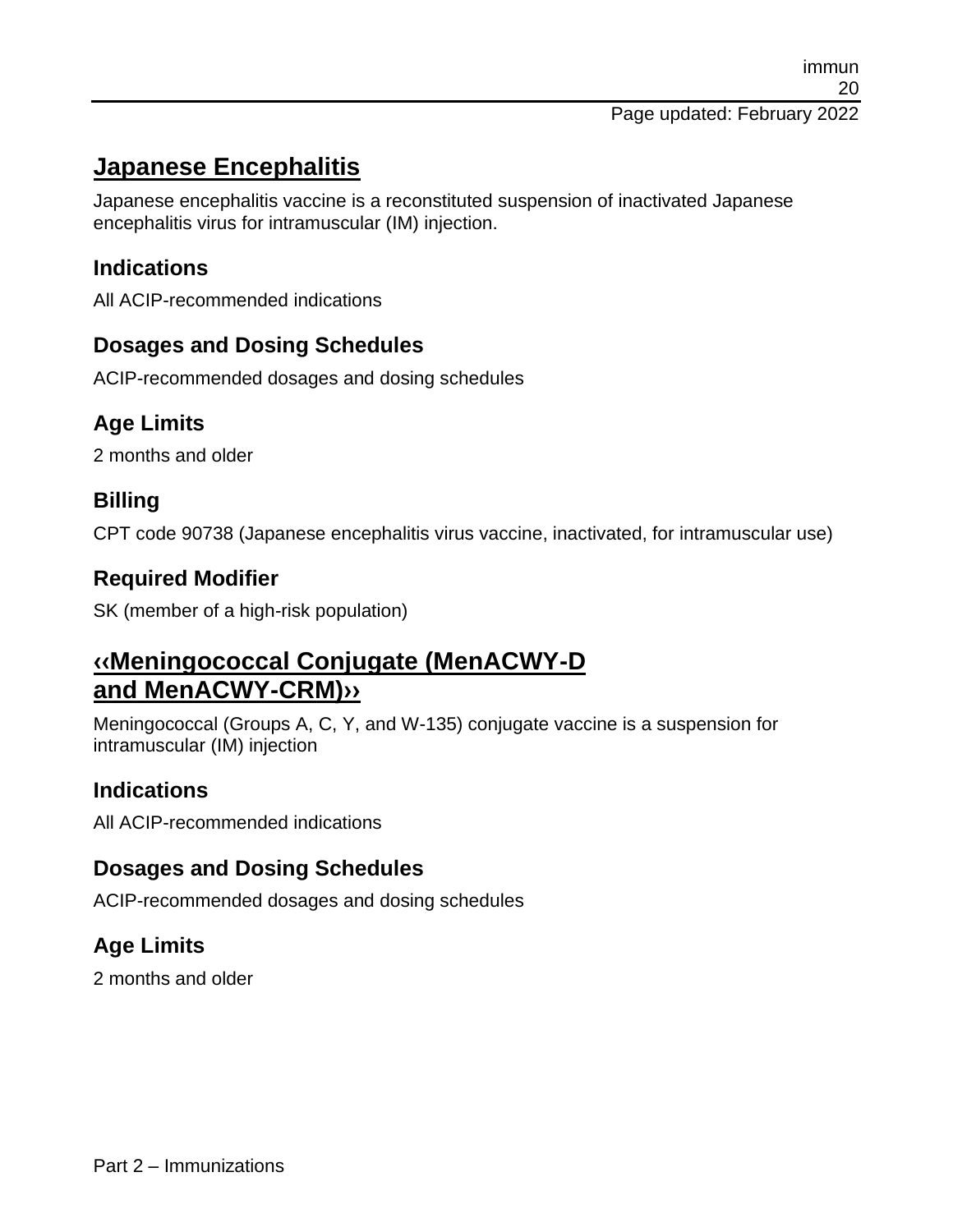## Japanese Encephalitis

Japanese encephalitis vaccine is a reconstituted suspension of inactivated Japanese encephalitis virus for intramuscular (IM) injection.

### Indications

All ACIP-recommended indications

### Dosages and Dosing Schedules

ACIP-recommended dosages and dosing schedules

### Age Limits

2 months and older

### Billing

CPT code 90738 (Japanese encephalitis virus vaccine, inactivated, for intramuscular use)

### Required Modifier

SK (member of a high-risk population)

## ‹‹Meningococcal Conjugate (MenACWY-D and MenACWY-CRM)››

Meningococcal (Groups A, C, Y, and W-135) conjugate vaccine is a suspension for intramuscular (IM) injection

### Indications

All ACIP-recommended indications

### Dosages and Dosing Schedules

ACIP-recommended dosages and dosing schedules

### Age Limits

2 months and older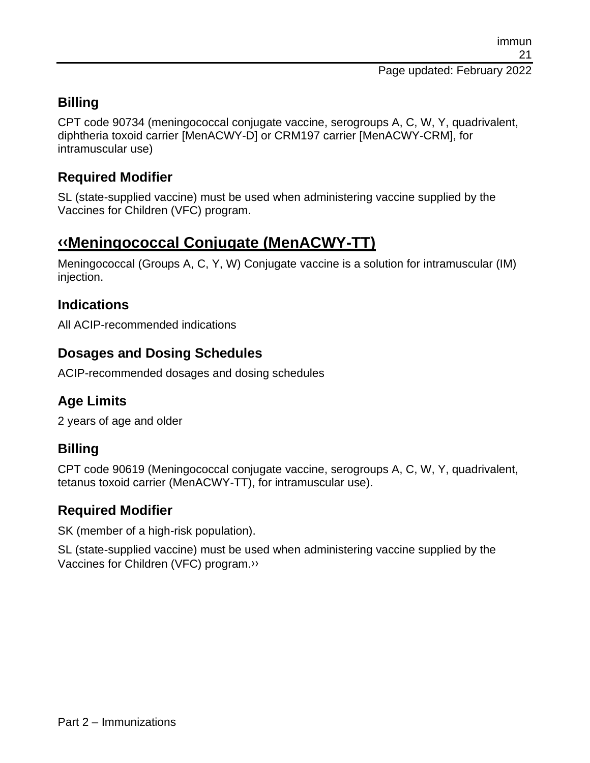## Billing

CPT code 90734 (meningococcal conjugate vaccine, serogroups A, C, W, Y, quadrivalent, diphtheria toxoid carrier [MenACWY-D] or CRM197 carrier [MenACWY-CRM], for intramuscular use)

## Required Modifier

SL (state-supplied vaccine) must be used when administering vaccine supplied by the Vaccines for Children (VFC) program.

# ‹‹Meningococcal Conjugate (MenACWY-TT)

Meningococcal (Groups A, C, Y, W) Conjugate vaccine is a solution for intramuscular (IM) injection.

## Indications

All ACIP-recommended indications

## Dosages and Dosing Schedules

ACIP-recommended dosages and dosing schedules

## Age Limits

2 years of age and older

## Billing

CPT code 90619 (Meningococcal conjugate vaccine, serogroups A, C, W, Y, quadrivalent, tetanus toxoid carrier (MenACWY-TT), for intramuscular use).

## Required Modifier

SK (member of a high-risk population).

SL (state-supplied vaccine) must be used when administering vaccine supplied by the Vaccines for Children (VFC) program.››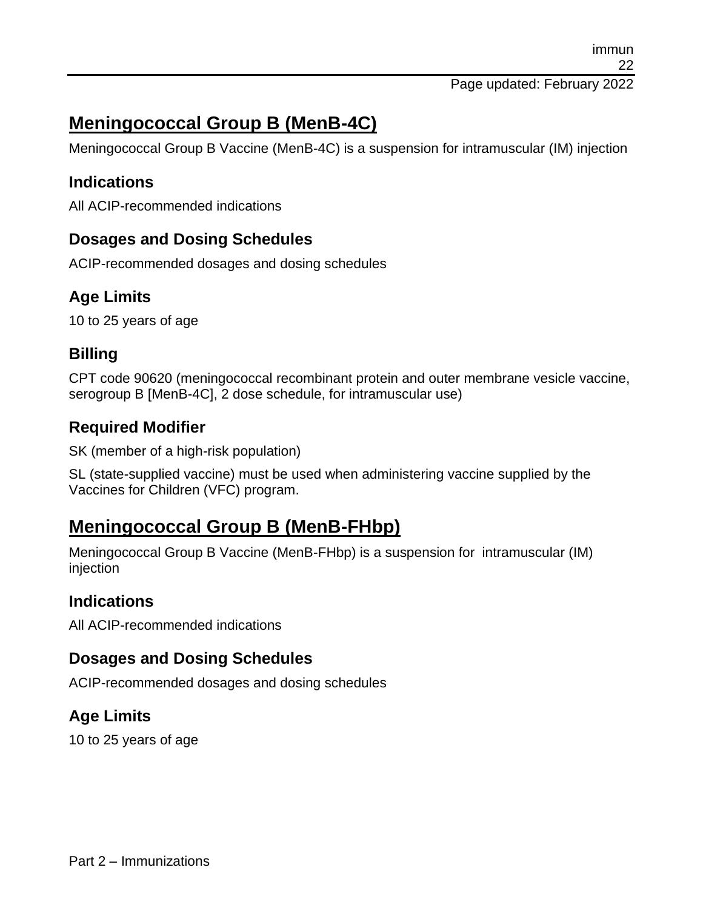## Meningococcal Group B (MenB-4C)

Meningococcal Group B Vaccine (MenB-4C) is a suspension for intramuscular (IM) injection

### Indications

All ACIP-recommended indications

### Dosages and Dosing Schedules

ACIP-recommended dosages and dosing schedules

### Age Limits

10 to 25 years of age

### Billing

CPT code 90620 (meningococcal recombinant protein and outer membrane vesicle vaccine, serogroup B [MenB-4C], 2 dose schedule, for intramuscular use)

### Required Modifier

SK (member of a high-risk population)

SL (state-supplied vaccine) must be used when administering vaccine supplied by the Vaccines for Children (VFC) program.

## Meningococcal Group B (MenB-FHbp)

Meningococcal Group B Vaccine (MenB-FHbp) is a suspension for intramuscular (IM) injection

### Indications

All ACIP-recommended indications

### Dosages and Dosing Schedules

ACIP-recommended dosages and dosing schedules

### Age Limits

10 to 25 years of age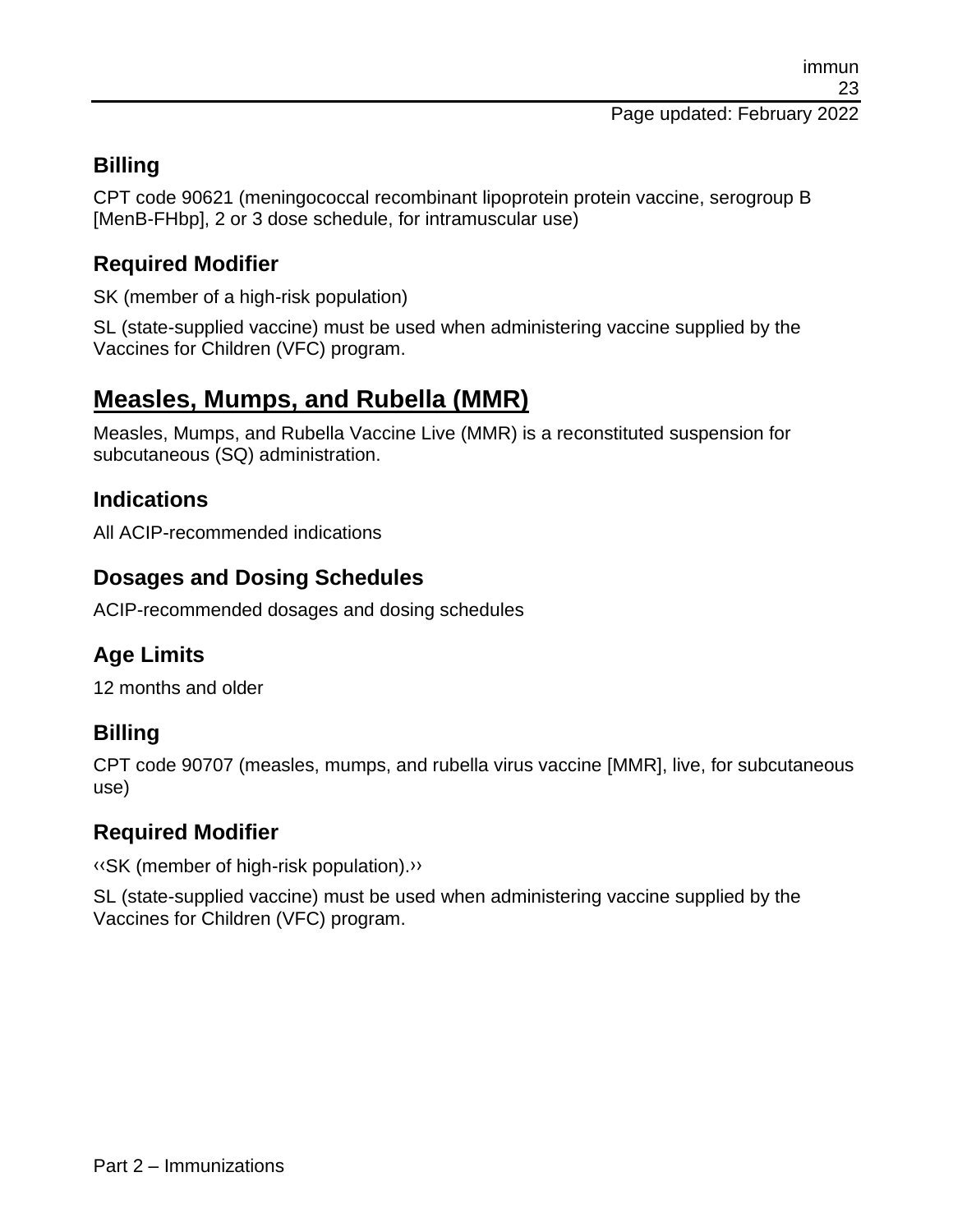### Billing

CPT code 90621 (meningococcal recombinant lipoprotein protein vaccine, serogroup B [MenB-FHbp], 2 or 3 dose schedule, for intramuscular use)

### Required Modifier

SK (member of a high-risk population)

SL (state-supplied vaccine) must be used when administering vaccine supplied by the Vaccines for Children (VFC) program.

## Measles, Mumps, and Rubella (MMR)

Measles, Mumps, and Rubella Vaccine Live (MMR) is a reconstituted suspension for subcutaneous (SQ) administration.

### Indications

All ACIP-recommended indications

### Dosages and Dosing Schedules

ACIP-recommended dosages and dosing schedules

### Age Limits

12 months and older

### Billing

CPT code 90707 (measles, mumps, and rubella virus vaccine [MMR], live, for subcutaneous use)

### Required Modifier

‹‹SK (member of high-risk population).››

SL (state-supplied vaccine) must be used when administering vaccine supplied by the Vaccines for Children (VFC) program.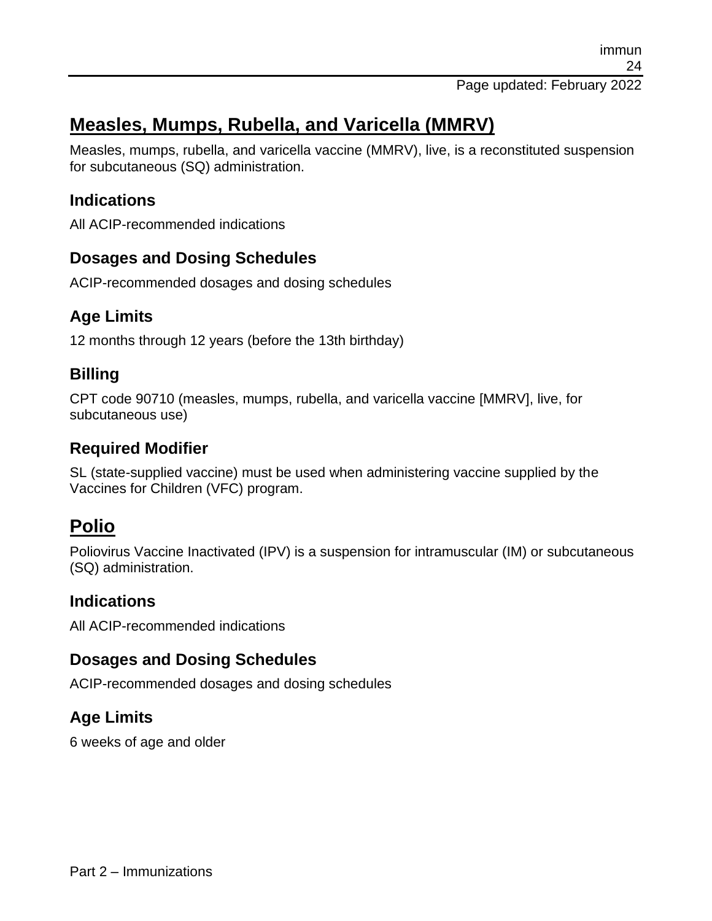## Measles, Mumps, Rubella, and Varicella (MMRV)

Measles, mumps, rubella, and varicella vaccine (MMRV), live, is a reconstituted suspension for subcutaneous (SQ) administration.

### Indications

All ACIP-recommended indications

### Dosages and Dosing Schedules

ACIP-recommended dosages and dosing schedules

### Age Limits

12 months through 12 years (before the 13th birthday)

### Billing

CPT code 90710 (measles, mumps, rubella, and varicella vaccine [MMRV], live, for subcutaneous use)

### Required Modifier

SL (state-supplied vaccine) must be used when administering vaccine supplied by the Vaccines for Children (VFC) program.

## Polio

Poliovirus Vaccine Inactivated (IPV) is a suspension for intramuscular (IM) or subcutaneous (SQ) administration.

### Indications

All ACIP-recommended indications

### Dosages and Dosing Schedules

ACIP-recommended dosages and dosing schedules

### Age Limits

6 weeks of age and older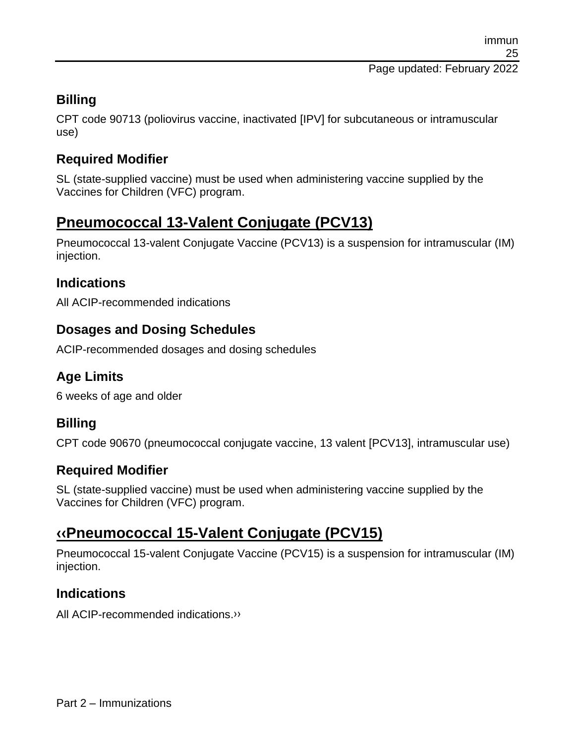### Billing

CPT code 90713 (poliovirus vaccine, inactivated [IPV] for subcutaneous or intramuscular use)

### Required Modifier

SL (state-supplied vaccine) must be used when administering vaccine supplied by the Vaccines for Children (VFC) program.

## Pneumococcal 13-Valent Conjugate (PCV13)

Pneumococcal 13-valent Conjugate Vaccine (PCV13) is a suspension for intramuscular (IM) injection.

### Indications

All ACIP-recommended indications

### Dosages and Dosing Schedules

ACIP-recommended dosages and dosing schedules

### Age Limits

6 weeks of age and older

### Billing

CPT code 90670 (pneumococcal conjugate vaccine, 13 valent [PCV13], intramuscular use)

### Required Modifier

SL (state-supplied vaccine) must be used when administering vaccine supplied by the Vaccines for Children (VFC) program.

## ‹‹Pneumococcal 15-Valent Conjugate (PCV15)

Pneumococcal 15-valent Conjugate Vaccine (PCV15) is a suspension for intramuscular (IM) injection.

### Indications

All ACIP-recommended indications.››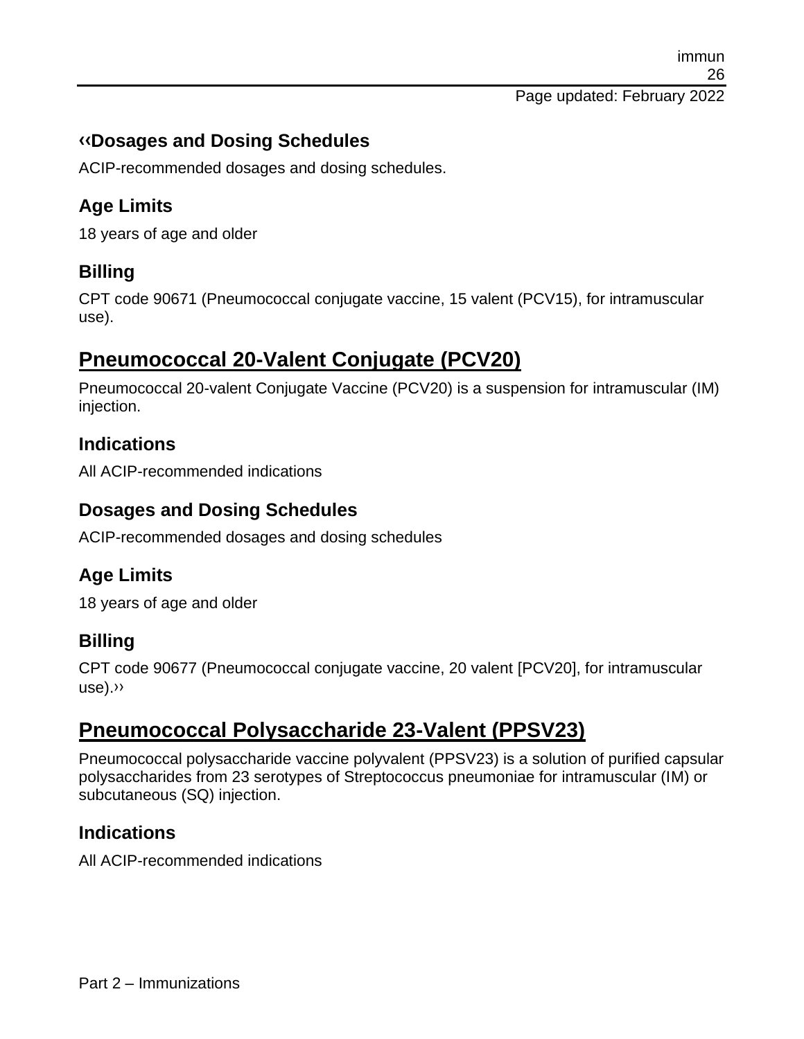### ‹‹Dosages and Dosing Schedules

ACIP-recommended dosages and dosing schedules.

### Age Limits

18 years of age and older

### Billing

CPT code 90671 (Pneumococcal conjugate vaccine, 15 valent (PCV15), for intramuscular use).

## Pneumococcal 20-Valent Conjugate (PCV20)

Pneumococcal 20-valent Conjugate Vaccine (PCV20) is a suspension for intramuscular (IM) injection.

### Indications

All ACIP-recommended indications

### Dosages and Dosing Schedules

ACIP-recommended dosages and dosing schedules

### Age Limits

18 years of age and older

### Billing

CPT code 90677 (Pneumococcal conjugate vaccine, 20 valent [PCV20], for intramuscular use).››

## Pneumococcal Polysaccharide 23-Valent (PPSV23)

Pneumococcal polysaccharide vaccine polyvalent (PPSV23) is a solution of purified capsular polysaccharides from 23 serotypes of Streptococcus pneumoniae for intramuscular (IM) or subcutaneous (SQ) injection.

### Indications

All ACIP-recommended indications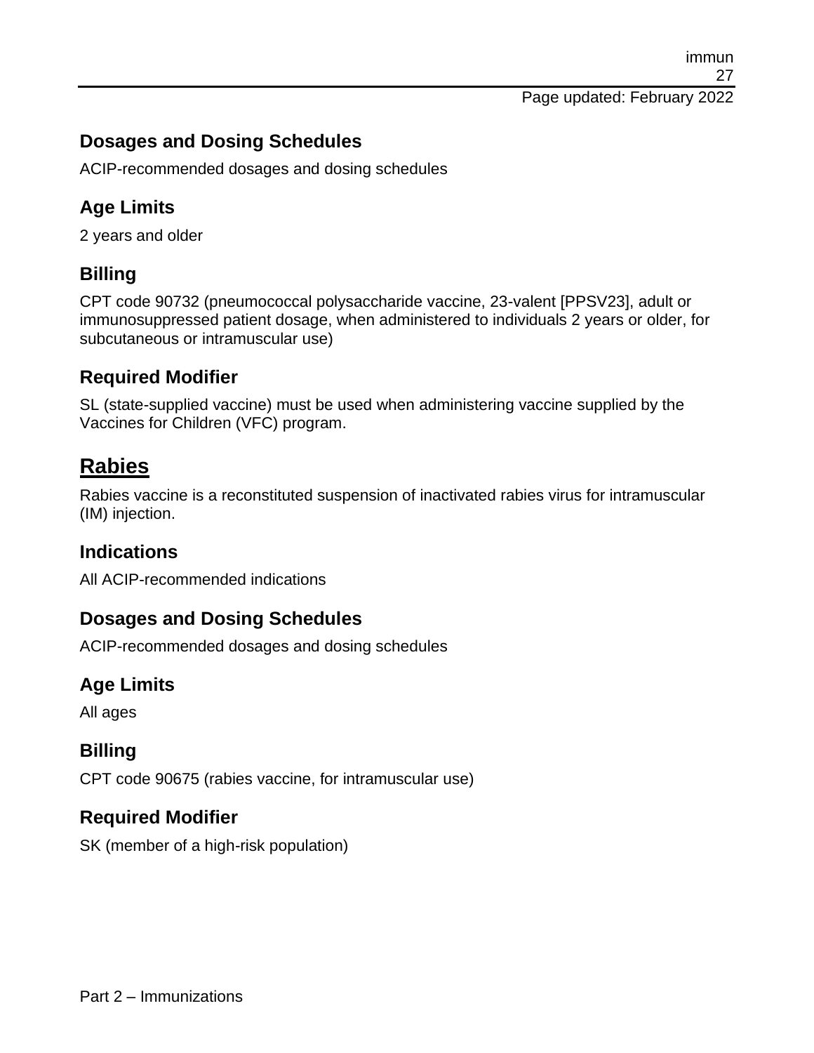## Dosages and Dosing Schedules

ACIP-recommended dosages and dosing schedules

## Age Limits

2 years and older

## Billing

CPT code 90732 (pneumococcal polysaccharide vaccine, 23-valent [PPSV23], adult or immunosuppressed patient dosage, when administered to individuals 2 years or older, for subcutaneous or intramuscular use)

## Required Modifier

SL (state-supplied vaccine) must be used when administering vaccine supplied by the Vaccines for Children (VFC) program.

# Rabies

Rabies vaccine is a reconstituted suspension of inactivated rabies virus for intramuscular (IM) injection.

## Indications

All ACIP-recommended indications

## Dosages and Dosing Schedules

ACIP-recommended dosages and dosing schedules

## Age Limits

All ages

## Billing

CPT code 90675 (rabies vaccine, for intramuscular use)

## Required Modifier

SK (member of a high-risk population)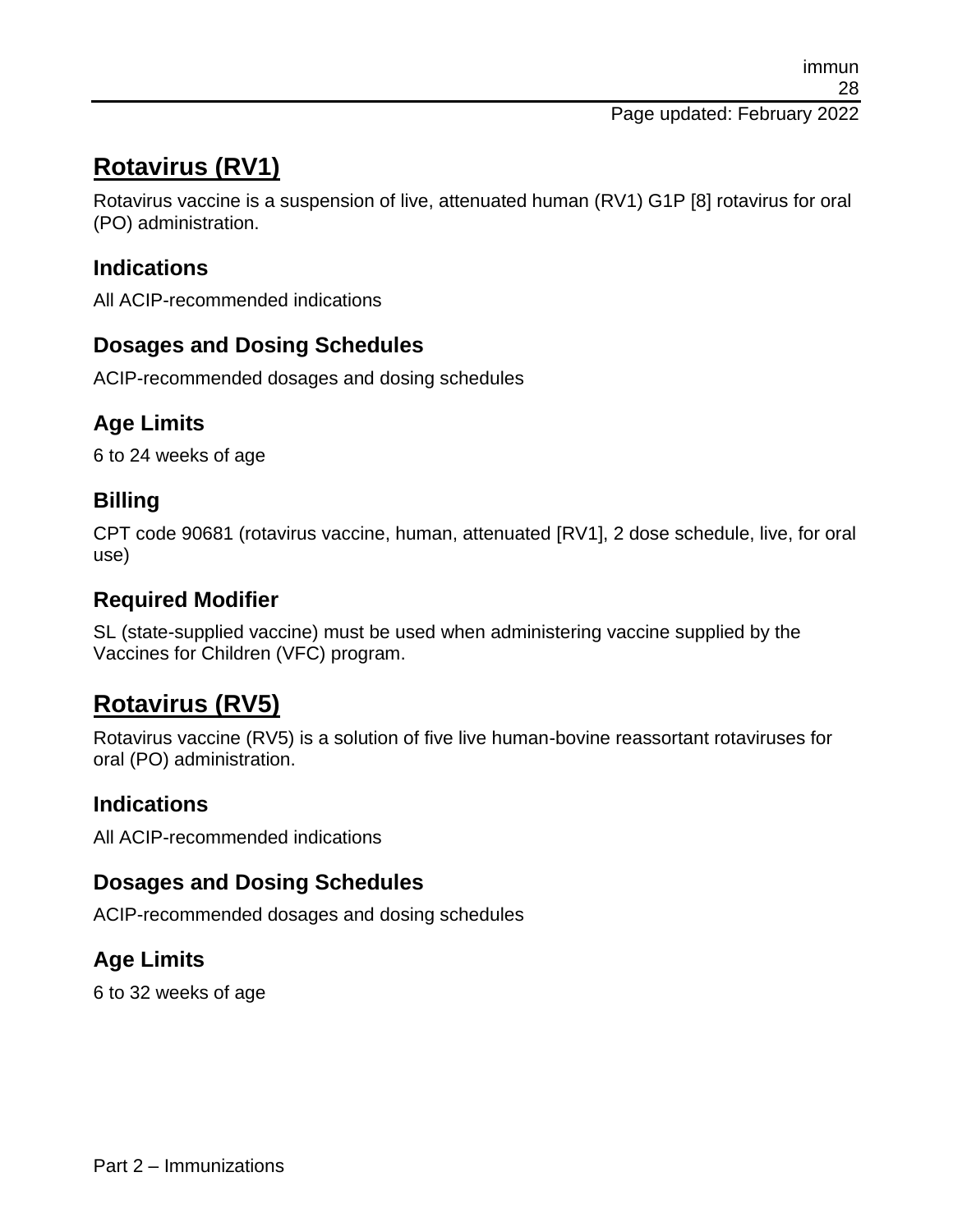## Rotavirus (RV1)

Rotavirus vaccine is a suspension of live, attenuated human (RV1) G1P [8] rotavirus for oral (PO) administration.

### Indications

All ACIP-recommended indications

### Dosages and Dosing Schedules

ACIP-recommended dosages and dosing schedules

### Age Limits

6 to 24 weeks of age

### Billing

CPT code 90681 (rotavirus vaccine, human, attenuated [RV1], 2 dose schedule, live, for oral use)

### Required Modifier

SL (state-supplied vaccine) must be used when administering vaccine supplied by the Vaccines for Children (VFC) program.

## Rotavirus (RV5)

Rotavirus vaccine (RV5) is a solution of five live human-bovine reassortant rotaviruses for oral (PO) administration.

### Indications

All ACIP-recommended indications

### Dosages and Dosing Schedules

ACIP-recommended dosages and dosing schedules

### Age Limits

6 to 32 weeks of age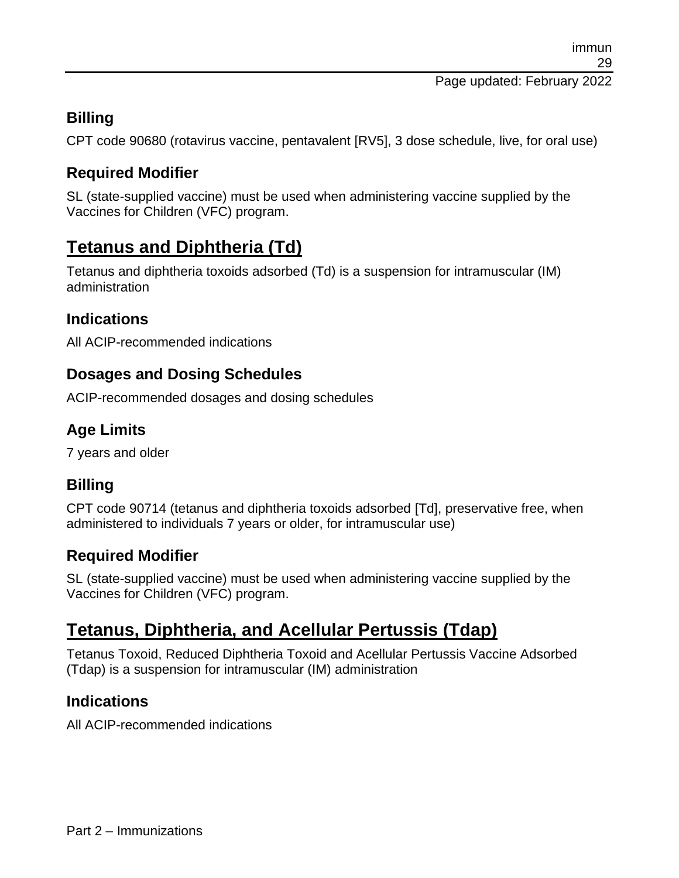### Billing

CPT code 90680 (rotavirus vaccine, pentavalent [RV5], 3 dose schedule, live, for oral use)

### Required Modifier

SL (state-supplied vaccine) must be used when administering vaccine supplied by the Vaccines for Children (VFC) program.

## Tetanus and Diphtheria (Td)

Tetanus and diphtheria toxoids adsorbed (Td) is a suspension for intramuscular (IM) administration

### Indications

All ACIP-recommended indications

### Dosages and Dosing Schedules

ACIP-recommended dosages and dosing schedules

### Age Limits

7 years and older

### Billing

CPT code 90714 (tetanus and diphtheria toxoids adsorbed [Td], preservative free, when administered to individuals 7 years or older, for intramuscular use)

### Required Modifier

SL (state-supplied vaccine) must be used when administering vaccine supplied by the Vaccines for Children (VFC) program.

## Tetanus, Diphtheria, and Acellular Pertussis (Tdap)

Tetanus Toxoid, Reduced Diphtheria Toxoid and Acellular Pertussis Vaccine Adsorbed (Tdap) is a suspension for intramuscular (IM) administration

### Indications

All ACIP-recommended indications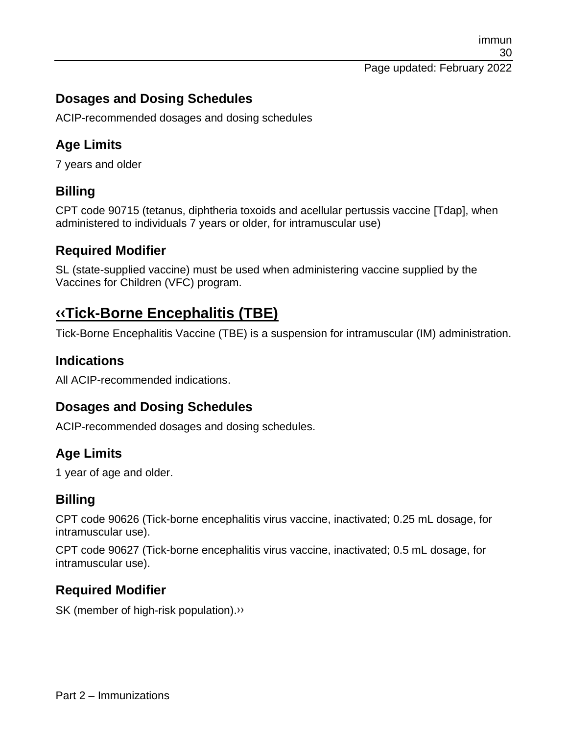## Dosages and Dosing Schedules

ACIP-recommended dosages and dosing schedules

## Age Limits

7 years and older

## Billing

CPT code 90715 (tetanus, diphtheria toxoids and acellular pertussis vaccine [Tdap], when administered to individuals 7 years or older, for intramuscular use)

## Required Modifier

SL (state-supplied vaccine) must be used when administering vaccine supplied by the Vaccines for Children (VFC) program.

# ‹‹Tick-Borne Encephalitis (TBE)

Tick-Borne Encephalitis Vaccine (TBE) is a suspension for intramuscular (IM) administration.

## Indications

All ACIP-recommended indications.

## Dosages and Dosing Schedules

ACIP-recommended dosages and dosing schedules.

## Age Limits

1 year of age and older.

## Billing

CPT code 90626 (Tick-borne encephalitis virus vaccine, inactivated; 0.25 mL dosage, for intramuscular use).

CPT code 90627 (Tick-borne encephalitis virus vaccine, inactivated; 0.5 mL dosage, for intramuscular use).

## Required Modifier

SK (member of high-risk population).››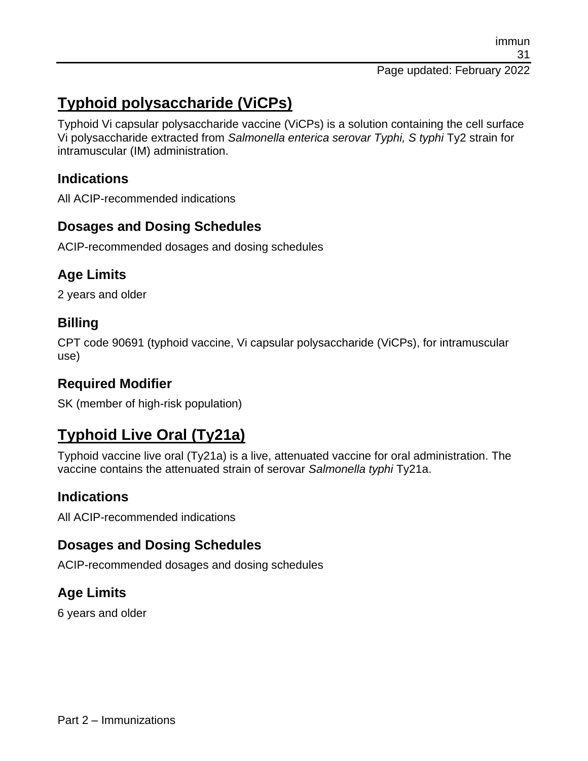## Typhoid polysaccharide (ViCPs)

Typhoid Vi capsular polysaccharide vaccine (ViCPs) is a solution containing the cell surface Vi polysaccharide extracted from *Salmonella enterica serovar Typhi, S typhi* Ty2 strain for intramuscular (IM) administration.

### Indications

All ACIP-recommended indications

### Dosages and Dosing Schedules

ACIP-recommended dosages and dosing schedules

### Age Limits

2 years and older

### Billing

CPT code 90691 (typhoid vaccine, Vi capsular polysaccharide (ViCPs), for intramuscular use)

### Required Modifier

SK (member of high-risk population)

## Typhoid Live Oral (Ty21a)

Typhoid vaccine live oral (Ty21a) is a live, attenuated vaccine for oral administration. The vaccine contains the attenuated strain of serovar *Salmonella typhi* Ty21a.

### Indications

All ACIP-recommended indications

### Dosages and Dosing Schedules

ACIP-recommended dosages and dosing schedules

### Age Limits

6 years and older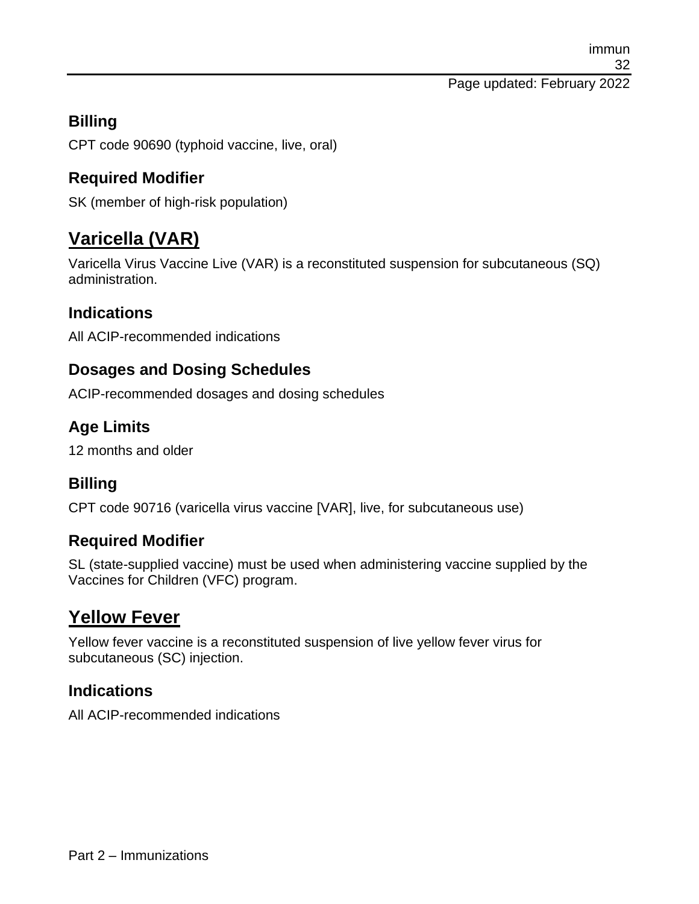### Billing

CPT code 90690 (typhoid vaccine, live, oral)

### Required Modifier

SK (member of high-risk population)

## Varicella (VAR)

Varicella Virus Vaccine Live (VAR) is a reconstituted suspension for subcutaneous (SQ) administration.

### Indications

All ACIP-recommended indications

### Dosages and Dosing Schedules

ACIP-recommended dosages and dosing schedules

### Age Limits

12 months and older

### Billing

CPT code 90716 (varicella virus vaccine [VAR], live, for subcutaneous use)

### Required Modifier

SL (state-supplied vaccine) must be used when administering vaccine supplied by the Vaccines for Children (VFC) program.

## Yellow Fever

Yellow fever vaccine is a reconstituted suspension of live yellow fever virus for subcutaneous (SC) injection.

### Indications

All ACIP-recommended indications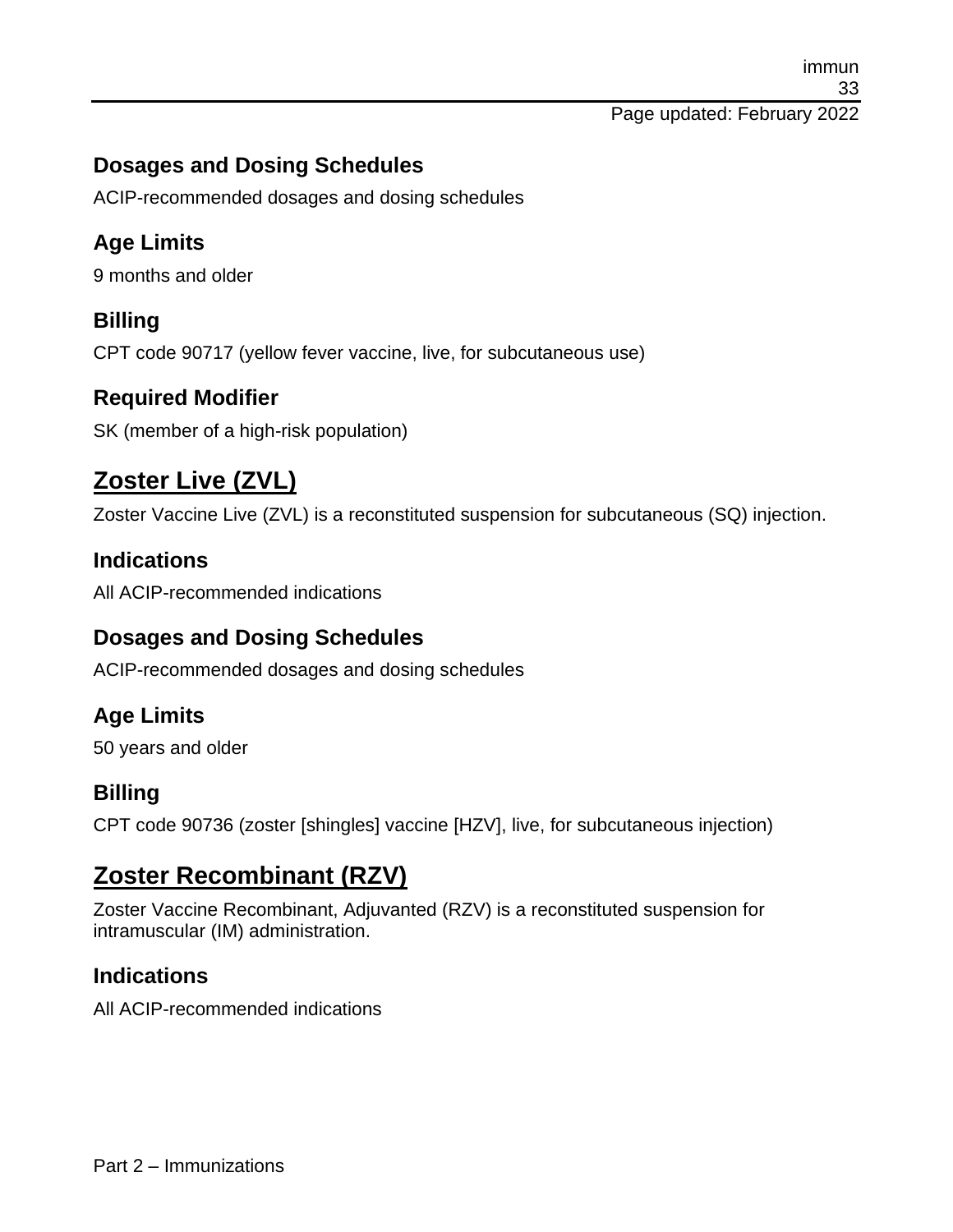### Dosages and Dosing Schedules

ACIP-recommended dosages and dosing schedules

### Age Limits

9 months and older

### Billing

CPT code 90717 (yellow fever vaccine, live, for subcutaneous use)

### Required Modifier

SK (member of a high-risk population)

## Zoster Live (ZVL)

Zoster Vaccine Live (ZVL) is a reconstituted suspension for subcutaneous (SQ) injection.

### Indications

All ACIP-recommended indications

### Dosages and Dosing Schedules

ACIP-recommended dosages and dosing schedules

### Age Limits

50 years and older

### Billing

CPT code 90736 (zoster [shingles] vaccine [HZV], live, for subcutaneous injection)

## Zoster Recombinant (RZV)

Zoster Vaccine Recombinant, Adjuvanted (RZV) is a reconstituted suspension for intramuscular (IM) administration.

### Indications

All ACIP-recommended indications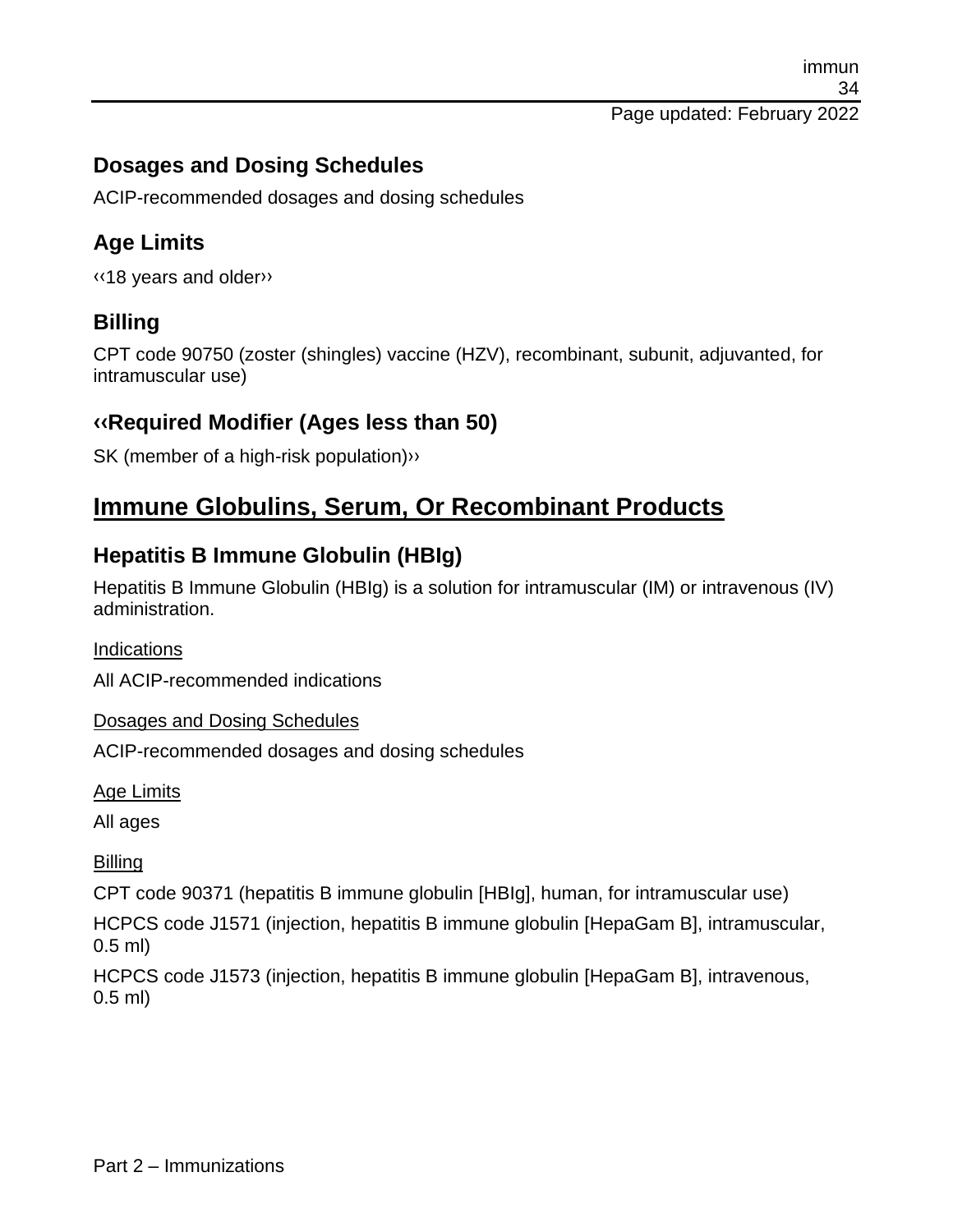## Dosages and Dosing Schedules

ACIP-recommended dosages and dosing schedules

## Age Limits

‹‹18 years and older››

## Billing

CPT code 90750 (zoster (shingles) vaccine (HZV), recombinant, subunit, adjuvanted, for intramuscular use)

## ‹‹Required Modifier (Ages less than 50)

SK (member of a high-risk population)››

# Immune Globulins, Serum, Or Recombinant Products

## Hepatitis B Immune Globulin (HBIg)

Hepatitis B Immune Globulin (HBIg) is a solution for intramuscular (IM) or intravenous (IV) administration.

Indications

All ACIP-recommended indications

Dosages and Dosing Schedules

ACIP-recommended dosages and dosing schedules

Age Limits

All ages

Billing

CPT code 90371 (hepatitis B immune globulin [HBIg], human, for intramuscular use)

HCPCS code J1571 (injection, hepatitis B immune globulin [HepaGam B], intramuscular, 0.5 ml)

HCPCS code J1573 (injection, hepatitis B immune globulin [HepaGam B], intravenous, 0.5 ml)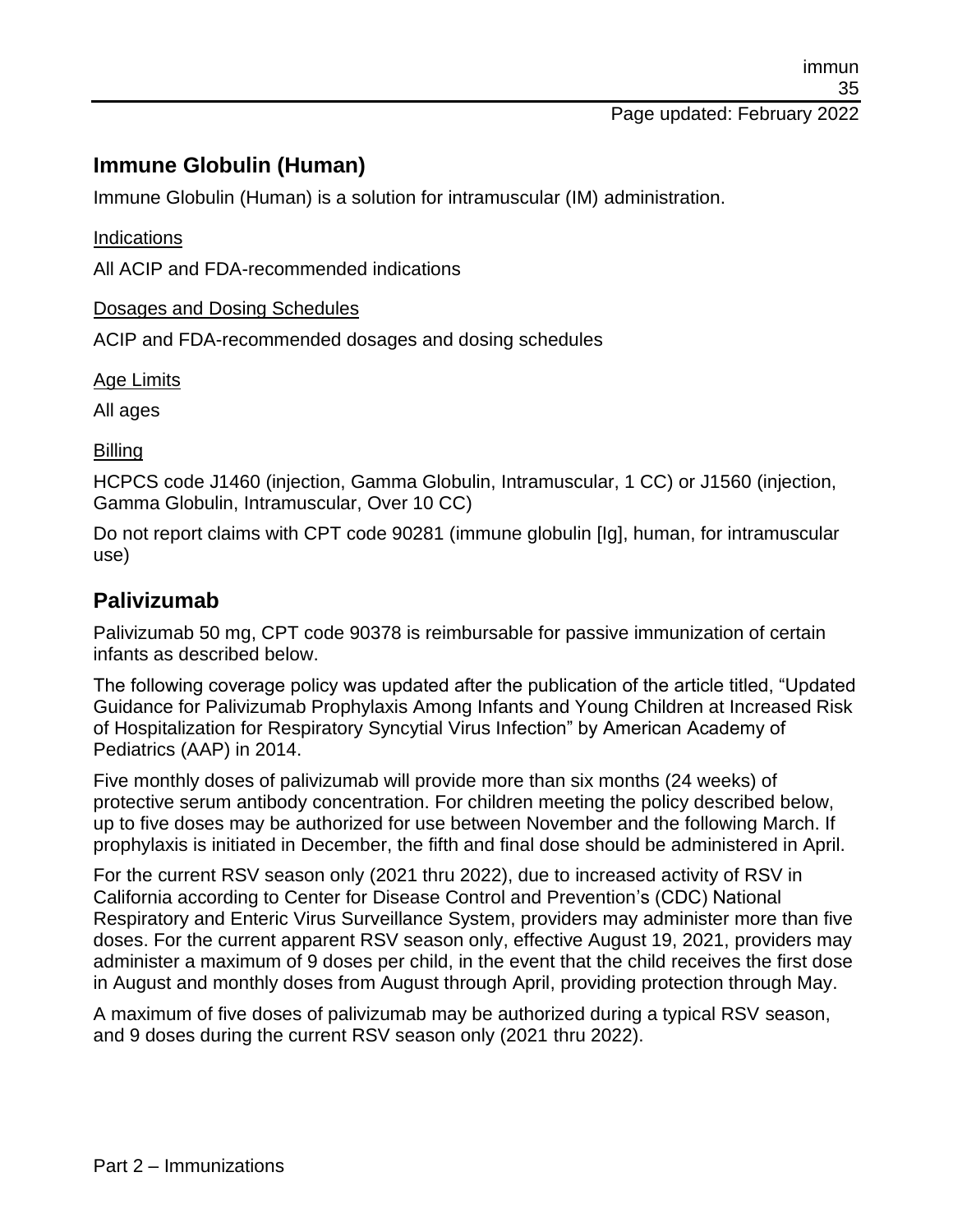## Immune Globulin (Human)

Immune Globulin (Human) is a solution for intramuscular (IM) administration.

Indications

All ACIP and FDA-recommended indications

Dosages and Dosing Schedules

ACIP and FDA-recommended dosages and dosing schedules

Age Limits

All ages

Billing

HCPCS code J1460 (injection, Gamma Globulin, Intramuscular, 1 CC) or J1560 (injection, Gamma Globulin, Intramuscular, Over 10 CC)

Do not report claims with CPT code 90281 (immune globulin [Ig], human, for intramuscular use)

## Palivizumab

Palivizumab 50 mg, CPT code 90378 is reimbursable for passive immunization of certain infants as described below.

The following coverage policy was updated after the publication of the article titled, "Updated Guidance for Palivizumab Prophylaxis Among Infants and Young Children at Increased Risk of Hospitalization for Respiratory Syncytial Virus Infection" by American Academy of Pediatrics (AAP) in 2014.

Five monthly doses of palivizumab will provide more than six months (24 weeks) of protective serum antibody concentration. For children meeting the policy described below, up to five doses may be authorized for use between November and the following March. If prophylaxis is initiated in December, the fifth and final dose should be administered in April.

For the current RSV season only (2021 thru 2022), due to increased activity of RSV in California according to Center for Disease Control and Prevention's (CDC) National Respiratory and Enteric Virus Surveillance System, providers may administer more than five doses. For the current apparent RSV season only, effective August 19, 2021, providers may administer a maximum of 9 doses per child, in the event that the child receives the first dose in August and monthly doses from August through April, providing protection through May.

A maximum of five doses of palivizumab may be authorized during a typical RSV season, and 9 doses during the current RSV season only (2021 thru 2022).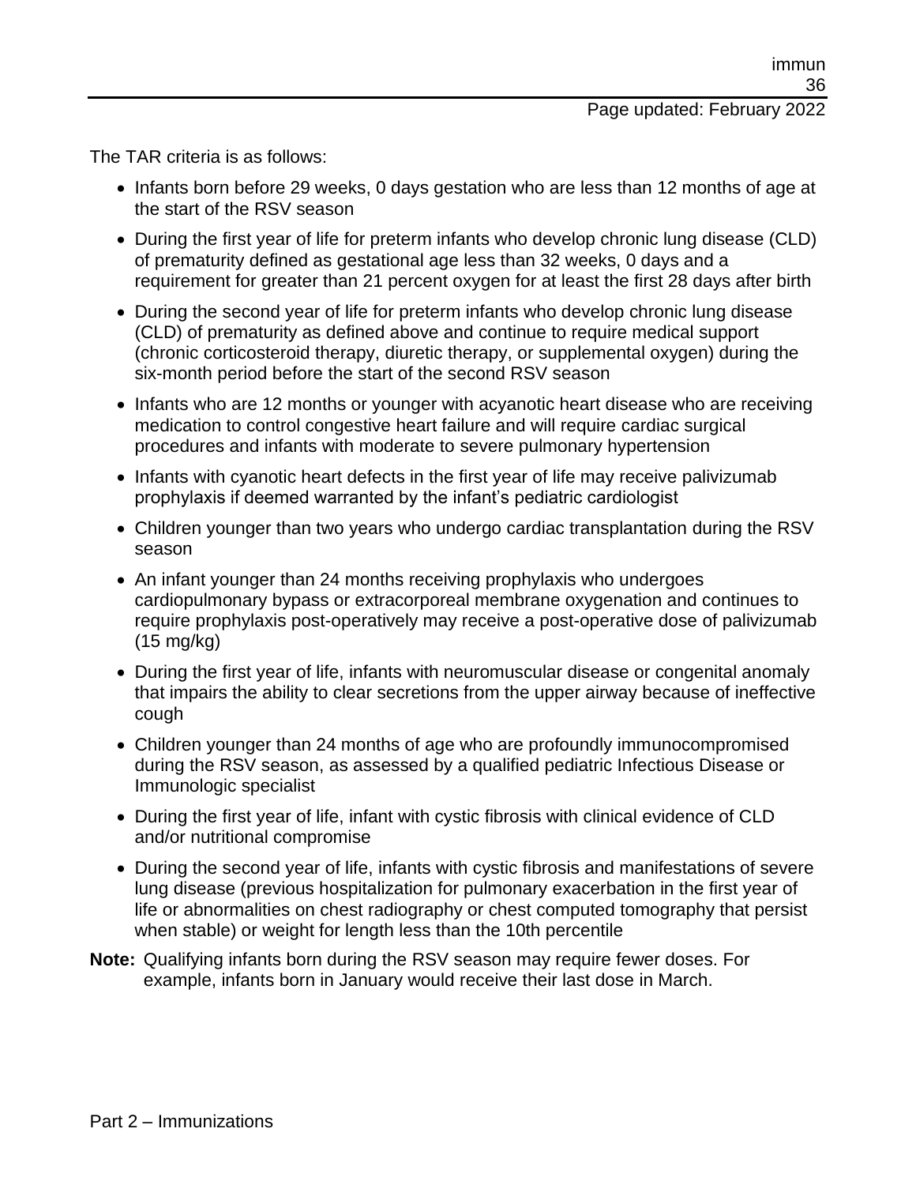The TAR criteria is as follows:

- Infants born before 29 weeks, 0 days gestation who are less than 12 months of age at the start of the RSV season
- During the first year of life for preterm infants who develop chronic lung disease (CLD) of prematurity defined as gestational age less than 32 weeks, 0 days and a requirement for greater than 21 percent oxygen for at least the first 28 days after birth
- During the second year of life for preterm infants who develop chronic lung disease (CLD) of prematurity as defined above and continue to require medical support (chronic corticosteroid therapy, diuretic therapy, or supplemental oxygen) during the six-month period before the start of the second RSV season
- Infants who are 12 months or younger with acyanotic heart disease who are receiving medication to control congestive heart failure and will require cardiac surgical procedures and infants with moderate to severe pulmonary hypertension
- Infants with cyanotic heart defects in the first year of life may receive palivizumab prophylaxis if deemed warranted by the infant's pediatric cardiologist
- Children younger than two years who undergo cardiac transplantation during the RSV season
- An infant younger than 24 months receiving prophylaxis who undergoes cardiopulmonary bypass or extracorporeal membrane oxygenation and continues to require prophylaxis post-operatively may receive a post-operative dose of palivizumab (15 mg/kg)
- During the first year of life, infants with neuromuscular disease or congenital anomaly that impairs the ability to clear secretions from the upper airway because of ineffective cough
- Children younger than 24 months of age who are profoundly immunocompromised during the RSV season, as assessed by a qualified pediatric Infectious Disease or Immunologic specialist
- During the first year of life, infant with cystic fibrosis with clinical evidence of CLD and/or nutritional compromise
- During the second year of life, infants with cystic fibrosis and manifestations of severe lung disease (previous hospitalization for pulmonary exacerbation in the first year of life or abnormalities on chest radiography or chest computed tomography that persist when stable) or weight for length less than the 10th percentile

**Note:** Qualifying infants born during the RSV season may require fewer doses. For example, infants born in January would receive their last dose in March.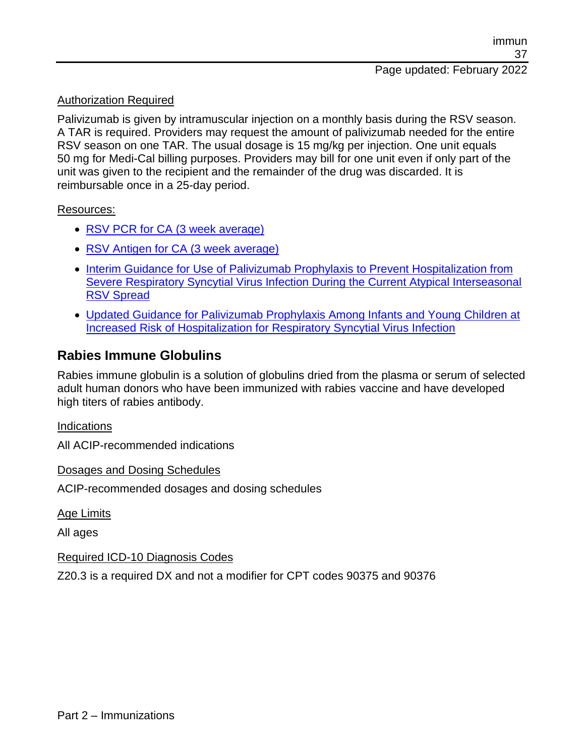Authorization Required

Palivizumab is given by intramuscular injection on a monthly basis during the RSV season. A TAR is required. Providers may request the amount of palivizumab needed for the entire RSV season on one TAR. The usual dosage is 15 mg/kg per injection. One unit equals 50 mg for Medi-Cal billing purposes. Providers may bill for one unit even if only part of the unit was given to the recipient and the remainder of the drug was discarded. It is reimbursable once in a 25-day period.

Resources:

- RSV PCR for CA (3 week average)
- RSV Antigen for CA (3 week average)
- Interim Guidance for Use of Palivizumab Prophylaxis to Prevent Hospitalization from Severe Respiratory Syncytial Virus Infection During the Current Atypical Interseasonal RSV Spread
- Updated Guidance for Palivizumab Prophylaxis Among Infants and Young Children at Increased Risk of Hospitalization for Respiratory Syncytial Virus Infection

## Rabies Immune Globulins

Rabies immune globulin is a solution of globulins dried from the plasma or serum of selected adult human donors who have been immunized with rabies vaccine and have developed high titers of rabies antibody.

Indications

All ACIP-recommended indications

Dosages and Dosing Schedules

ACIP-recommended dosages and dosing schedules

Age Limits

All ages

Required ICD-10 Diagnosis Codes

Z20.3 is a required DX and not a modifier for CPT codes 90375 and 90376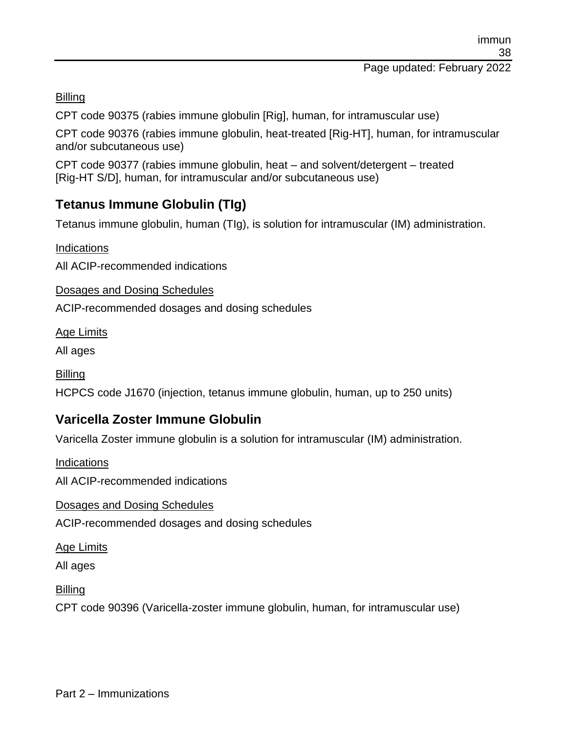Billing

CPT code 90375 (rabies immune globulin [Rig], human, for intramuscular use)

CPT code 90376 (rabies immune globulin, heat-treated [Rig-HT], human, for intramuscular and/or subcutaneous use)

CPT code 90377 (rabies immune globulin, heat – and solvent/detergent – treated [Rig-HT S/D], human, for intramuscular and/or subcutaneous use)

## Tetanus Immune Globulin (TIg)

Tetanus immune globulin, human (TIg), is solution for intramuscular (IM) administration.

Indications

All ACIP-recommended indications

Dosages and Dosing Schedules

ACIP-recommended dosages and dosing schedules

Age Limits

All ages

Billing

HCPCS code J1670 (injection, tetanus immune globulin, human, up to 250 units)

## Varicella Zoster Immune Globulin

Varicella Zoster immune globulin is a solution for intramuscular (IM) administration.

Indications

All ACIP-recommended indications

Dosages and Dosing Schedules

ACIP-recommended dosages and dosing schedules

Age Limits

All ages

Billing

CPT code 90396 (Varicella-zoster immune globulin, human, for intramuscular use)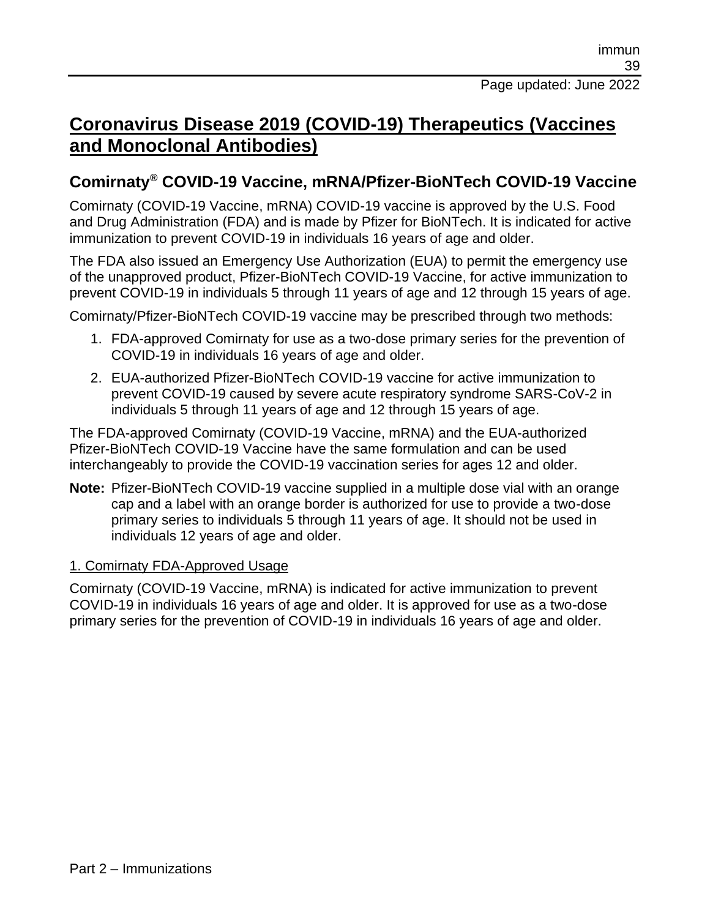# Coronavirus Disease 2019 (COVID-19) Therapeutics (Vaccines and Monoclonal Antibodies)

## Comirnaty® COVID-19 Vaccine, mRNA/Pfizer-BioNTech COVID-19 Vaccine

Comirnaty (COVID-19 Vaccine, mRNA) COVID-19 vaccine is approved by the U.S. Food and Drug Administration (FDA) and is made by Pfizer for BioNTech. It is indicated for active immunization to prevent COVID-19 in individuals 16 years of age and older.

The FDA also issued an Emergency Use Authorization (EUA) to permit the emergency use of the unapproved product, Pfizer-BioNTech COVID-19 Vaccine, for active immunization to prevent COVID-19 in individuals 5 through 11 years of age and 12 through 15 years of age.

Comirnaty/Pfizer-BioNTech COVID-19 vaccine may be prescribed through two methods:

1. FDA-approved Comirnaty for use as a two-dose primary series for the prevention of COVID-19 in individuals 16 years of age and older.
2. EUA-authorized Pfizer-BioNTech COVID-19 vaccine for active immunization to prevent COVID-19 caused by severe acute respiratory syndrome SARS-CoV-2 in individuals 5 through 11 years of age and 12 through 15 years of age.

The FDA-approved Comirnaty (COVID-19 Vaccine, mRNA) and the EUA-authorized Pfizer-BioNTech COVID-19 Vaccine have the same formulation and can be used interchangeably to provide the COVID-19 vaccination series for ages 12 and older.

**Note:** Pfizer-BioNTech COVID-19 vaccine supplied in a multiple dose vial with an orange cap and a label with an orange border is authorized for use to provide a two-dose primary series to individuals 5 through 11 years of age. It should not be used in individuals 12 years of age and older.

1. Comirnaty FDA-Approved Usage

Comirnaty (COVID-19 Vaccine, mRNA) is indicated for active immunization to prevent COVID-19 in individuals 16 years of age and older. It is approved for use as a two-dose primary series for the prevention of COVID-19 in individuals 16 years of age and older.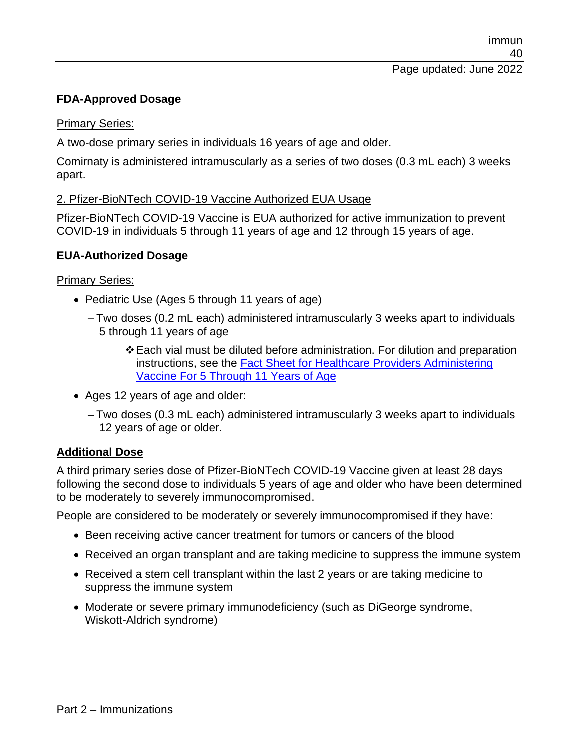**FDA-Approved Dosage**

Primary Series:

A two-dose primary series in individuals 16 years of age and older.

Comirnaty is administered intramuscularly as a series of two doses (0.3 mL each) 3 weeks apart.

2. Pfizer-BioNTech COVID-19 Vaccine Authorized EUA Usage

Pfizer-BioNTech COVID-19 Vaccine is EUA authorized for active immunization to prevent COVID-19 in individuals 5 through 11 years of age and 12 through 15 years of age.

**EUA-Authorized Dosage**

Primary Series:

- Pediatric Use (Ages 5 through 11 years of age)
  - Two doses (0.2 mL each) administered intramuscularly 3 weeks apart to individuals 5 through 11 years of age
    - ❖ Each vial must be diluted before administration. For dilution and preparation instructions, see the [Fact Sheet for Healthcare Providers Administering Vaccine For 5 Through 11 Years of Age]
- Ages 12 years of age and older:
  - Two doses (0.3 mL each) administered intramuscularly 3 weeks apart to individuals 12 years of age or older.

**Additional Dose**

A third primary series dose of Pfizer-BioNTech COVID-19 Vaccine given at least 28 days following the second dose to individuals 5 years of age and older who have been determined to be moderately to severely immunocompromised.

People are considered to be moderately or severely immunocompromised if they have:

- Been receiving active cancer treatment for tumors or cancers of the blood
- Received an organ transplant and are taking medicine to suppress the immune system
- Received a stem cell transplant within the last 2 years or are taking medicine to suppress the immune system
- Moderate or severe primary immunodeficiency (such as DiGeorge syndrome, Wiskott-Aldrich syndrome)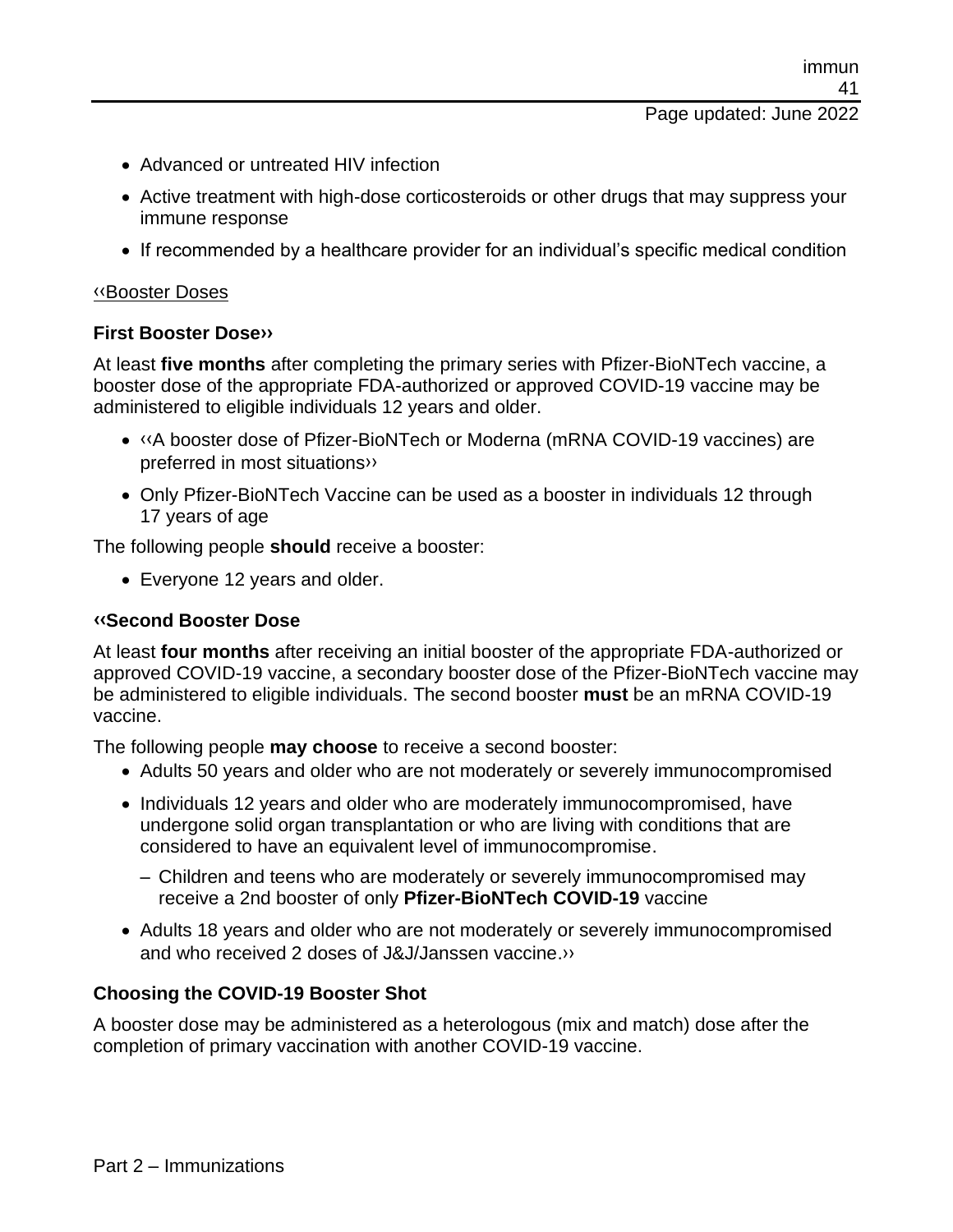- Advanced or untreated HIV infection
- Active treatment with high-dose corticosteroids or other drugs that may suppress your immune response
- If recommended by a healthcare provider for an individual's specific medical condition

‹‹Booster Doses

**First Booster Dose››**

At least **five months** after completing the primary series with Pfizer-BioNTech vaccine, a booster dose of the appropriate FDA-authorized or approved COVID-19 vaccine may be administered to eligible individuals 12 years and older.

- ‹‹A booster dose of Pfizer-BioNTech or Moderna (mRNA COVID-19 vaccines) are preferred in most situations››
- Only Pfizer-BioNTech Vaccine can be used as a booster in individuals 12 through 17 years of age

The following people **should** receive a booster:

- Everyone 12 years and older.

**‹‹Second Booster Dose**

At least **four months** after receiving an initial booster of the appropriate FDA-authorized or approved COVID-19 vaccine, a secondary booster dose of the Pfizer-BioNTech vaccine may be administered to eligible individuals. The second booster **must** be an mRNA COVID-19 vaccine.

The following people **may choose** to receive a second booster:

- Adults 50 years and older who are not moderately or severely immunocompromised
- Individuals 12 years and older who are moderately immunocompromised, have undergone solid organ transplantation or who are living with conditions that are considered to have an equivalent level of immunocompromise.
  - Children and teens who are moderately or severely immunocompromised may receive a 2nd booster of only **Pfizer-BioNTech COVID-19** vaccine
- Adults 18 years and older who are not moderately or severely immunocompromised and who received 2 doses of J&J/Janssen vaccine.››

**Choosing the COVID-19 Booster Shot**

A booster dose may be administered as a heterologous (mix and match) dose after the completion of primary vaccination with another COVID-19 vaccine.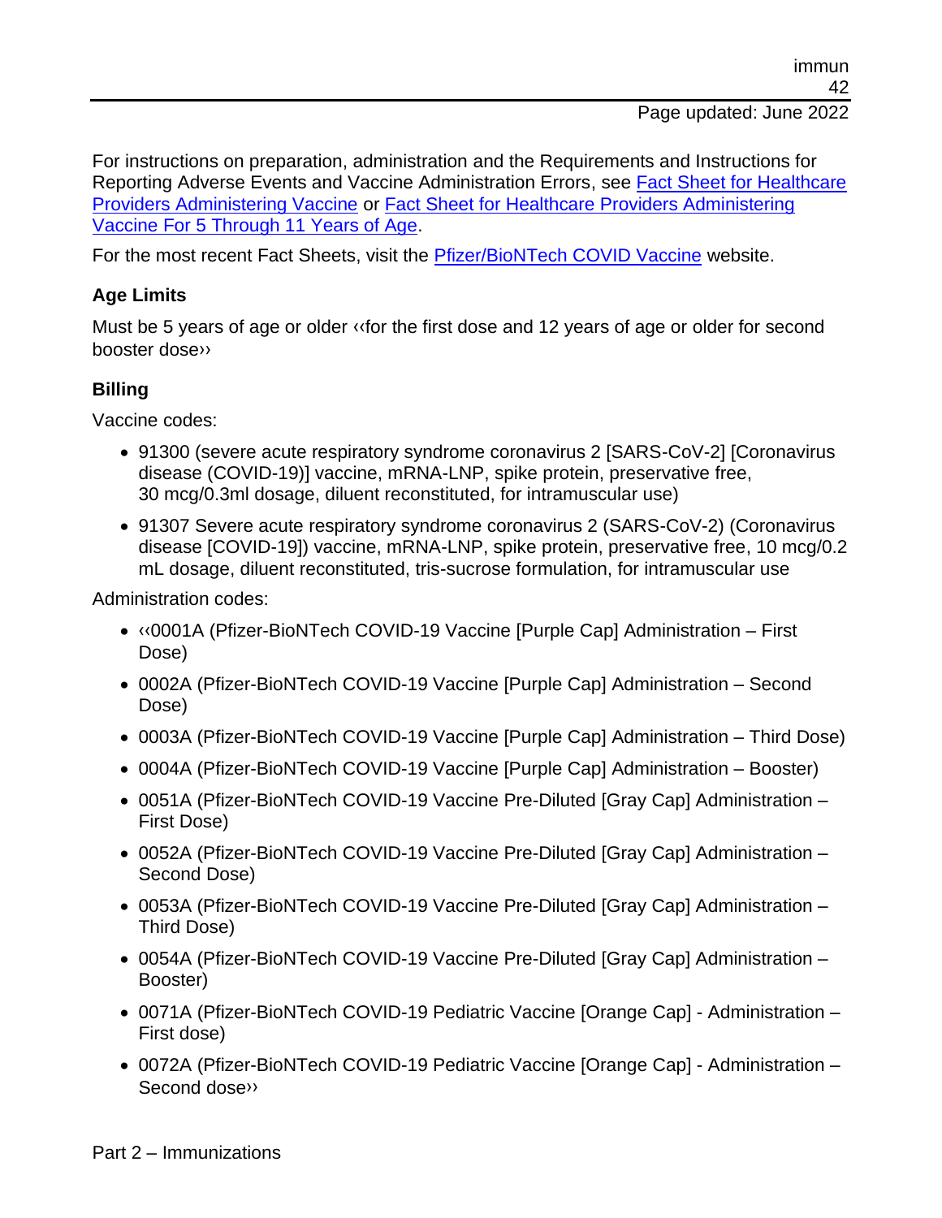For instructions on preparation, administration and the Requirements and Instructions for Reporting Adverse Events and Vaccine Administration Errors, see Fact Sheet for Healthcare Providers Administering Vaccine or Fact Sheet for Healthcare Providers Administering Vaccine For 5 Through 11 Years of Age.

For the most recent Fact Sheets, visit the Pfizer/BioNTech COVID Vaccine website.

**Age Limits**

Must be 5 years of age or older ‹‹for the first dose and 12 years of age or older for second booster dose››

**Billing**

Vaccine codes:

- 91300 (severe acute respiratory syndrome coronavirus 2 [SARS-CoV-2] [Coronavirus disease (COVID-19)] vaccine, mRNA-LNP, spike protein, preservative free, 30 mcg/0.3ml dosage, diluent reconstituted, for intramuscular use)
- 91307 Severe acute respiratory syndrome coronavirus 2 (SARS-CoV-2) (Coronavirus disease [COVID-19]) vaccine, mRNA-LNP, spike protein, preservative free, 10 mcg/0.2 mL dosage, diluent reconstituted, tris-sucrose formulation, for intramuscular use

Administration codes:

- ‹‹0001A (Pfizer-BioNTech COVID-19 Vaccine [Purple Cap] Administration – First Dose)
- 0002A (Pfizer-BioNTech COVID-19 Vaccine [Purple Cap] Administration – Second Dose)
- 0003A (Pfizer-BioNTech COVID-19 Vaccine [Purple Cap] Administration – Third Dose)
- 0004A (Pfizer-BioNTech COVID-19 Vaccine [Purple Cap] Administration – Booster)
- 0051A (Pfizer-BioNTech COVID-19 Vaccine Pre-Diluted [Gray Cap] Administration – First Dose)
- 0052A (Pfizer-BioNTech COVID-19 Vaccine Pre-Diluted [Gray Cap] Administration – Second Dose)
- 0053A (Pfizer-BioNTech COVID-19 Vaccine Pre-Diluted [Gray Cap] Administration – Third Dose)
- 0054A (Pfizer-BioNTech COVID-19 Vaccine Pre-Diluted [Gray Cap] Administration – Booster)
- 0071A (Pfizer-BioNTech COVID-19 Pediatric Vaccine [Orange Cap] - Administration – First dose)
- 0072A (Pfizer-BioNTech COVID-19 Pediatric Vaccine [Orange Cap] - Administration – Second dose››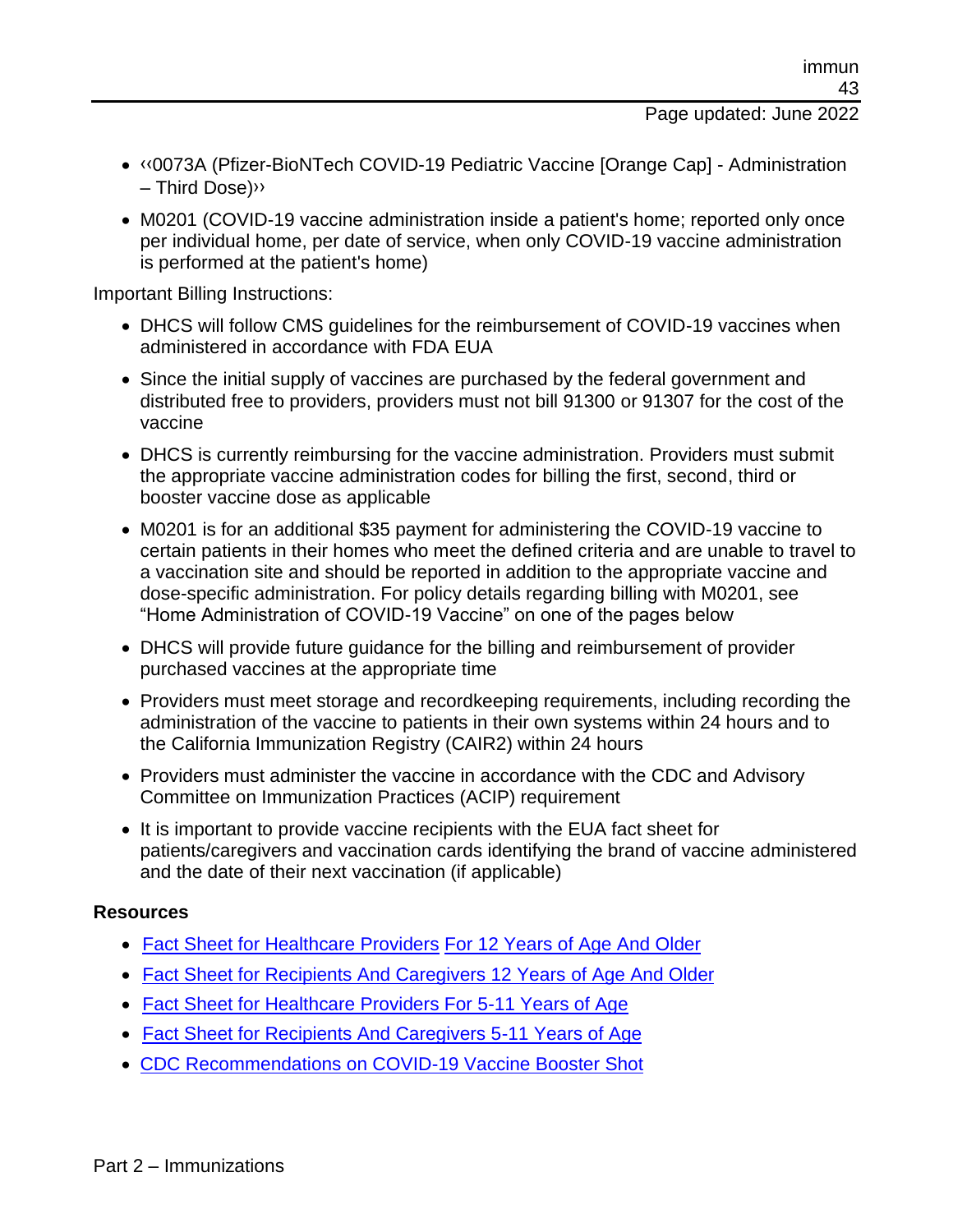- ‹‹0073A (Pfizer-BioNTech COVID-19 Pediatric Vaccine [Orange Cap] - Administration – Third Dose)››
- M0201 (COVID-19 vaccine administration inside a patient's home; reported only once per individual home, per date of service, when only COVID-19 vaccine administration is performed at the patient's home)

Important Billing Instructions:

- DHCS will follow CMS guidelines for the reimbursement of COVID-19 vaccines when administered in accordance with FDA EUA
- Since the initial supply of vaccines are purchased by the federal government and distributed free to providers, providers must not bill 91300 or 91307 for the cost of the vaccine
- DHCS is currently reimbursing for the vaccine administration. Providers must submit the appropriate vaccine administration codes for billing the first, second, third or booster vaccine dose as applicable
- M0201 is for an additional $35 payment for administering the COVID-19 vaccine to certain patients in their homes who meet the defined criteria and are unable to travel to a vaccination site and should be reported in addition to the appropriate vaccine and dose-specific administration. For policy details regarding billing with M0201, see "Home Administration of COVID-19 Vaccine" on one of the pages below
- DHCS will provide future guidance for the billing and reimbursement of provider purchased vaccines at the appropriate time
- Providers must meet storage and recordkeeping requirements, including recording the administration of the vaccine to patients in their own systems within 24 hours and to the California Immunization Registry (CAIR2) within 24 hours
- Providers must administer the vaccine in accordance with the CDC and Advisory Committee on Immunization Practices (ACIP) requirement
- It is important to provide vaccine recipients with the EUA fact sheet for patients/caregivers and vaccination cards identifying the brand of vaccine administered and the date of their next vaccination (if applicable)

**Resources**

- Fact Sheet for Healthcare Providers For 12 Years of Age And Older
- Fact Sheet for Recipients And Caregivers 12 Years of Age And Older
- Fact Sheet for Healthcare Providers For 5-11 Years of Age
- Fact Sheet for Recipients And Caregivers 5-11 Years of Age
- CDC Recommendations on COVID-19 Vaccine Booster Shot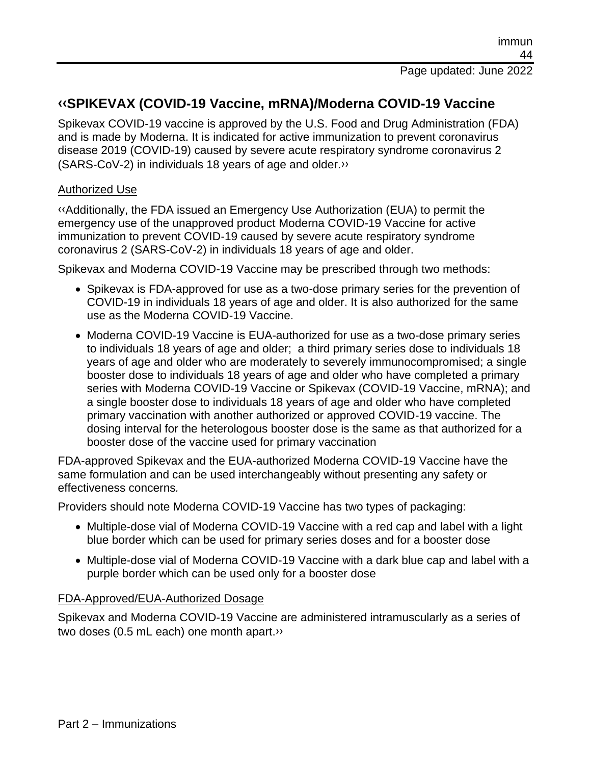## ‹‹SPIKEVAX (COVID-19 Vaccine, mRNA)/Moderna COVID-19 Vaccine

Spikevax COVID-19 vaccine is approved by the U.S. Food and Drug Administration (FDA) and is made by Moderna. It is indicated for active immunization to prevent coronavirus disease 2019 (COVID-19) caused by severe acute respiratory syndrome coronavirus 2 (SARS-CoV-2) in individuals 18 years of age and older.››

### Authorized Use

‹‹Additionally, the FDA issued an Emergency Use Authorization (EUA) to permit the emergency use of the unapproved product Moderna COVID-19 Vaccine for active immunization to prevent COVID-19 caused by severe acute respiratory syndrome coronavirus 2 (SARS-CoV-2) in individuals 18 years of age and older.

Spikevax and Moderna COVID-19 Vaccine may be prescribed through two methods:

- Spikevax is FDA-approved for use as a two-dose primary series for the prevention of COVID-19 in individuals 18 years of age and older. It is also authorized for the same use as the Moderna COVID-19 Vaccine.
- Moderna COVID-19 Vaccine is EUA-authorized for use as a two-dose primary series to individuals 18 years of age and older; a third primary series dose to individuals 18 years of age and older who are moderately to severely immunocompromised; a single booster dose to individuals 18 years of age and older who have completed a primary series with Moderna COVID-19 Vaccine or Spikevax (COVID-19 Vaccine, mRNA); and a single booster dose to individuals 18 years of age and older who have completed primary vaccination with another authorized or approved COVID-19 vaccine. The dosing interval for the heterologous booster dose is the same as that authorized for a booster dose of the vaccine used for primary vaccination

FDA-approved Spikevax and the EUA-authorized Moderna COVID-19 Vaccine have the same formulation and can be used interchangeably without presenting any safety or effectiveness concerns.

Providers should note Moderna COVID-19 Vaccine has two types of packaging:

- Multiple-dose vial of Moderna COVID-19 Vaccine with a red cap and label with a light blue border which can be used for primary series doses and for a booster dose
- Multiple-dose vial of Moderna COVID-19 Vaccine with a dark blue cap and label with a purple border which can be used only for a booster dose

### FDA-Approved/EUA-Authorized Dosage

Spikevax and Moderna COVID-19 Vaccine are administered intramuscularly as a series of two doses (0.5 mL each) one month apart.››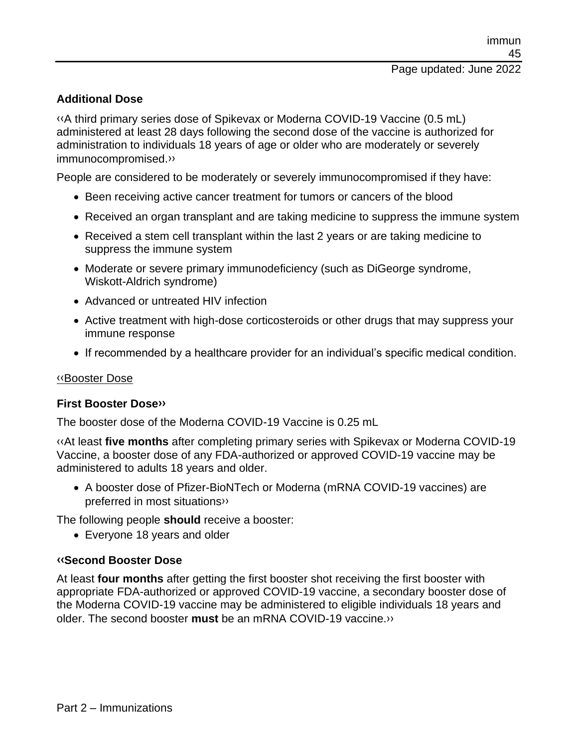**Additional Dose**

‹‹A third primary series dose of Spikevax or Moderna COVID-19 Vaccine (0.5 mL) administered at least 28 days following the second dose of the vaccine is authorized for administration to individuals 18 years of age or older who are moderately or severely immunocompromised.››

People are considered to be moderately or severely immunocompromised if they have:

- Been receiving active cancer treatment for tumors or cancers of the blood
- Received an organ transplant and are taking medicine to suppress the immune system
- Received a stem cell transplant within the last 2 years or are taking medicine to suppress the immune system
- Moderate or severe primary immunodeficiency (such as DiGeorge syndrome, Wiskott-Aldrich syndrome)
- Advanced or untreated HIV infection
- Active treatment with high-dose corticosteroids or other drugs that may suppress your immune response
- If recommended by a healthcare provider for an individual's specific medical condition.

<u>‹‹Booster Dose</u>

**First Booster Dose››**

The booster dose of the Moderna COVID-19 Vaccine is 0.25 mL

‹‹At least **five months** after completing primary series with Spikevax or Moderna COVID-19 Vaccine, a booster dose of any FDA-authorized or approved COVID-19 vaccine may be administered to adults 18 years and older.

- A booster dose of Pfizer-BioNTech or Moderna (mRNA COVID-19 vaccines) are preferred in most situations››

The following people **should** receive a booster:

- Everyone 18 years and older

**‹‹Second Booster Dose**

At least **four months** after getting the first booster shot receiving the first booster with appropriate FDA-authorized or approved COVID-19 vaccine, a secondary booster dose of the Moderna COVID-19 vaccine may be administered to eligible individuals 18 years and older. The second booster **must** be an mRNA COVID-19 vaccine.››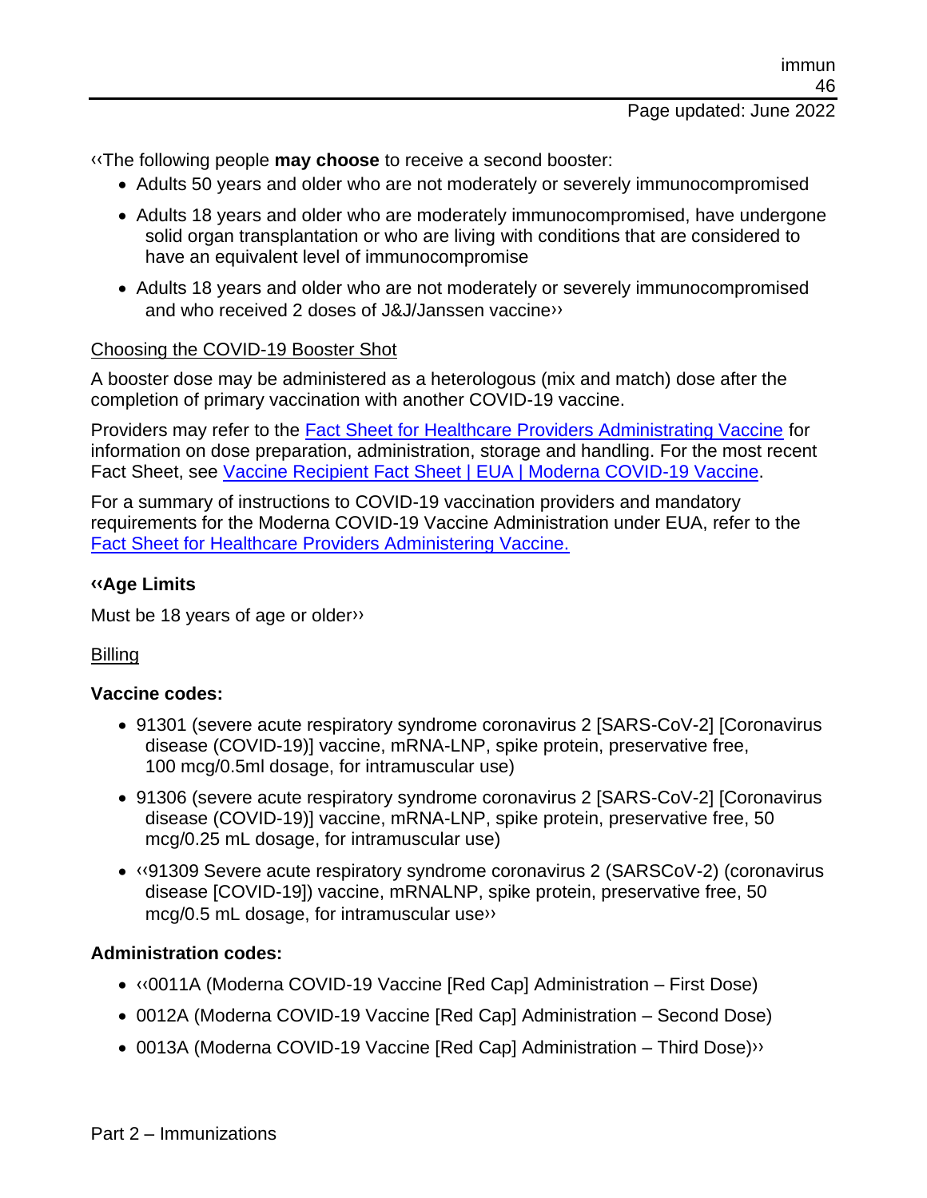‹‹The following people **may choose** to receive a second booster:

- Adults 50 years and older who are not moderately or severely immunocompromised
- Adults 18 years and older who are moderately immunocompromised, have undergone solid organ transplantation or who are living with conditions that are considered to have an equivalent level of immunocompromise
- Adults 18 years and older who are not moderately or severely immunocompromised and who received 2 doses of J&J/Janssen vaccine››

<u>Choosing the COVID-19 Booster Shot</u>

A booster dose may be administered as a heterologous (mix and match) dose after the completion of primary vaccination with another COVID-19 vaccine.

Providers may refer to the [Fact Sheet for Healthcare Providers Administrating Vaccine] for information on dose preparation, administration, storage and handling. For the most recent Fact Sheet, see [Vaccine Recipient Fact Sheet | EUA | Moderna COVID-19 Vaccine].

For a summary of instructions to COVID-19 vaccination providers and mandatory requirements for the Moderna COVID-19 Vaccine Administration under EUA, refer to the [Fact Sheet for Healthcare Providers Administering Vaccine.]

**‹‹Age Limits**

Must be 18 years of age or older››

<u>Billing</u>

**Vaccine codes:**

- 91301 (severe acute respiratory syndrome coronavirus 2 [SARS-CoV-2] [Coronavirus disease (COVID-19)] vaccine, mRNA-LNP, spike protein, preservative free, 100 mcg/0.5ml dosage, for intramuscular use)
- 91306 (severe acute respiratory syndrome coronavirus 2 [SARS-CoV-2] [Coronavirus disease (COVID-19)] vaccine, mRNA-LNP, spike protein, preservative free, 50 mcg/0.25 mL dosage, for intramuscular use)
- ‹‹91309 Severe acute respiratory syndrome coronavirus 2 (SARSCoV-2) (coronavirus disease [COVID-19]) vaccine, mRNALNP, spike protein, preservative free, 50 mcg/0.5 mL dosage, for intramuscular use››

**Administration codes:**

- ‹‹0011A (Moderna COVID-19 Vaccine [Red Cap] Administration – First Dose)
- 0012A (Moderna COVID-19 Vaccine [Red Cap] Administration – Second Dose)
- 0013A (Moderna COVID-19 Vaccine [Red Cap] Administration – Third Dose)››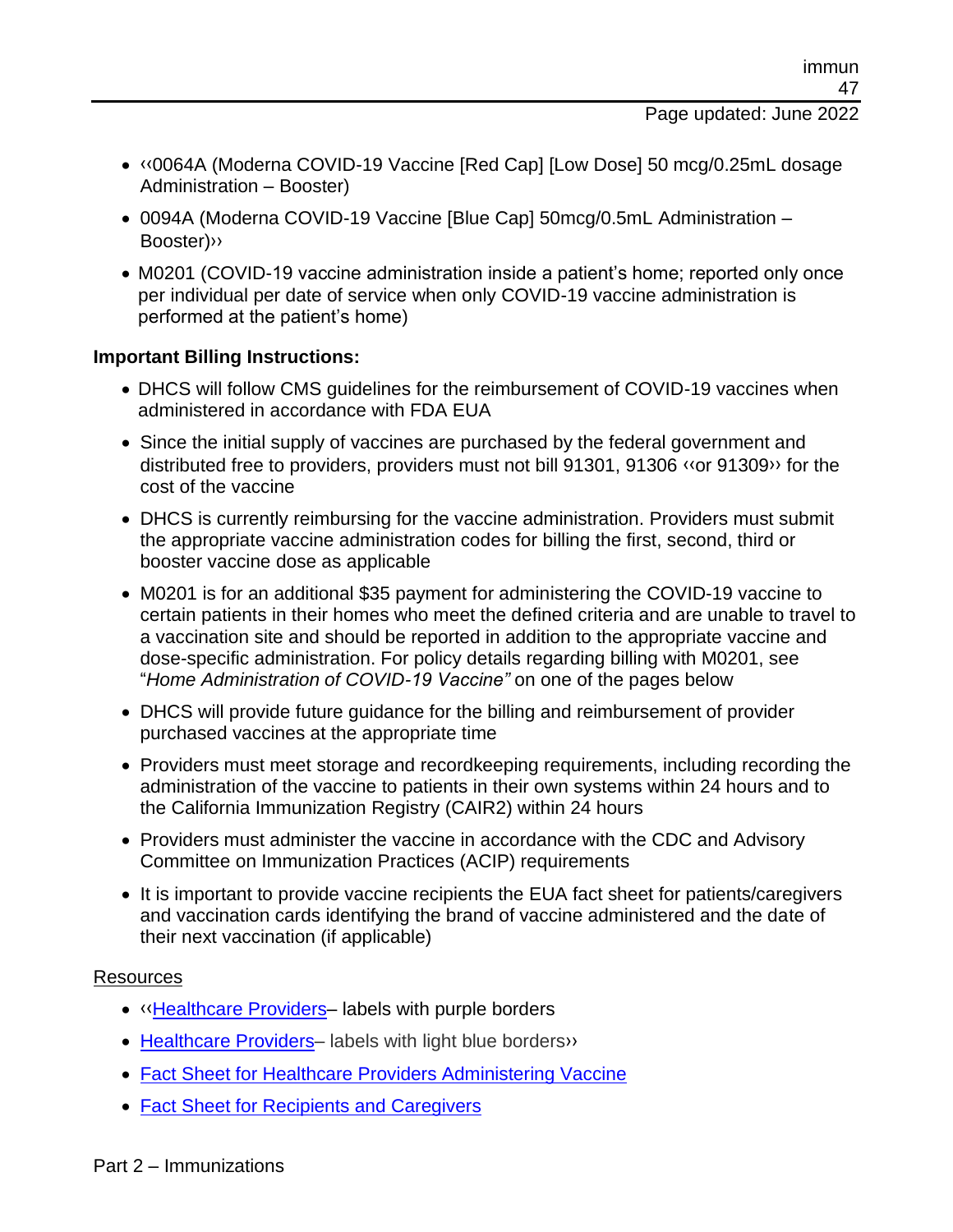- ‹‹0064A (Moderna COVID-19 Vaccine [Red Cap] [Low Dose] 50 mcg/0.25mL dosage Administration – Booster)
- 0094A (Moderna COVID-19 Vaccine [Blue Cap] 50mcg/0.5mL Administration – Booster)››
- M0201 (COVID-19 vaccine administration inside a patient's home; reported only once per individual per date of service when only COVID-19 vaccine administration is performed at the patient's home)

**Important Billing Instructions:**

- DHCS will follow CMS guidelines for the reimbursement of COVID-19 vaccines when administered in accordance with FDA EUA
- Since the initial supply of vaccines are purchased by the federal government and distributed free to providers, providers must not bill 91301, 91306 ‹‹or 91309›› for the cost of the vaccine
- DHCS is currently reimbursing for the vaccine administration. Providers must submit the appropriate vaccine administration codes for billing the first, second, third or booster vaccine dose as applicable
- M0201 is for an additional $35 payment for administering the COVID-19 vaccine to certain patients in their homes who meet the defined criteria and are unable to travel to a vaccination site and should be reported in addition to the appropriate vaccine and dose-specific administration. For policy details regarding billing with M0201, see "*Home Administration of COVID-19 Vaccine"* on one of the pages below
- DHCS will provide future guidance for the billing and reimbursement of provider purchased vaccines at the appropriate time
- Providers must meet storage and recordkeeping requirements, including recording the administration of the vaccine to patients in their own systems within 24 hours and to the California Immunization Registry (CAIR2) within 24 hours
- Providers must administer the vaccine in accordance with the CDC and Advisory Committee on Immunization Practices (ACIP) requirements
- It is important to provide vaccine recipients the EUA fact sheet for patients/caregivers and vaccination cards identifying the brand of vaccine administered and the date of their next vaccination (if applicable)

Resources

- ‹‹Healthcare Providers– labels with purple borders
- Healthcare Providers– labels with light blue borders››
- Fact Sheet for Healthcare Providers Administering Vaccine
- Fact Sheet for Recipients and Caregivers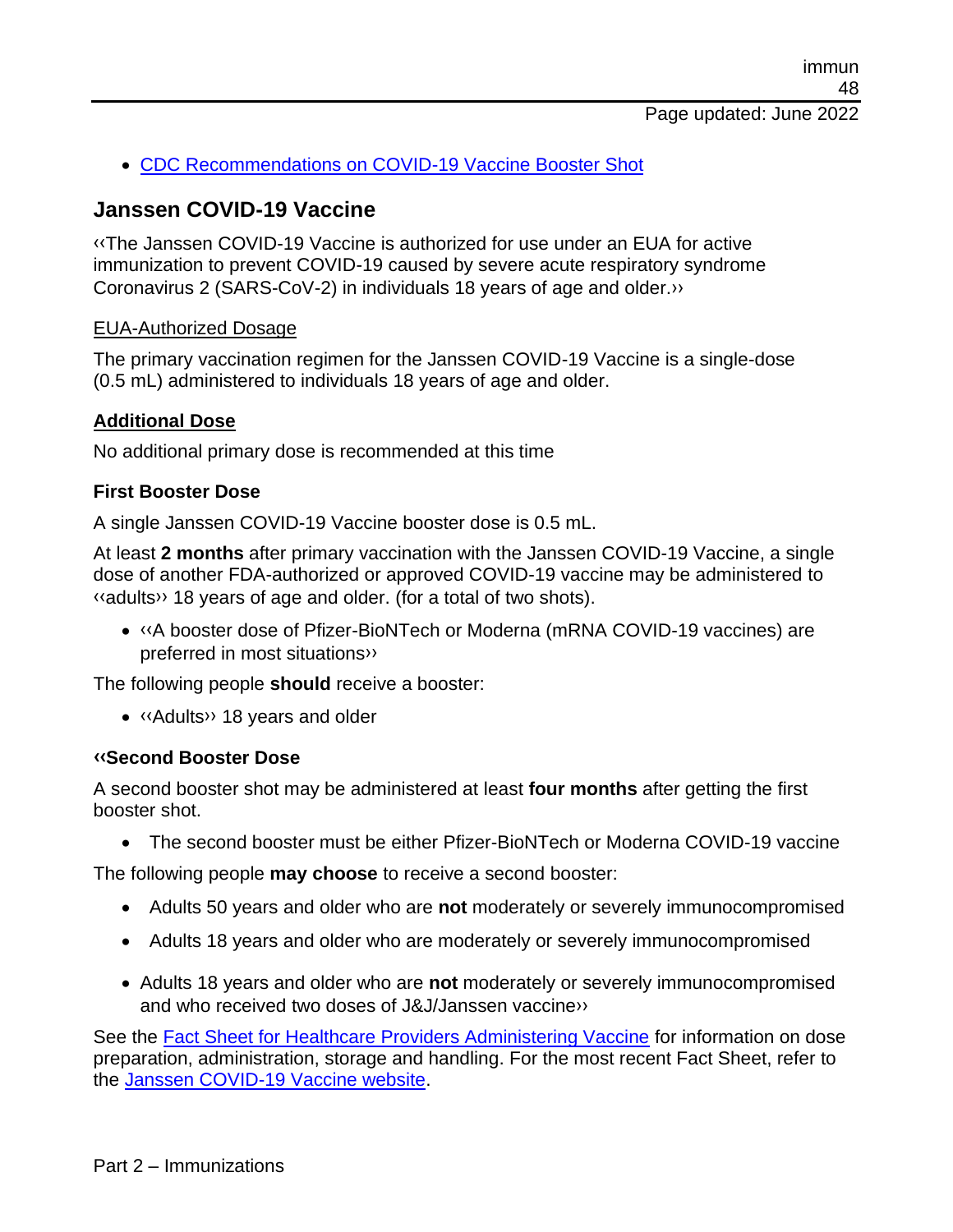- [CDC Recommendations on COVID-19 Vaccine Booster Shot]

## Janssen COVID-19 Vaccine

‹‹The Janssen COVID-19 Vaccine is authorized for use under an EUA for active immunization to prevent COVID-19 caused by severe acute respiratory syndrome Coronavirus 2 (SARS-CoV-2) in individuals 18 years of age and older.››

EUA-Authorized Dosage

The primary vaccination regimen for the Janssen COVID-19 Vaccine is a single-dose (0.5 mL) administered to individuals 18 years of age and older.

**Additional Dose**

No additional primary dose is recommended at this time

**First Booster Dose**

A single Janssen COVID-19 Vaccine booster dose is 0.5 mL.

At least **2 months** after primary vaccination with the Janssen COVID-19 Vaccine, a single dose of another FDA-authorized or approved COVID-19 vaccine may be administered to ‹‹adults›› 18 years of age and older. (for a total of two shots).

- ‹‹A booster dose of Pfizer-BioNTech or Moderna (mRNA COVID-19 vaccines) are preferred in most situations››

The following people **should** receive a booster:

- ‹‹Adults›› 18 years and older

**‹‹Second Booster Dose**

A second booster shot may be administered at least **four months** after getting the first booster shot.

- The second booster must be either Pfizer-BioNTech or Moderna COVID-19 vaccine

The following people **may choose** to receive a second booster:

- Adults 50 years and older who are **not** moderately or severely immunocompromised
- Adults 18 years and older who are moderately or severely immunocompromised
- Adults 18 years and older who are **not** moderately or severely immunocompromised and who received two doses of J&J/Janssen vaccine››

See the Fact Sheet for Healthcare Providers Administering Vaccine for information on dose preparation, administration, storage and handling. For the most recent Fact Sheet, refer to the Janssen COVID-19 Vaccine website.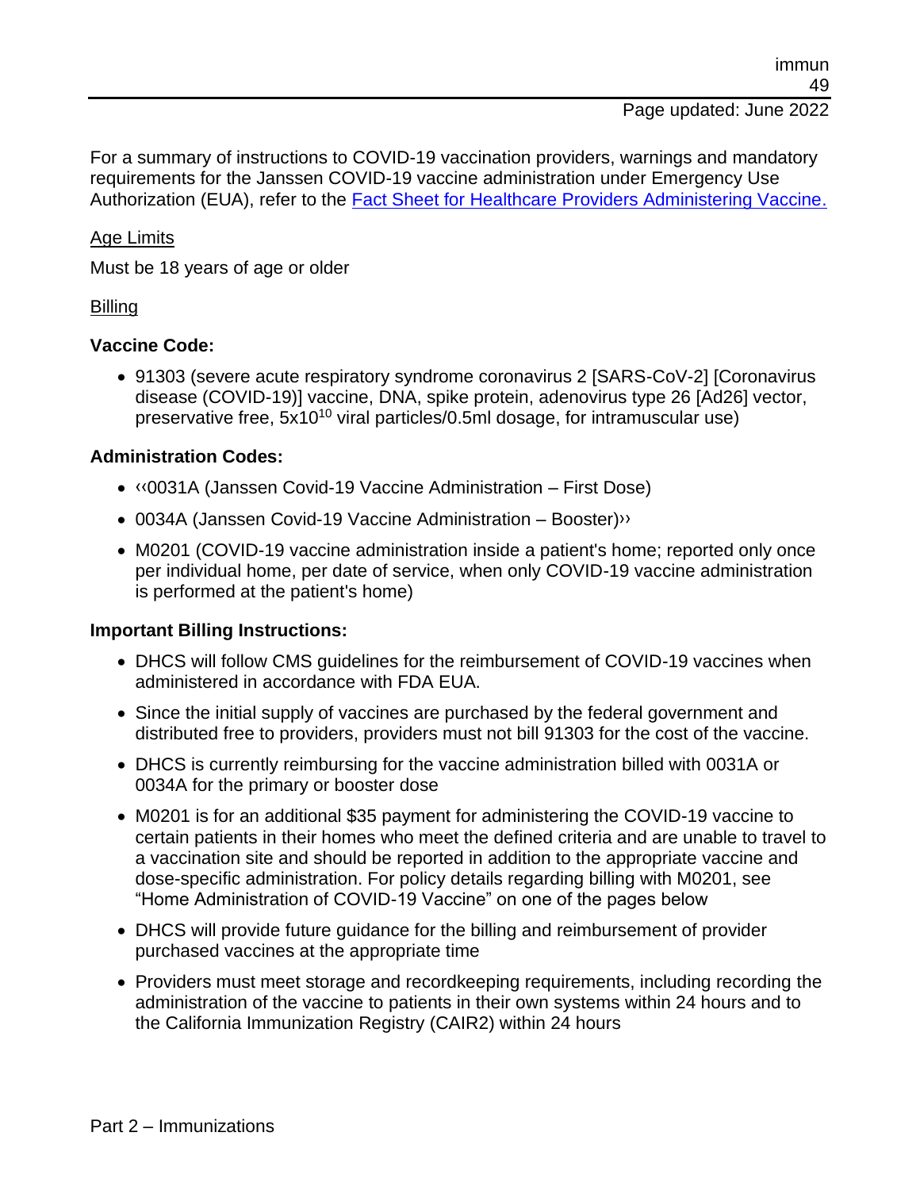For a summary of instructions to COVID-19 vaccination providers, warnings and mandatory requirements for the Janssen COVID-19 vaccine administration under Emergency Use Authorization (EUA), refer to the [Fact Sheet for Healthcare Providers Administering Vaccine.]()

Age Limits

Must be 18 years of age or older

Billing

**Vaccine Code:**

- 91303 (severe acute respiratory syndrome coronavirus 2 [SARS-CoV-2] [Coronavirus disease (COVID-19)] vaccine, DNA, spike protein, adenovirus type 26 [Ad26] vector, preservative free, $5x10^{10}$ viral particles/0.5ml dosage, for intramuscular use)

**Administration Codes:**

- ‹‹0031A (Janssen Covid-19 Vaccine Administration – First Dose)
- 0034A (Janssen Covid-19 Vaccine Administration – Booster)››
- M0201 (COVID-19 vaccine administration inside a patient's home; reported only once per individual home, per date of service, when only COVID-19 vaccine administration is performed at the patient's home)

**Important Billing Instructions:**

- DHCS will follow CMS guidelines for the reimbursement of COVID-19 vaccines when administered in accordance with FDA EUA.
- Since the initial supply of vaccines are purchased by the federal government and distributed free to providers, providers must not bill 91303 for the cost of the vaccine.
- DHCS is currently reimbursing for the vaccine administration billed with 0031A or 0034A for the primary or booster dose
- M0201 is for an additional $35 payment for administering the COVID-19 vaccine to certain patients in their homes who meet the defined criteria and are unable to travel to a vaccination site and should be reported in addition to the appropriate vaccine and dose-specific administration. For policy details regarding billing with M0201, see "Home Administration of COVID-19 Vaccine" on one of the pages below
- DHCS will provide future guidance for the billing and reimbursement of provider purchased vaccines at the appropriate time
- Providers must meet storage and recordkeeping requirements, including recording the administration of the vaccine to patients in their own systems within 24 hours and to the California Immunization Registry (CAIR2) within 24 hours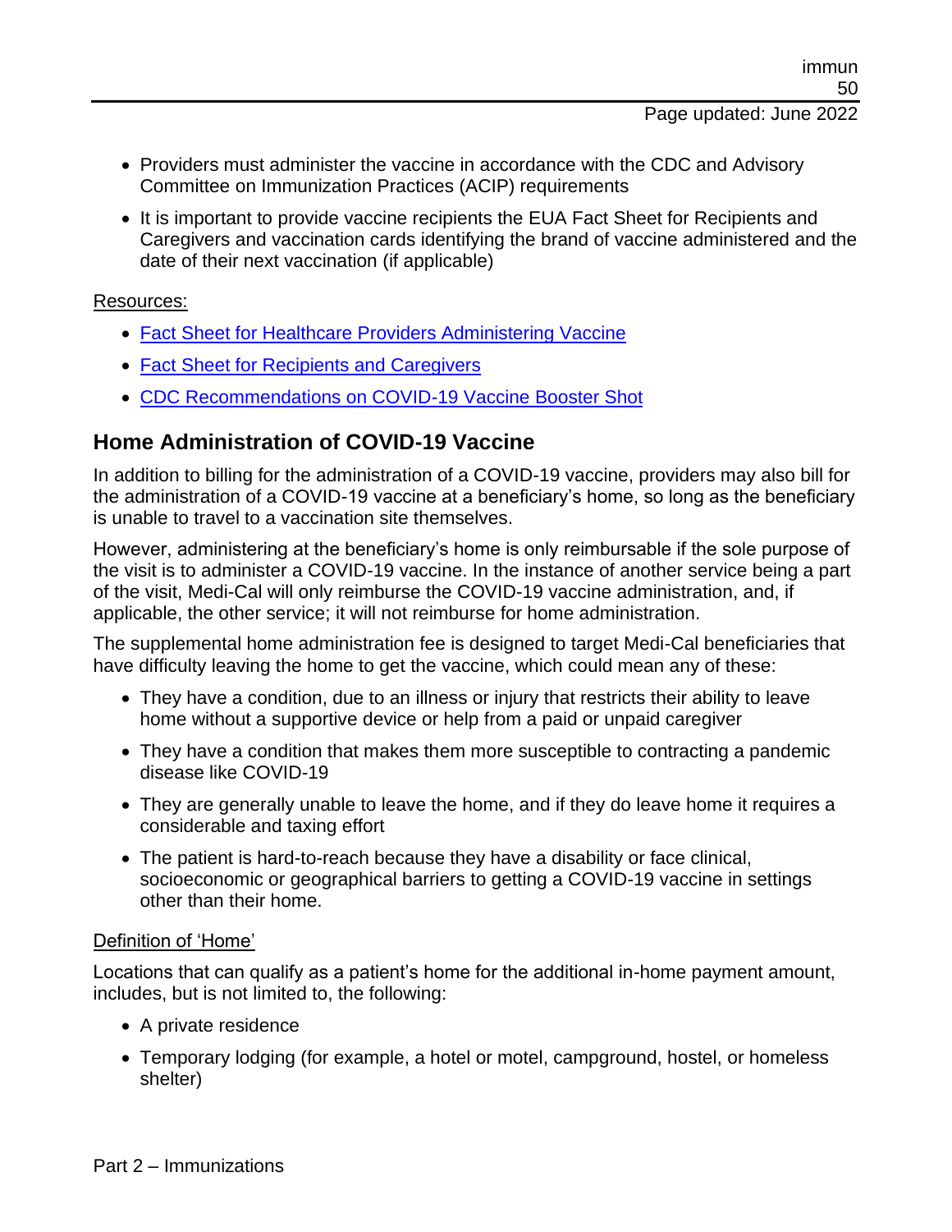- Providers must administer the vaccine in accordance with the CDC and Advisory Committee on Immunization Practices (ACIP) requirements
- It is important to provide vaccine recipients the EUA Fact Sheet for Recipients and Caregivers and vaccination cards identifying the brand of vaccine administered and the date of their next vaccination (if applicable)

Resources:

- Fact Sheet for Healthcare Providers Administering Vaccine
- Fact Sheet for Recipients and Caregivers
- CDC Recommendations on COVID-19 Vaccine Booster Shot

## Home Administration of COVID-19 Vaccine

In addition to billing for the administration of a COVID-19 vaccine, providers may also bill for the administration of a COVID-19 vaccine at a beneficiary's home, so long as the beneficiary is unable to travel to a vaccination site themselves.

However, administering at the beneficiary's home is only reimbursable if the sole purpose of the visit is to administer a COVID-19 vaccine. In the instance of another service being a part of the visit, Medi-Cal will only reimburse the COVID-19 vaccine administration, and, if applicable, the other service; it will not reimburse for home administration.

The supplemental home administration fee is designed to target Medi-Cal beneficiaries that have difficulty leaving the home to get the vaccine, which could mean any of these:

- They have a condition, due to an illness or injury that restricts their ability to leave home without a supportive device or help from a paid or unpaid caregiver
- They have a condition that makes them more susceptible to contracting a pandemic disease like COVID-19
- They are generally unable to leave the home, and if they do leave home it requires a considerable and taxing effort
- The patient is hard-to-reach because they have a disability or face clinical, socioeconomic or geographical barriers to getting a COVID-19 vaccine in settings other than their home.

Definition of 'Home'

Locations that can qualify as a patient's home for the additional in-home payment amount, includes, but is not limited to, the following:

- A private residence
- Temporary lodging (for example, a hotel or motel, campground, hostel, or homeless shelter)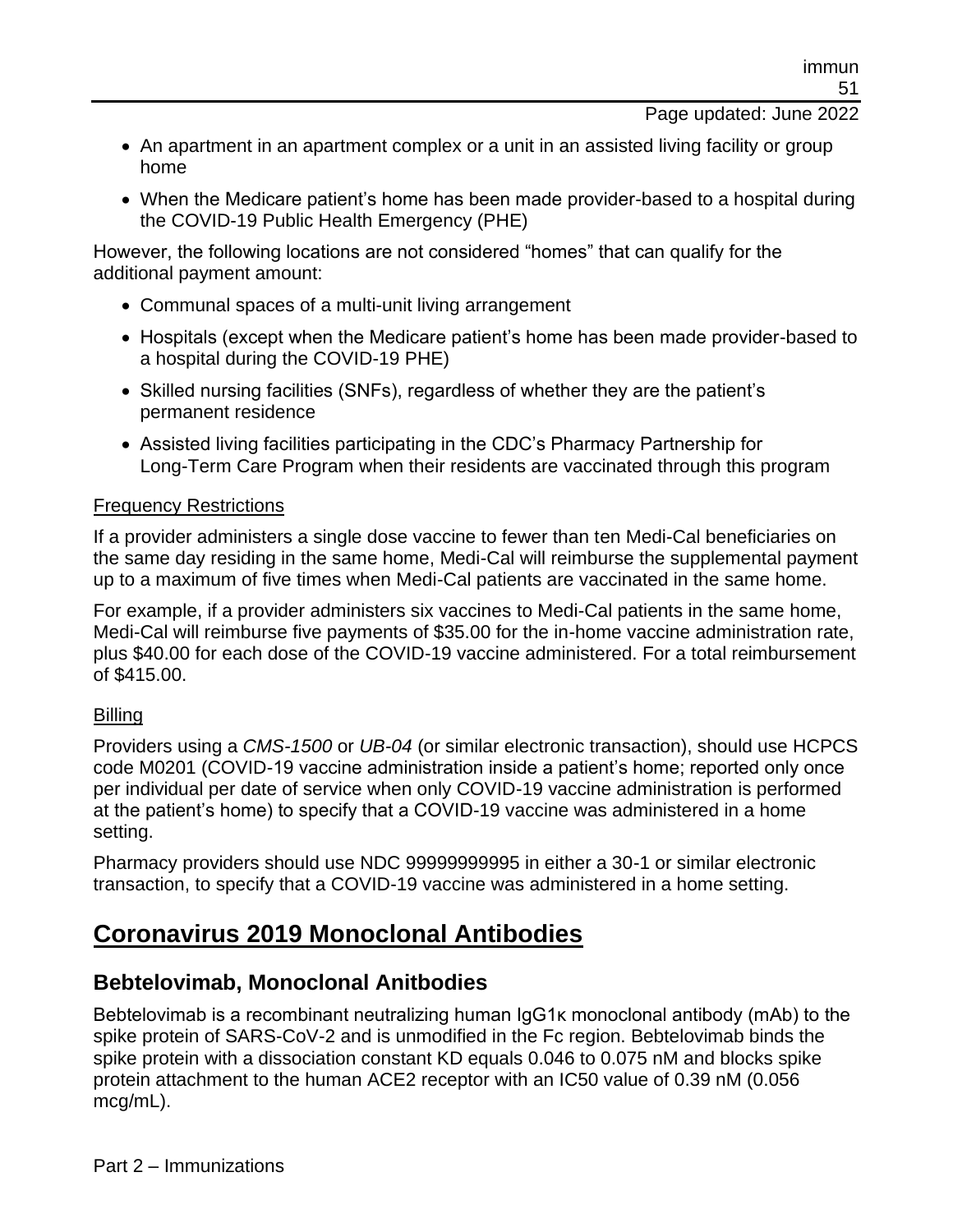- An apartment in an apartment complex or a unit in an assisted living facility or group home
- When the Medicare patient's home has been made provider-based to a hospital during the COVID-19 Public Health Emergency (PHE)

However, the following locations are not considered "homes" that can qualify for the additional payment amount:

- Communal spaces of a multi-unit living arrangement
- Hospitals (except when the Medicare patient's home has been made provider-based to a hospital during the COVID-19 PHE)
- Skilled nursing facilities (SNFs), regardless of whether they are the patient's permanent residence
- Assisted living facilities participating in the CDC's Pharmacy Partnership for Long-Term Care Program when their residents are vaccinated through this program

Frequency Restrictions

If a provider administers a single dose vaccine to fewer than ten Medi-Cal beneficiaries on the same day residing in the same home, Medi-Cal will reimburse the supplemental payment up to a maximum of five times when Medi-Cal patients are vaccinated in the same home.

For example, if a provider administers six vaccines to Medi-Cal patients in the same home, Medi-Cal will reimburse five payments of $35.00 for the in-home vaccine administration rate, plus $40.00 for each dose of the COVID-19 vaccine administered. For a total reimbursement of $415.00.

Billing

Providers using a *CMS-1500* or *UB-04* (or similar electronic transaction), should use HCPCS code M0201 (COVID-19 vaccine administration inside a patient's home; reported only once per individual per date of service when only COVID-19 vaccine administration is performed at the patient's home) to specify that a COVID-19 vaccine was administered in a home setting.

Pharmacy providers should use NDC 99999999995 in either a 30-1 or similar electronic transaction, to specify that a COVID-19 vaccine was administered in a home setting.

# Coronavirus 2019 Monoclonal Antibodies

## Bebtelovimab, Monoclonal Anitbodies

Bebtelovimab is a recombinant neutralizing human IgG1κ monoclonal antibody (mAb) to the spike protein of SARS-CoV-2 and is unmodified in the Fc region. Bebtelovimab binds the spike protein with a dissociation constant KD equals 0.046 to 0.075 nM and blocks spike protein attachment to the human ACE2 receptor with an IC50 value of 0.39 nM (0.056 mcg/mL).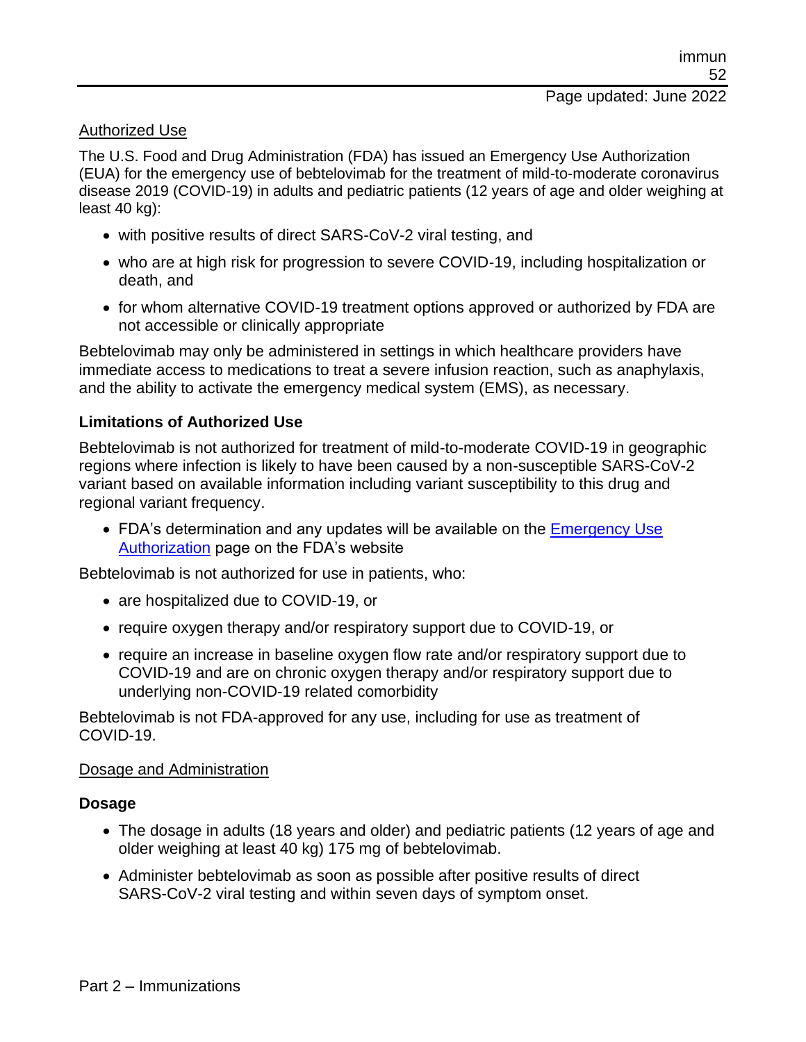Authorized Use

The U.S. Food and Drug Administration (FDA) has issued an Emergency Use Authorization (EUA) for the emergency use of bebtelovimab for the treatment of mild-to-moderate coronavirus disease 2019 (COVID-19) in adults and pediatric patients (12 years of age and older weighing at least 40 kg):

- with positive results of direct SARS-CoV-2 viral testing, and
- who are at high risk for progression to severe COVID-19, including hospitalization or death, and
- for whom alternative COVID-19 treatment options approved or authorized by FDA are not accessible or clinically appropriate

Bebtelovimab may only be administered in settings in which healthcare providers have immediate access to medications to treat a severe infusion reaction, such as anaphylaxis, and the ability to activate the emergency medical system (EMS), as necessary.

**Limitations of Authorized Use**

Bebtelovimab is not authorized for treatment of mild-to-moderate COVID-19 in geographic regions where infection is likely to have been caused by a non-susceptible SARS-CoV-2 variant based on available information including variant susceptibility to this drug and regional variant frequency.

- FDA's determination and any updates will be available on the Emergency Use Authorization page on the FDA's website

Bebtelovimab is not authorized for use in patients, who:

- are hospitalized due to COVID-19, or
- require oxygen therapy and/or respiratory support due to COVID-19, or
- require an increase in baseline oxygen flow rate and/or respiratory support due to COVID-19 and are on chronic oxygen therapy and/or respiratory support due to underlying non-COVID-19 related comorbidity

Bebtelovimab is not FDA-approved for any use, including for use as treatment of COVID-19.

Dosage and Administration

**Dosage**

- The dosage in adults (18 years and older) and pediatric patients (12 years of age and older weighing at least 40 kg) 175 mg of bebtelovimab.
- Administer bebtelovimab as soon as possible after positive results of direct SARS-CoV-2 viral testing and within seven days of symptom onset.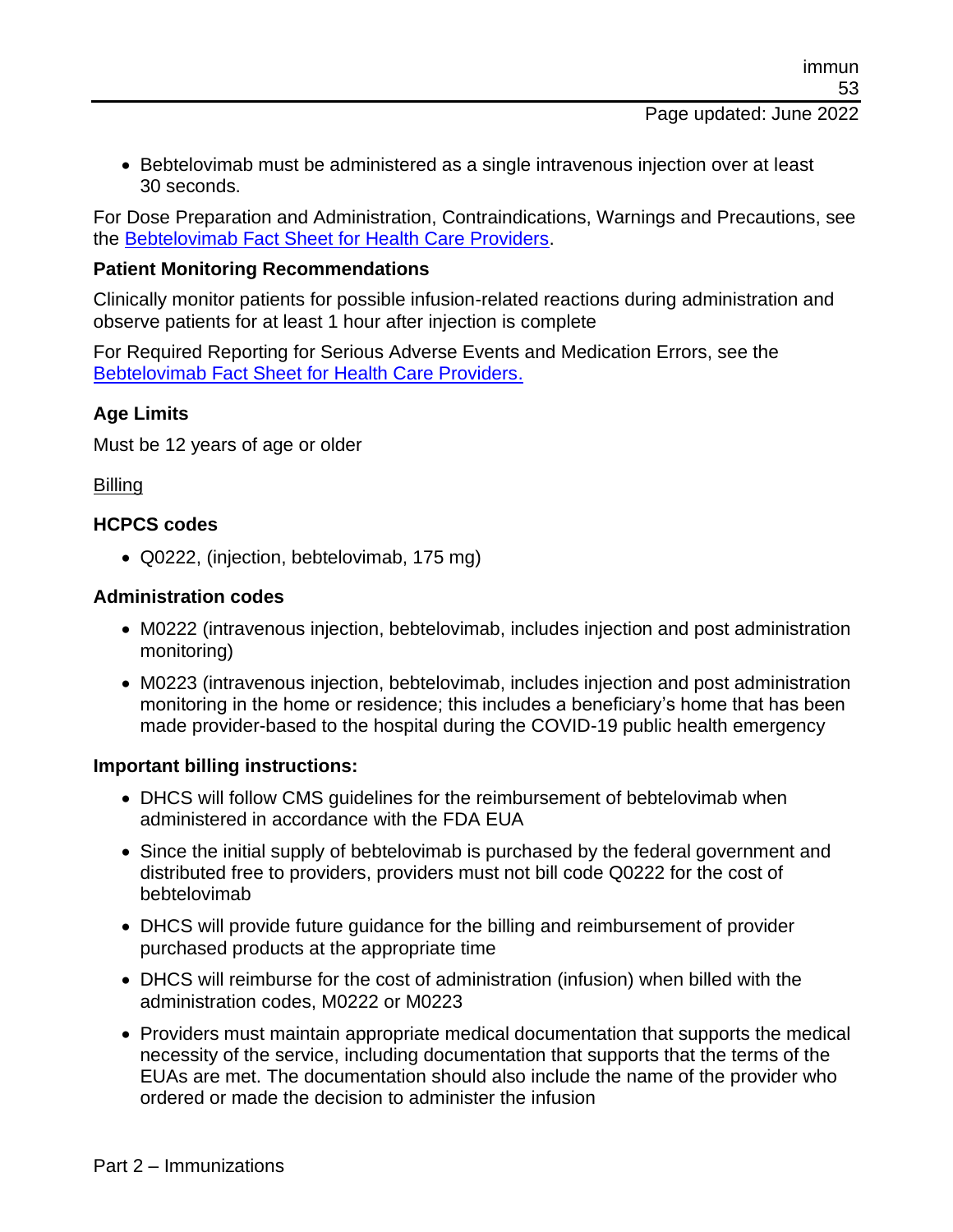- Bebtelovimab must be administered as a single intravenous injection over at least 30 seconds.

For Dose Preparation and Administration, Contraindications, Warnings and Precautions, see the [Bebtelovimab Fact Sheet for Health Care Providers](#).

**Patient Monitoring Recommendations**

Clinically monitor patients for possible infusion-related reactions during administration and observe patients for at least 1 hour after injection is complete

For Required Reporting for Serious Adverse Events and Medication Errors, see the [Bebtelovimab Fact Sheet for Health Care Providers.](#)

**Age Limits**

Must be 12 years of age or older

Billing

**HCPCS codes**

- Q0222, (injection, bebtelovimab, 175 mg)

**Administration codes**

- M0222 (intravenous injection, bebtelovimab, includes injection and post administration monitoring)
- M0223 (intravenous injection, bebtelovimab, includes injection and post administration monitoring in the home or residence; this includes a beneficiary's home that has been made provider-based to the hospital during the COVID-19 public health emergency

**Important billing instructions:**

- DHCS will follow CMS guidelines for the reimbursement of bebtelovimab when administered in accordance with the FDA EUA
- Since the initial supply of bebtelovimab is purchased by the federal government and distributed free to providers, providers must not bill code Q0222 for the cost of bebtelovimab
- DHCS will provide future guidance for the billing and reimbursement of provider purchased products at the appropriate time
- DHCS will reimburse for the cost of administration (infusion) when billed with the administration codes, M0222 or M0223
- Providers must maintain appropriate medical documentation that supports the medical necessity of the service, including documentation that supports that the terms of the EUAs are met. The documentation should also include the name of the provider who ordered or made the decision to administer the infusion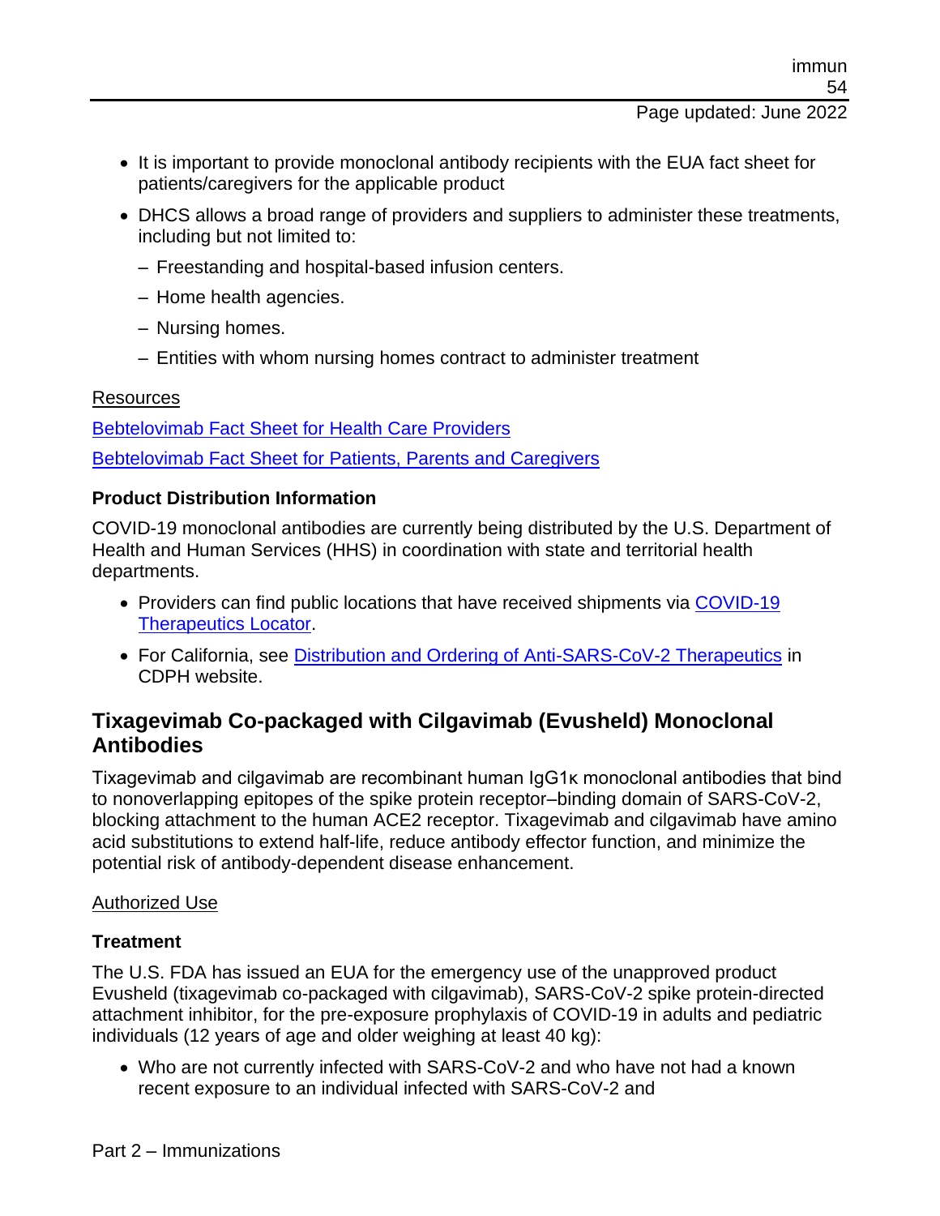- It is important to provide monoclonal antibody recipients with the EUA fact sheet for patients/caregivers for the applicable product
- DHCS allows a broad range of providers and suppliers to administer these treatments, including but not limited to:
  - Freestanding and hospital-based infusion centers.
  - Home health agencies.
  - Nursing homes.
  - Entities with whom nursing homes contract to administer treatment

Resources

Bebtelovimab Fact Sheet for Health Care Providers

Bebtelovimab Fact Sheet for Patients, Parents and Caregivers

**Product Distribution Information**

COVID-19 monoclonal antibodies are currently being distributed by the U.S. Department of Health and Human Services (HHS) in coordination with state and territorial health departments.

- Providers can find public locations that have received shipments via COVID-19 Therapeutics Locator.
- For California, see Distribution and Ordering of Anti-SARS-CoV-2 Therapeutics in CDPH website.

## Tixagevimab Co-packaged with Cilgavimab (Evusheld) Monoclonal Antibodies

Tixagevimab and cilgavimab are recombinant human IgG1κ monoclonal antibodies that bind to nonoverlapping epitopes of the spike protein receptor–binding domain of SARS-CoV-2, blocking attachment to the human ACE2 receptor. Tixagevimab and cilgavimab have amino acid substitutions to extend half-life, reduce antibody effector function, and minimize the potential risk of antibody-dependent disease enhancement.

Authorized Use

**Treatment**

The U.S. FDA has issued an EUA for the emergency use of the unapproved product Evusheld (tixagevimab co-packaged with cilgavimab), SARS-CoV-2 spike protein-directed attachment inhibitor, for the pre-exposure prophylaxis of COVID-19 in adults and pediatric individuals (12 years of age and older weighing at least 40 kg):

- Who are not currently infected with SARS-CoV-2 and who have not had a known recent exposure to an individual infected with SARS-CoV-2 and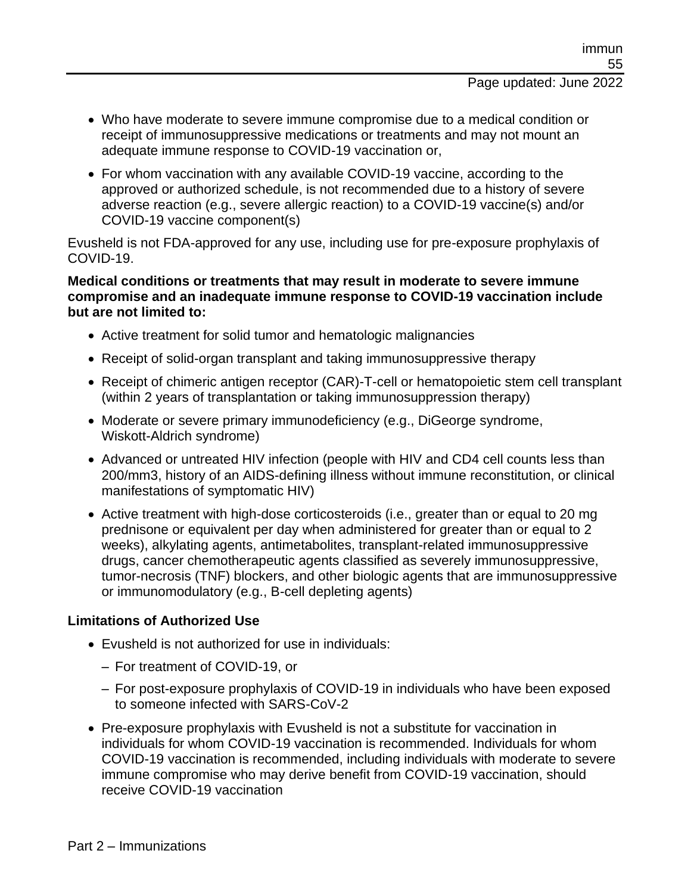- Who have moderate to severe immune compromise due to a medical condition or receipt of immunosuppressive medications or treatments and may not mount an adequate immune response to COVID-19 vaccination or,
- For whom vaccination with any available COVID-19 vaccine, according to the approved or authorized schedule, is not recommended due to a history of severe adverse reaction (e.g., severe allergic reaction) to a COVID-19 vaccine(s) and/or COVID-19 vaccine component(s)

Evusheld is not FDA-approved for any use, including use for pre-exposure prophylaxis of COVID-19.

**Medical conditions or treatments that may result in moderate to severe immune compromise and an inadequate immune response to COVID-19 vaccination include but are not limited to:**

- Active treatment for solid tumor and hematologic malignancies
- Receipt of solid-organ transplant and taking immunosuppressive therapy
- Receipt of chimeric antigen receptor (CAR)-T-cell or hematopoietic stem cell transplant (within 2 years of transplantation or taking immunosuppression therapy)
- Moderate or severe primary immunodeficiency (e.g., DiGeorge syndrome, Wiskott-Aldrich syndrome)
- Advanced or untreated HIV infection (people with HIV and CD4 cell counts less than 200/mm3, history of an AIDS-defining illness without immune reconstitution, or clinical manifestations of symptomatic HIV)
- Active treatment with high-dose corticosteroids (i.e., greater than or equal to 20 mg prednisone or equivalent per day when administered for greater than or equal to 2 weeks), alkylating agents, antimetabolites, transplant-related immunosuppressive drugs, cancer chemotherapeutic agents classified as severely immunosuppressive, tumor-necrosis (TNF) blockers, and other biologic agents that are immunosuppressive or immunomodulatory (e.g., B-cell depleting agents)

**Limitations of Authorized Use**

- Evusheld is not authorized for use in individuals:
  - For treatment of COVID-19, or
  - For post-exposure prophylaxis of COVID-19 in individuals who have been exposed to someone infected with SARS-CoV-2
- Pre-exposure prophylaxis with Evusheld is not a substitute for vaccination in individuals for whom COVID-19 vaccination is recommended. Individuals for whom COVID-19 vaccination is recommended, including individuals with moderate to severe immune compromise who may derive benefit from COVID-19 vaccination, should receive COVID-19 vaccination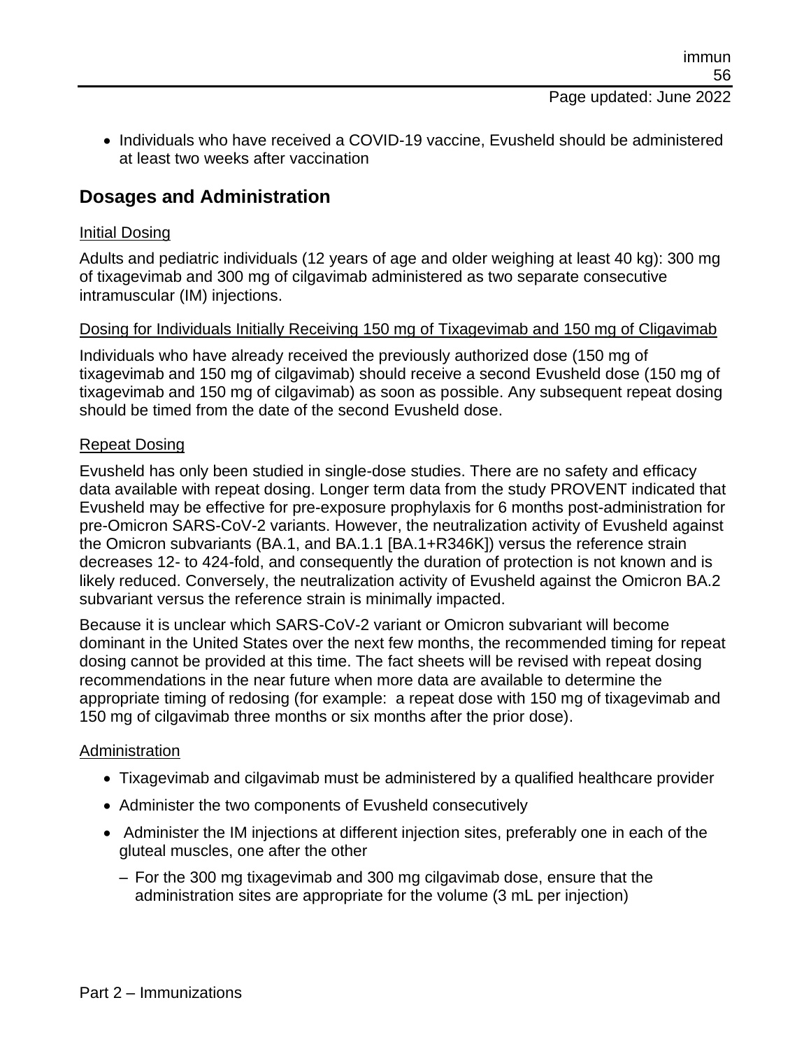- Individuals who have received a COVID-19 vaccine, Evusheld should be administered at least two weeks after vaccination

## Dosages and Administration

Initial Dosing

Adults and pediatric individuals (12 years of age and older weighing at least 40 kg): 300 mg of tixagevimab and 300 mg of cilgavimab administered as two separate consecutive intramuscular (IM) injections.

Dosing for Individuals Initially Receiving 150 mg of Tixagevimab and 150 mg of Cligavimab

Individuals who have already received the previously authorized dose (150 mg of tixagevimab and 150 mg of cilgavimab) should receive a second Evusheld dose (150 mg of tixagevimab and 150 mg of cilgavimab) as soon as possible. Any subsequent repeat dosing should be timed from the date of the second Evusheld dose.

Repeat Dosing

Evusheld has only been studied in single-dose studies. There are no safety and efficacy data available with repeat dosing. Longer term data from the study PROVENT indicated that Evusheld may be effective for pre-exposure prophylaxis for 6 months post-administration for pre-Omicron SARS-CoV-2 variants. However, the neutralization activity of Evusheld against the Omicron subvariants (BA.1, and BA.1.1 [BA.1+R346K]) versus the reference strain decreases 12- to 424-fold, and consequently the duration of protection is not known and is likely reduced. Conversely, the neutralization activity of Evusheld against the Omicron BA.2 subvariant versus the reference strain is minimally impacted.

Because it is unclear which SARS-CoV-2 variant or Omicron subvariant will become dominant in the United States over the next few months, the recommended timing for repeat dosing cannot be provided at this time. The fact sheets will be revised with repeat dosing recommendations in the near future when more data are available to determine the appropriate timing of redosing (for example: a repeat dose with 150 mg of tixagevimab and 150 mg of cilgavimab three months or six months after the prior dose).

Administration

- Tixagevimab and cilgavimab must be administered by a qualified healthcare provider
- Administer the two components of Evusheld consecutively
- Administer the IM injections at different injection sites, preferably one in each of the gluteal muscles, one after the other
  - For the 300 mg tixagevimab and 300 mg cilgavimab dose, ensure that the administration sites are appropriate for the volume (3 mL per injection)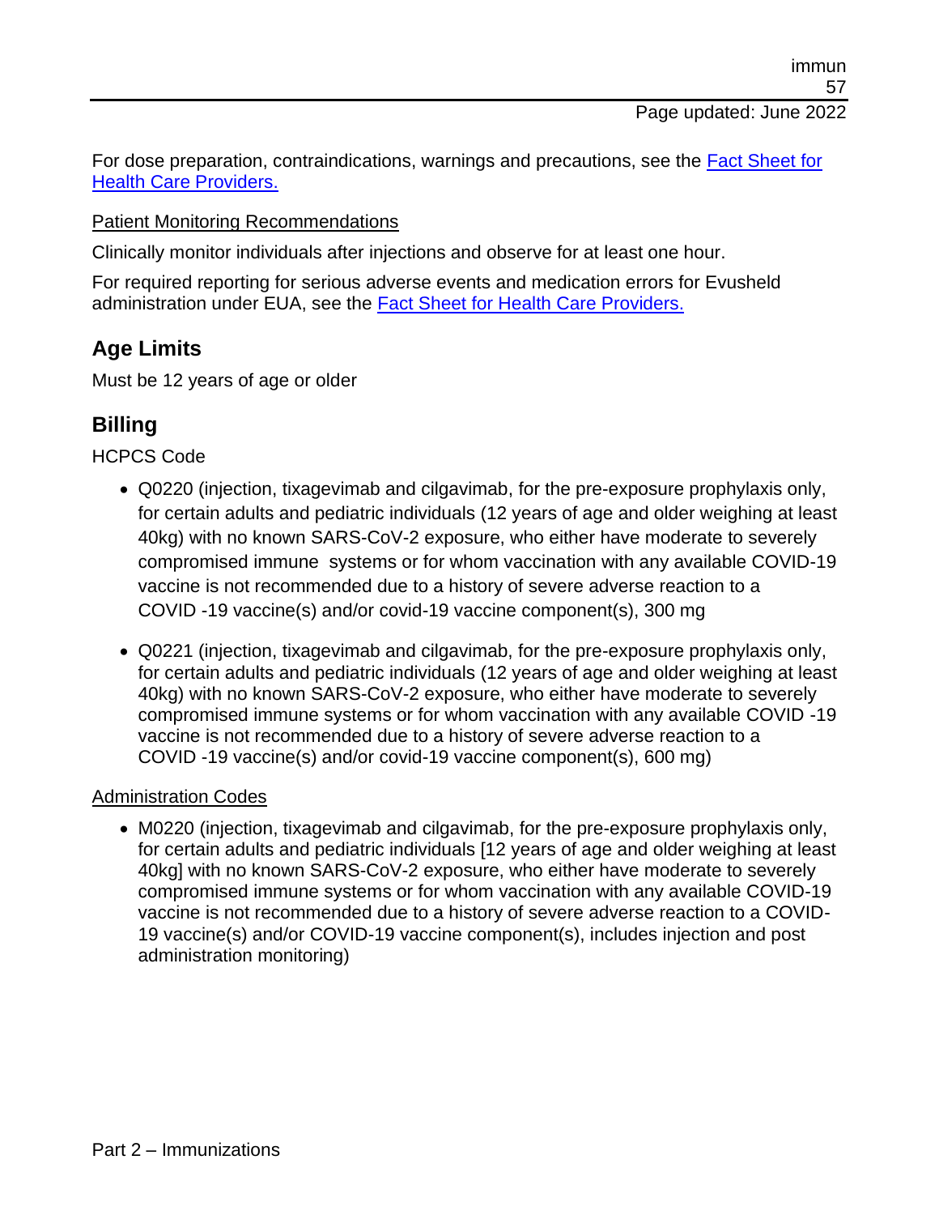For dose preparation, contraindications, warnings and precautions, see the Fact Sheet for Health Care Providers.

Patient Monitoring Recommendations

Clinically monitor individuals after injections and observe for at least one hour.

For required reporting for serious adverse events and medication errors for Evusheld administration under EUA, see the Fact Sheet for Health Care Providers.

## Age Limits

Must be 12 years of age or older

## Billing

HCPCS Code

- Q0220 (injection, tixagevimab and cilgavimab, for the pre-exposure prophylaxis only, for certain adults and pediatric individuals (12 years of age and older weighing at least 40kg) with no known SARS-CoV-2 exposure, who either have moderate to severely compromised immune systems or for whom vaccination with any available COVID-19 vaccine is not recommended due to a history of severe adverse reaction to a COVID -19 vaccine(s) and/or covid-19 vaccine component(s), 300 mg
- Q0221 (injection, tixagevimab and cilgavimab, for the pre-exposure prophylaxis only, for certain adults and pediatric individuals (12 years of age and older weighing at least 40kg) with no known SARS-CoV-2 exposure, who either have moderate to severely compromised immune systems or for whom vaccination with any available COVID -19 vaccine is not recommended due to a history of severe adverse reaction to a COVID -19 vaccine(s) and/or covid-19 vaccine component(s), 600 mg)

Administration Codes

- M0220 (injection, tixagevimab and cilgavimab, for the pre-exposure prophylaxis only, for certain adults and pediatric individuals [12 years of age and older weighing at least 40kg] with no known SARS-CoV-2 exposure, who either have moderate to severely compromised immune systems or for whom vaccination with any available COVID-19 vaccine is not recommended due to a history of severe adverse reaction to a COVID-19 vaccine(s) and/or COVID-19 vaccine component(s), includes injection and post administration monitoring)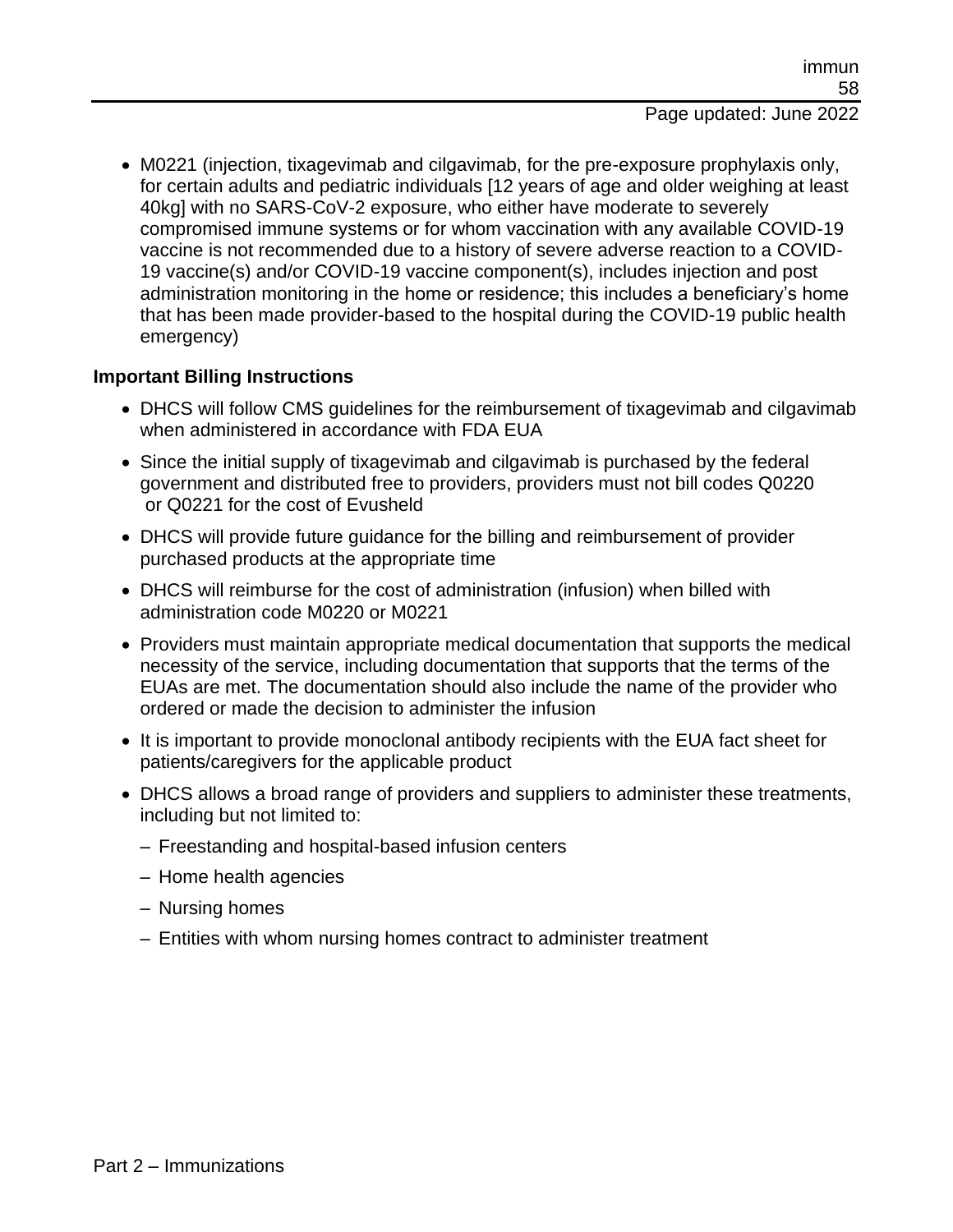- M0221 (injection, tixagevimab and cilgavimab, for the pre-exposure prophylaxis only, for certain adults and pediatric individuals [12 years of age and older weighing at least 40kg] with no SARS-CoV-2 exposure, who either have moderate to severely compromised immune systems or for whom vaccination with any available COVID-19 vaccine is not recommended due to a history of severe adverse reaction to a COVID-19 vaccine(s) and/or COVID-19 vaccine component(s), includes injection and post administration monitoring in the home or residence; this includes a beneficiary's home that has been made provider-based to the hospital during the COVID-19 public health emergency)

**Important Billing Instructions**

- DHCS will follow CMS guidelines for the reimbursement of tixagevimab and cilgavimab when administered in accordance with FDA EUA
- Since the initial supply of tixagevimab and cilgavimab is purchased by the federal government and distributed free to providers, providers must not bill codes Q0220 or Q0221 for the cost of Evusheld
- DHCS will provide future guidance for the billing and reimbursement of provider purchased products at the appropriate time
- DHCS will reimburse for the cost of administration (infusion) when billed with administration code M0220 or M0221
- Providers must maintain appropriate medical documentation that supports the medical necessity of the service, including documentation that supports that the terms of the EUAs are met. The documentation should also include the name of the provider who ordered or made the decision to administer the infusion
- It is important to provide monoclonal antibody recipients with the EUA fact sheet for patients/caregivers for the applicable product
- DHCS allows a broad range of providers and suppliers to administer these treatments, including but not limited to:
  - Freestanding and hospital-based infusion centers
  - Home health agencies
  - Nursing homes
  - Entities with whom nursing homes contract to administer treatment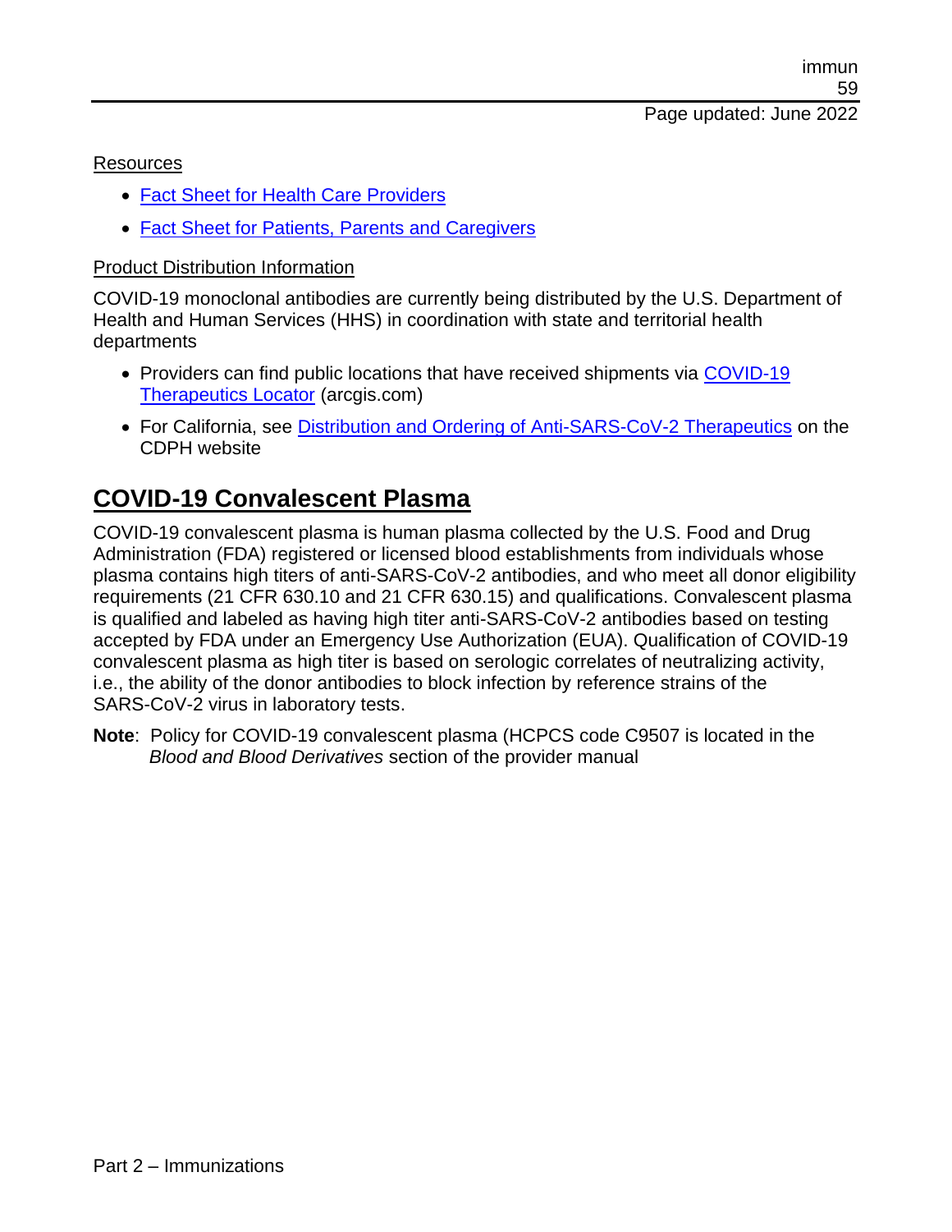Resources

- Fact Sheet for Health Care Providers
- Fact Sheet for Patients, Parents and Caregivers

Product Distribution Information

COVID-19 monoclonal antibodies are currently being distributed by the U.S. Department of Health and Human Services (HHS) in coordination with state and territorial health departments

- Providers can find public locations that have received shipments via COVID-19 Therapeutics Locator (arcgis.com)
- For California, see Distribution and Ordering of Anti-SARS-CoV-2 Therapeutics on the CDPH website

## COVID-19 Convalescent Plasma

COVID-19 convalescent plasma is human plasma collected by the U.S. Food and Drug Administration (FDA) registered or licensed blood establishments from individuals whose plasma contains high titers of anti-SARS-CoV-2 antibodies, and who meet all donor eligibility requirements (21 CFR 630.10 and 21 CFR 630.15) and qualifications. Convalescent plasma is qualified and labeled as having high titer anti-SARS-CoV-2 antibodies based on testing accepted by FDA under an Emergency Use Authorization (EUA). Qualification of COVID-19 convalescent plasma as high titer is based on serologic correlates of neutralizing activity, i.e., the ability of the donor antibodies to block infection by reference strains of the SARS-CoV-2 virus in laboratory tests.

**Note**: Policy for COVID-19 convalescent plasma (HCPCS code C9507 is located in the *Blood and Blood Derivatives* section of the provider manual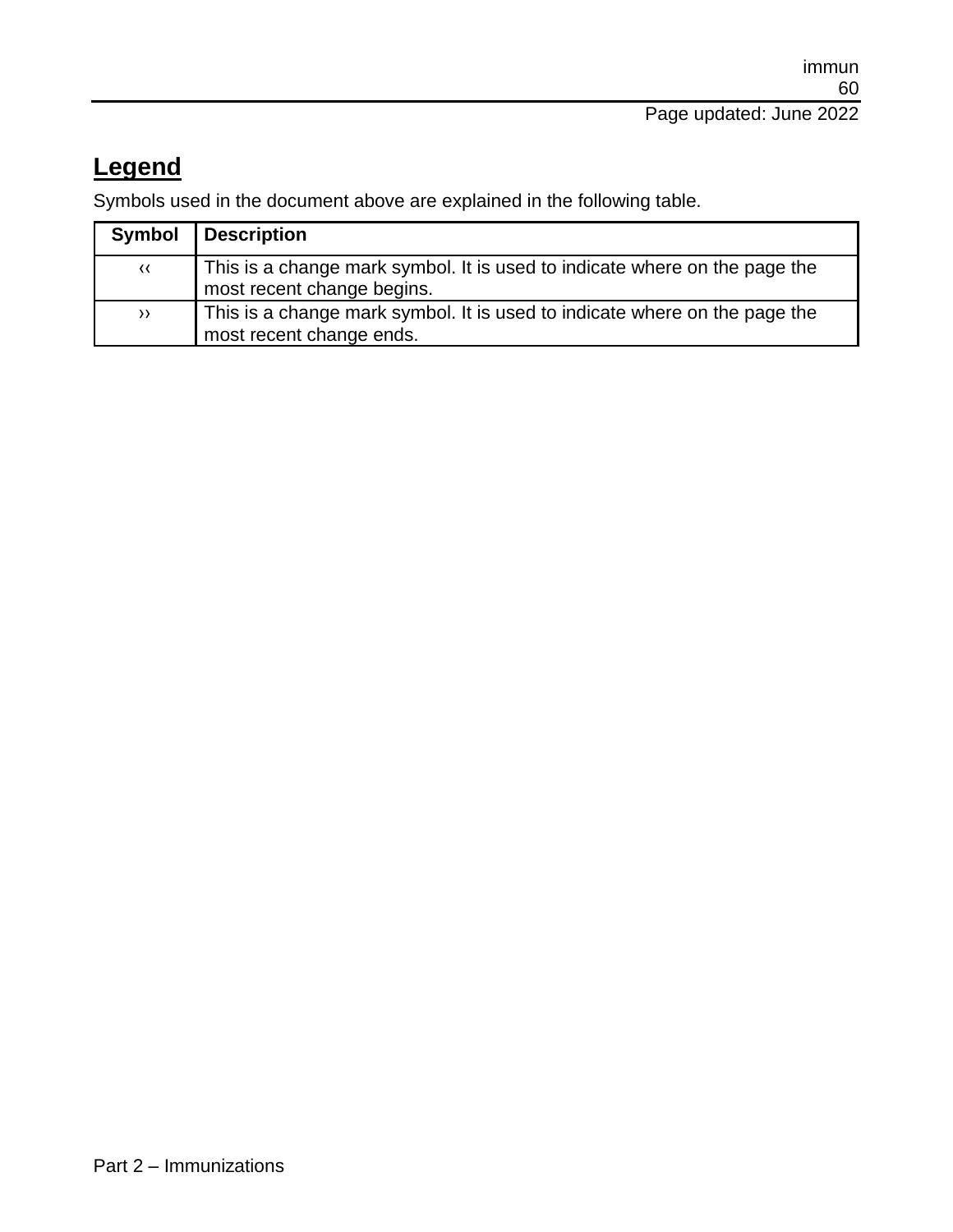## Legend

Symbols used in the document above are explained in the following table.

| Symbol | Description |
|---|---|
| ‹‹ | This is a change mark symbol. It is used to indicate where on the page the most recent change begins. |
| ›› | This is a change mark symbol. It is used to indicate where on the page the most recent change ends. |